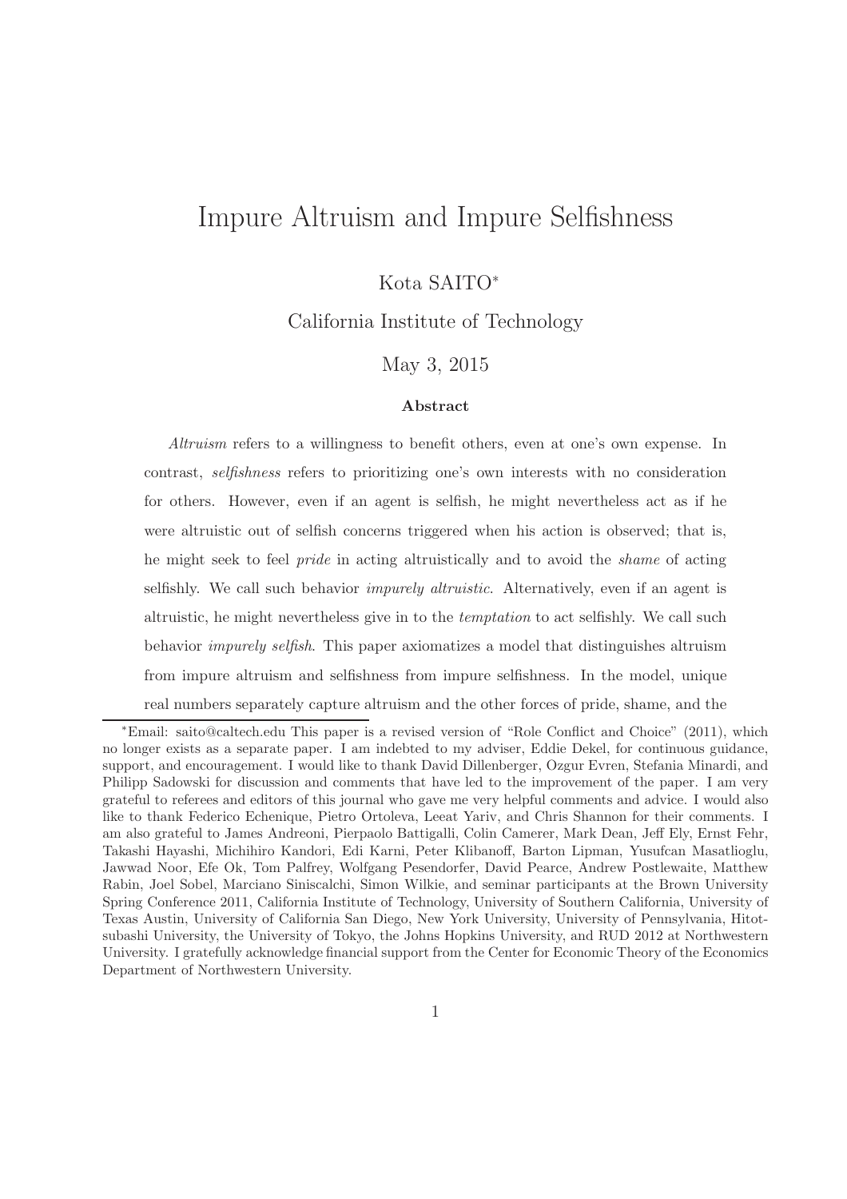# Impure Altruism and Impure Selfishness

Kota SAITO*

California Institute of Technology

May 3, 2015

### Abstract

*Altruism* refers to a willingness to benefit others, even at one's own expense. In contrast, *selfishness* refers to prioritizing one's own interests with no consideration for others. However, even if an agent is selfish, he might nevertheless act as if he were altruistic out of selfish concerns triggered when his action is observed; that is, he might seek to feel *pride* in acting altruistically and to avoid the *shame* of acting selfishly. We call such behavior *impurely altruistic*. Alternatively, even if an agent is altruistic, he might nevertheless give in to the *temptation* to act selfishly. We call such behavior *impurely selfish*. This paper axiomatizes a model that distinguishes altruism from impure altruism and selfishness from impure selfishness. In the model, unique real numbers separately capture altruism and the other forces of pride, shame, and the

---

*Email: saito@caltech.edu This paper is a revised version of "Role Conflict and Choice" (2011), which no longer exists as a separate paper. I am indebted to my adviser, Eddie Dekel, for continuous guidance, support, and encouragement. I would like to thank David Dillenberger, Ozgur Evren, Stefania Minardi, and Philipp Sadowski for discussion and comments that have led to the improvement of the paper. I am very grateful to referees and editors of this journal who gave me very helpful comments and advice. I would also like to thank Federico Echenique, Pietro Ortoleva, Leeat Yariv, and Chris Shannon for their comments. I am also grateful to James Andreoni, Pierpaolo Battigalli, Colin Camerer, Mark Dean, Jeff Ely, Ernst Fehr, Takashi Hayashi, Michihiro Kandori, Edi Karni, Peter Klibanoff, Barton Lipman, Yusufcan Masatlioglu, Jawwad Noor, Efe Ok, Tom Palfrey, Wolfgang Pesendorfer, David Pearce, Andrew Postlewaite, Matthew Rabin, Joel Sobel, Marciano Siniscalchi, Simon Wilkie, and seminar participants at the Brown University Spring Conference 2011, California Institute of Technology, University of Southern California, University of Texas Austin, University of California San Diego, New York University, University of Pennsylvania, Hitotsubashi University, the University of Tokyo, the Johns Hopkins University, and RUD 2012 at Northwestern University. I gratefully acknowledge financial support from the Center for Economic Theory of the Economics Department of Northwestern University.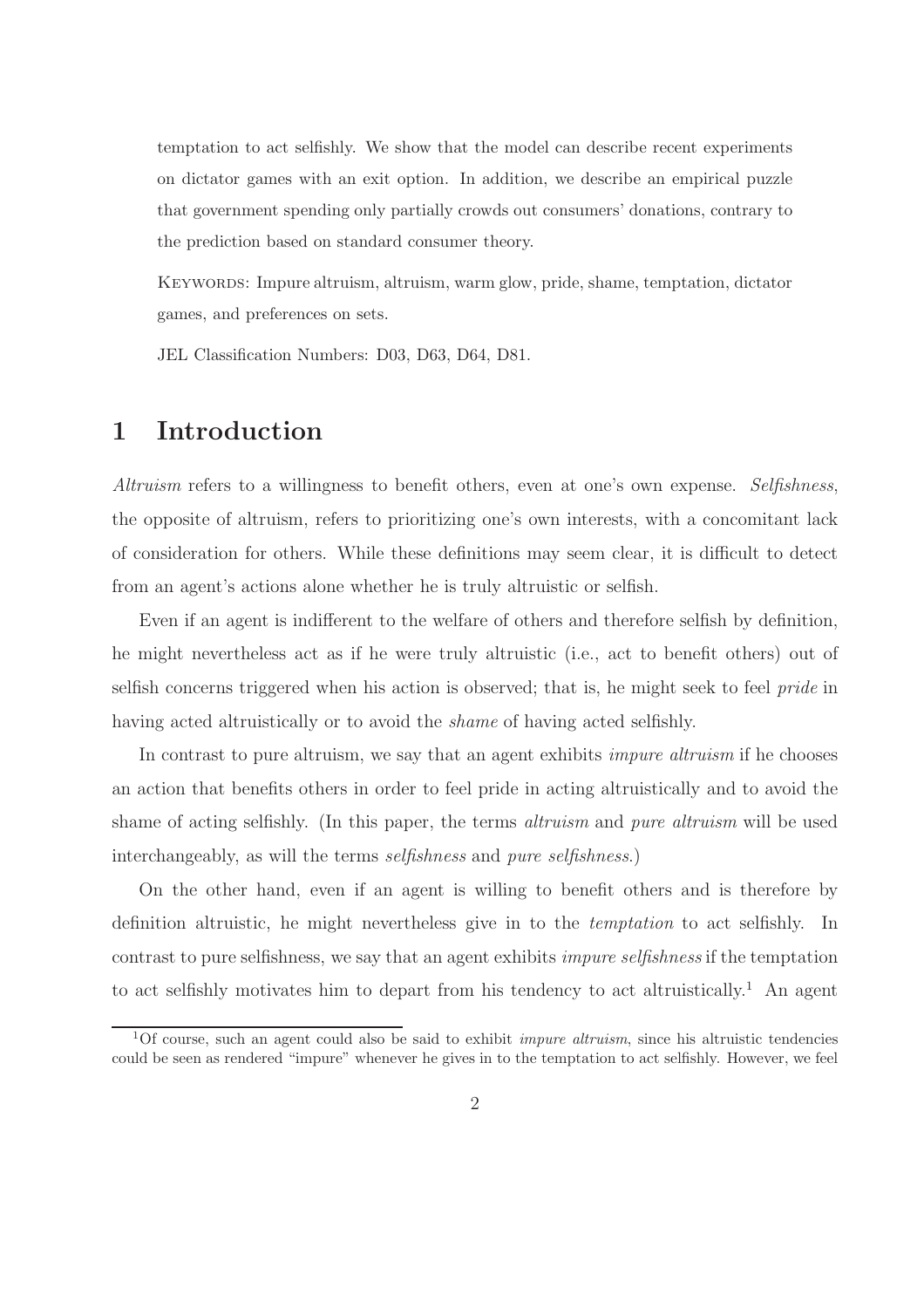temptation to act selfishly. We show that the model can describe recent experiments on dictator games with an exit option. In addition, we describe an empirical puzzle that government spending only partially crowds out consumers' donations, contrary to the prediction based on standard consumer theory.

Keywords: Impure altruism, altruism, warm glow, pride, shame, temptation, dictator games, and preferences on sets.

JEL Classification Numbers: D03, D63, D64, D81.

# 1 Introduction

*Altruism* refers to a willingness to benefit others, even at one's own expense. *Selfishness*, the opposite of altruism, refers to prioritizing one's own interests, with a concomitant lack of consideration for others. While these definitions may seem clear, it is difficult to detect from an agent's actions alone whether he is truly altruistic or selfish.

Even if an agent is indifferent to the welfare of others and therefore selfish by definition, he might nevertheless act as if he were truly altruistic (i.e., act to benefit others) out of selfish concerns triggered when his action is observed; that is, he might seek to feel *pride* in having acted altruistically or to avoid the *shame* of having acted selfishly.

In contrast to pure altruism, we say that an agent exhibits *impure altruism* if he chooses an action that benefits others in order to feel pride in acting altruistically and to avoid the shame of acting selfishly. (In this paper, the terms *altruism* and *pure altruism* will be used interchangeably, as will the terms *selfishness* and *pure selfishness*.)

On the other hand, even if an agent is willing to benefit others and is therefore by definition altruistic, he might nevertheless give in to the *temptation* to act selfishly. In contrast to pure selfishness, we say that an agent exhibits *impure selfishness* if the temptation to act selfishly motivates him to depart from his tendency to act altruistically.[1] An agent

[1] Of course, such an agent could also be said to exhibit *impure altruism*, since his altruistic tendencies could be seen as rendered "impure" whenever he gives in to the temptation to act selfishly. However, we feel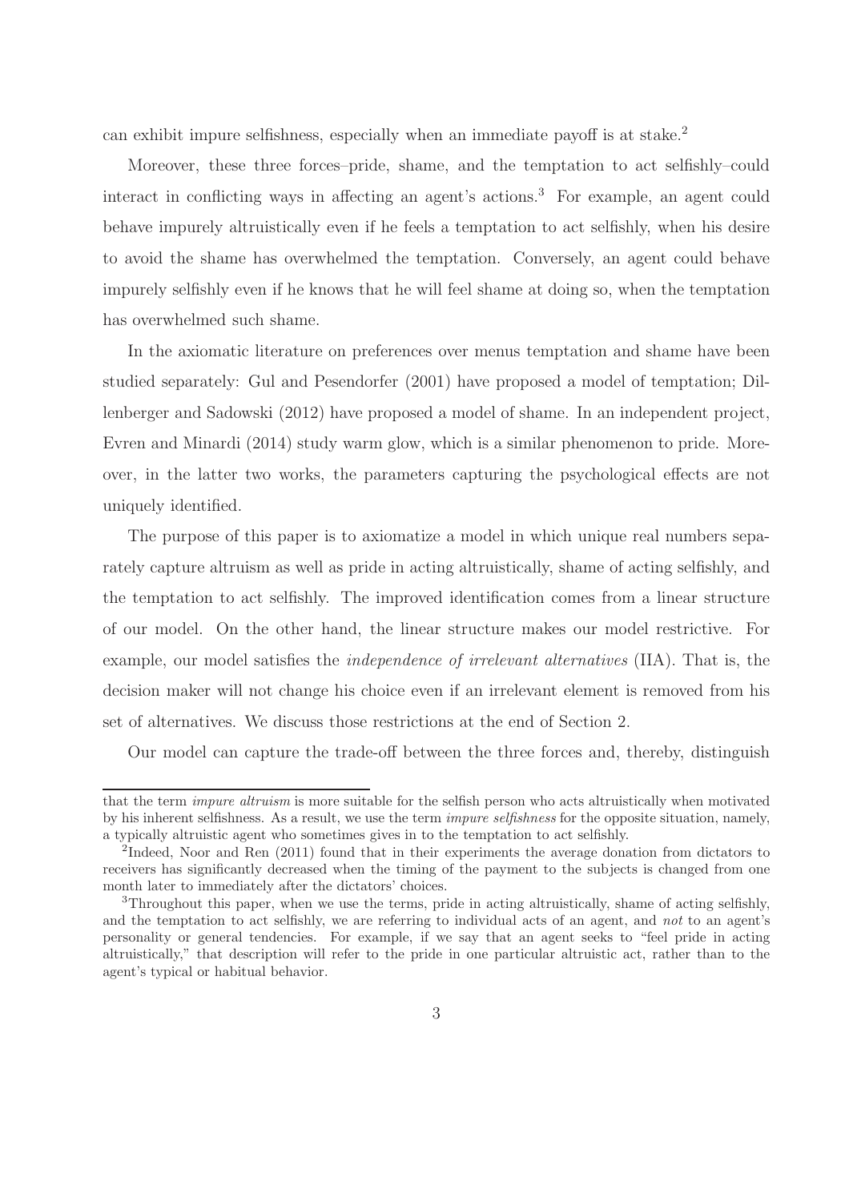can exhibit impure selfishness, especially when an immediate payoff is at stake.[2]

Moreover, these three forces–pride, shame, and the temptation to act selfishly–could interact in conflicting ways in affecting an agent's actions.[3] For example, an agent could behave impurely altruistically even if he feels a temptation to act selfishly, when his desire to avoid the shame has overwhelmed the temptation. Conversely, an agent could behave impurely selfishly even if he knows that he will feel shame at doing so, when the temptation has overwhelmed such shame.

In the axiomatic literature on preferences over menus temptation and shame have been studied separately: Gul and Pesendorfer (2001) have proposed a model of temptation; Dillenberger and Sadowski (2012) have proposed a model of shame. In an independent project, Evren and Minardi (2014) study warm glow, which is a similar phenomenon to pride. Moreover, in the latter two works, the parameters capturing the psychological effects are not uniquely identified.

The purpose of this paper is to axiomatize a model in which unique real numbers separately capture altruism as well as pride in acting altruistically, shame of acting selfishly, and the temptation to act selfishly. The improved identification comes from a linear structure of our model. On the other hand, the linear structure makes our model restrictive. For example, our model satisfies the *independence of irrelevant alternatives* (IIA). That is, the decision maker will not change his choice even if an irrelevant element is removed from his set of alternatives. We discuss those restrictions at the end of Section 2.

Our model can capture the trade-off between the three forces and, thereby, distinguish

---

that the term *impure altruism* is more suitable for the selfish person who acts altruistically when motivated by his inherent selfishness. As a result, we use the term *impure selfishness* for the opposite situation, namely, a typically altruistic agent who sometimes gives in to the temptation to act selfishly.

[2]Indeed, Noor and Ren (2011) found that in their experiments the average donation from dictators to receivers has significantly decreased when the timing of the payment to the subjects is changed from one month later to immediately after the dictators' choices.

[3]Throughout this paper, when we use the terms, pride in acting altruistically, shame of acting selfishly, and the temptation to act selfishly, we are referring to individual acts of an agent, and *not* to an agent's personality or general tendencies. For example, if we say that an agent seeks to "feel pride in acting altruistically," that description will refer to the pride in one particular altruistic act, rather than to the agent's typical or habitual behavior.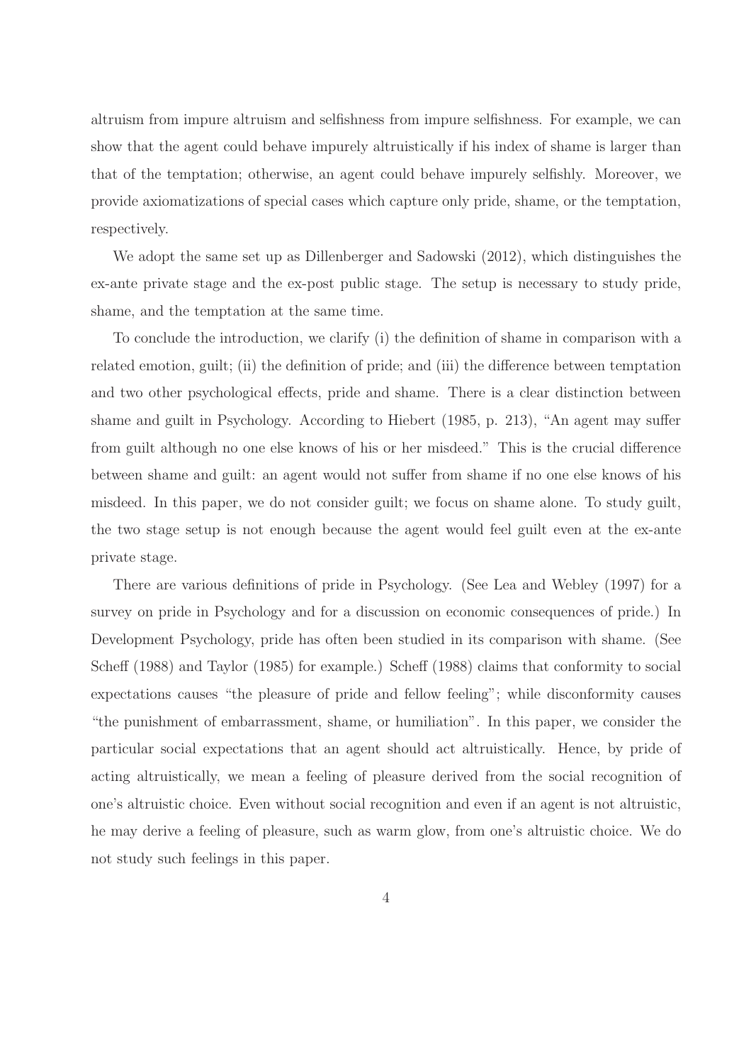altruism from impure altruism and selfishness from impure selfishness. For example, we can show that the agent could behave impurely altruistically if his index of shame is larger than that of the temptation; otherwise, an agent could behave impurely selfishly. Moreover, we provide axiomatizations of special cases which capture only pride, shame, or the temptation, respectively.

We adopt the same set up as Dillenberger and Sadowski (2012), which distinguishes the ex-ante private stage and the ex-post public stage. The setup is necessary to study pride, shame, and the temptation at the same time.

To conclude the introduction, we clarify (i) the definition of shame in comparison with a related emotion, guilt; (ii) the definition of pride; and (iii) the difference between temptation and two other psychological effects, pride and shame. There is a clear distinction between shame and guilt in Psychology. According to Hiebert (1985, p. 213), "An agent may suffer from guilt although no one else knows of his or her misdeed." This is the crucial difference between shame and guilt: an agent would not suffer from shame if no one else knows of his misdeed. In this paper, we do not consider guilt; we focus on shame alone. To study guilt, the two stage setup is not enough because the agent would feel guilt even at the ex-ante private stage.

There are various definitions of pride in Psychology. (See Lea and Webley (1997) for a survey on pride in Psychology and for a discussion on economic consequences of pride.) In Development Psychology, pride has often been studied in its comparison with shame. (See Scheff (1988) and Taylor (1985) for example.) Scheff (1988) claims that conformity to social expectations causes "the pleasure of pride and fellow feeling"; while disconformity causes "the punishment of embarrassment, shame, or humiliation". In this paper, we consider the particular social expectations that an agent should act altruistically. Hence, by pride of acting altruistically, we mean a feeling of pleasure derived from the social recognition of one's altruistic choice. Even without social recognition and even if an agent is not altruistic, he may derive a feeling of pleasure, such as warm glow, from one's altruistic choice. We do not study such feelings in this paper.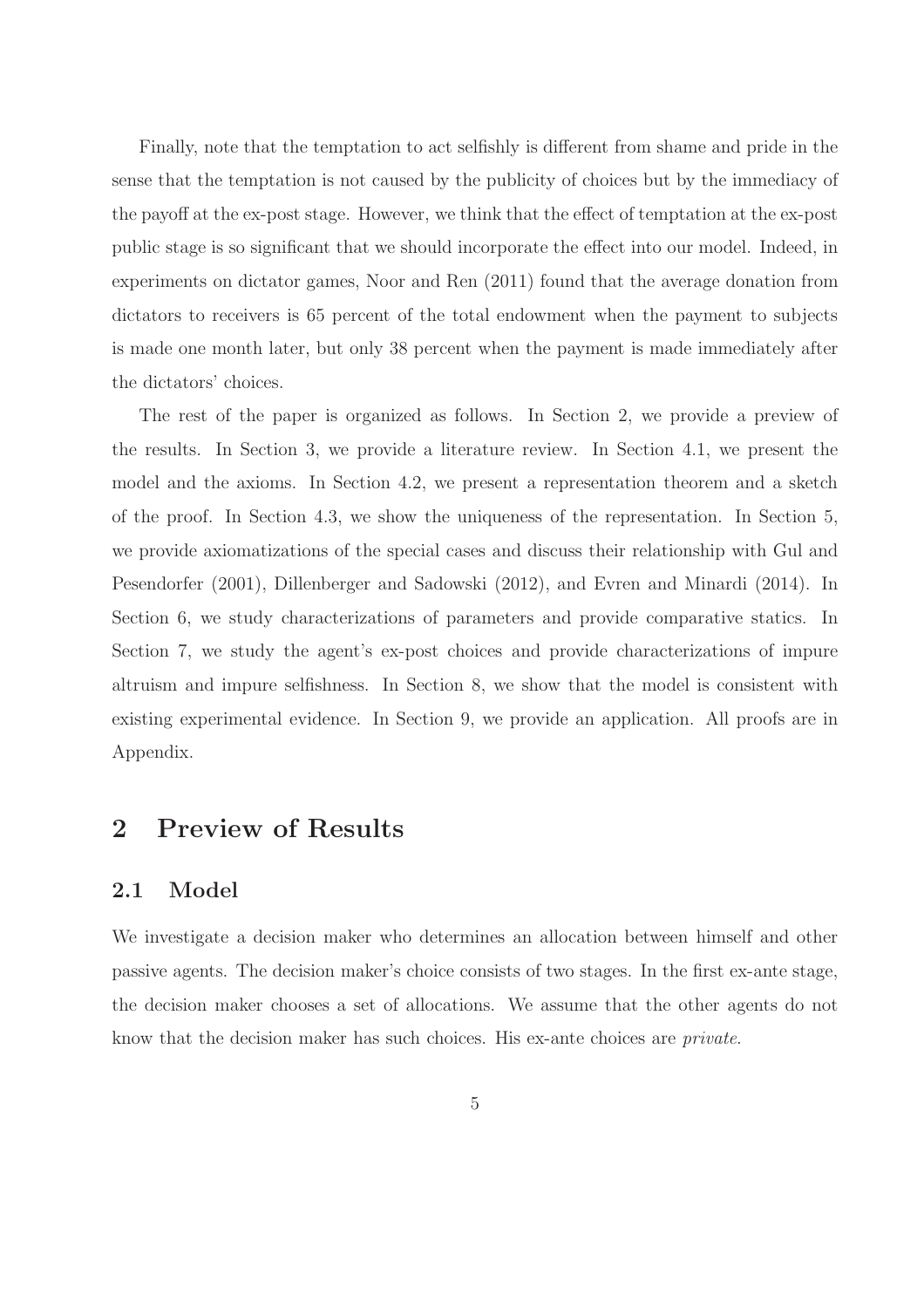Finally, note that the temptation to act selfishly is different from shame and pride in the sense that the temptation is not caused by the publicity of choices but by the immediacy of the payoff at the ex-post stage. However, we think that the effect of temptation at the ex-post public stage is so significant that we should incorporate the effect into our model. Indeed, in experiments on dictator games, Noor and Ren (2011) found that the average donation from dictators to receivers is 65 percent of the total endowment when the payment to subjects is made one month later, but only 38 percent when the payment is made immediately after the dictators' choices.

The rest of the paper is organized as follows. In Section 2, we provide a preview of the results. In Section 3, we provide a literature review. In Section 4.1, we present the model and the axioms. In Section 4.2, we present a representation theorem and a sketch of the proof. In Section 4.3, we show the uniqueness of the representation. In Section 5, we provide axiomatizations of the special cases and discuss their relationship with Gul and Pesendorfer (2001), Dillenberger and Sadowski (2012), and Evren and Minardi (2014). In Section 6, we study characterizations of parameters and provide comparative statics. In Section 7, we study the agent's ex-post choices and provide characterizations of impure altruism and impure selfishness. In Section 8, we show that the model is consistent with existing experimental evidence. In Section 9, we provide an application. All proofs are in Appendix.

# 2 Preview of Results

## 2.1 Model

We investigate a decision maker who determines an allocation between himself and other passive agents. The decision maker's choice consists of two stages. In the first ex-ante stage, the decision maker chooses a set of allocations. We assume that the other agents do not know that the decision maker has such choices. His ex-ante choices are *private*.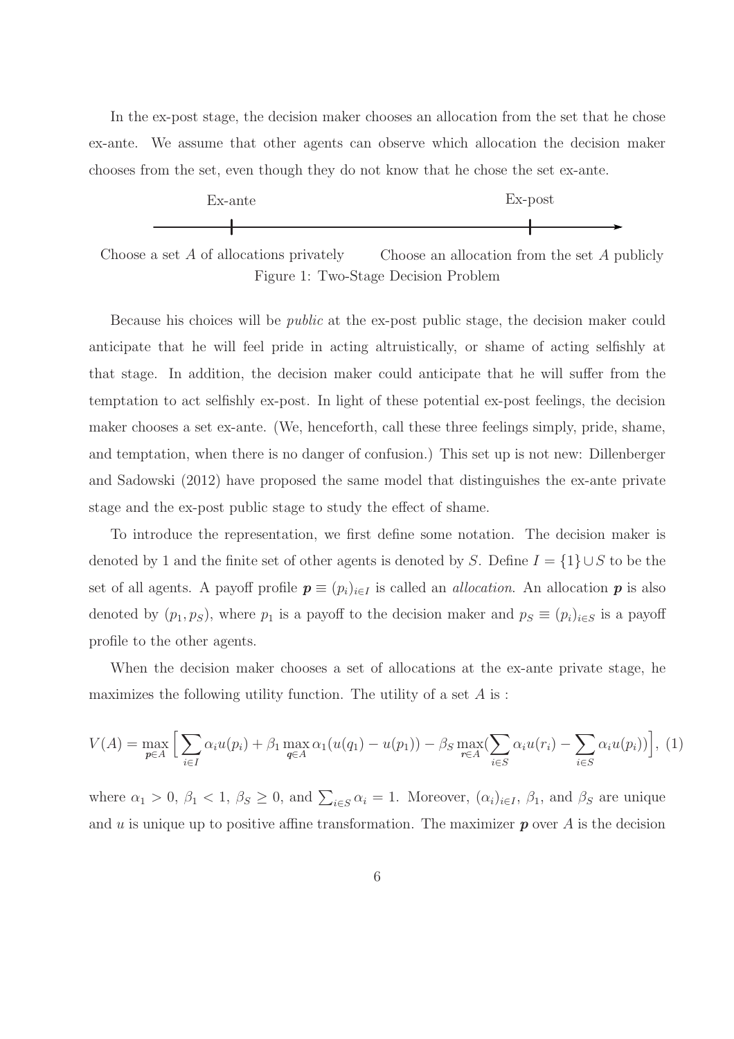In the ex-post stage, the decision maker chooses an allocation from the set that he chose ex-ante. We assume that other agents can observe which allocation the decision maker chooses from the set, even though they do not know that he chose the set ex-ante.

Ex-ante — Ex-post

Choose a set $A$ of allocations privately — Choose an allocation from the set $A$ publicly

Figure 1: Two-Stage Decision Problem

Because his choices will be *public* at the ex-post public stage, the decision maker could anticipate that he will feel pride in acting altruistically, or shame of acting selfishly at that stage. In addition, the decision maker could anticipate that he will suffer from the temptation to act selfishly ex-post. In light of these potential ex-post feelings, the decision maker chooses a set ex-ante. (We, henceforth, call these three feelings simply, pride, shame, and temptation, when there is no danger of confusion.) This set up is not new: Dillenberger and Sadowski (2012) have proposed the same model that distinguishes the ex-ante private stage and the ex-post public stage to study the effect of shame.

To introduce the representation, we first define some notation. The decision maker is denoted by 1 and the finite set of other agents is denoted by $S$. Define $I = \{1\} \cup S$ to be the set of all agents. A payoff profile $\boldsymbol{p} \equiv (p_i)_{i \in I}$ is called an *allocation*. An allocation $\boldsymbol{p}$ is also denoted by $(p_1, p_S)$, where $p_1$ is a payoff to the decision maker and $p_S \equiv (p_i)_{i \in S}$ is a payoff profile to the other agents.

When the decision maker chooses a set of allocations at the ex-ante private stage, he maximizes the following utility function. The utility of a set $A$ is :

$$V(A) = \max_{\boldsymbol{p} \in A} \Big[ \sum_{i \in I} \alpha_i u(p_i) + \beta_1 \max_{\boldsymbol{q} \in A} \alpha_1 (u(q_1) - u(p_1)) - \beta_S \max_{\boldsymbol{r} \in A} (\sum_{i \in S} \alpha_i u(r_i) - \sum_{i \in S} \alpha_i u(p_i)) \Big], \quad (1)$$

where $\alpha_1 > 0$, $\beta_1 < 1$, $\beta_S \geq 0$, and $\sum_{i \in S} \alpha_i = 1$. Moreover, $(\alpha_i)_{i \in I}$, $\beta_1$, and $\beta_S$ are unique and $u$ is unique up to positive affine transformation. The maximizer $\boldsymbol{p}$ over $A$ is the decision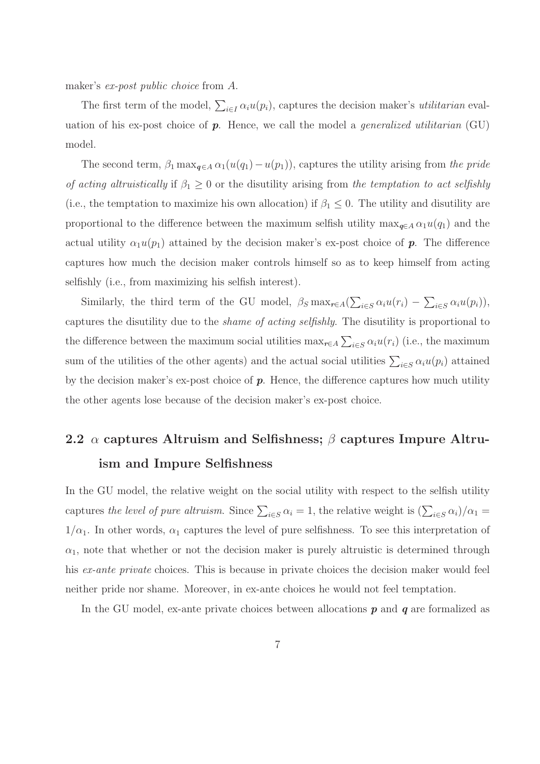maker's *ex-post public choice* from $A$.

The first term of the model, $\sum_{i \in I} \alpha_i u(p_i)$, captures the decision maker's *utilitarian* evaluation of his ex-post choice of $\boldsymbol{p}$. Hence, we call the model a *generalized utilitarian* (GU) model.

The second term, $\beta_1 \max_{\boldsymbol{q} \in A} \alpha_1(u(q_1) - u(p_1))$, captures the utility arising from *the pride of acting altruistically* if $\beta_1 \geq 0$ or the disutility arising from *the temptation to act selfishly* (i.e., the temptation to maximize his own allocation) if $\beta_1 \leq 0$. The utility and disutility are proportional to the difference between the maximum selfish utility $\max_{\boldsymbol{q} \in A} \alpha_1 u(q_1)$ and the actual utility $\alpha_1 u(p_1)$ attained by the decision maker's ex-post choice of $\boldsymbol{p}$. The difference captures how much the decision maker controls himself so as to keep himself from acting selfishly (i.e., from maximizing his selfish interest).

Similarly, the third term of the GU model, $\beta_S \max_{\boldsymbol{r} \in A}(\sum_{i \in S} \alpha_i u(r_i) - \sum_{i \in S} \alpha_i u(p_i))$, captures the disutility due to the *shame of acting selfishly*. The disutility is proportional to the difference between the maximum social utilities $\max_{\boldsymbol{r} \in A} \sum_{i \in S} \alpha_i u(r_i)$ (i.e., the maximum sum of the utilities of the other agents) and the actual social utilities $\sum_{i \in S} \alpha_i u(p_i)$ attained by the decision maker's ex-post choice of $\boldsymbol{p}$. Hence, the difference captures how much utility the other agents lose because of the decision maker's ex-post choice.

## 2.2 $\alpha$ captures Altruism and Selfishness; $\beta$ captures Impure Altruism and Impure Selfishness

In the GU model, the relative weight on the social utility with respect to the selfish utility captures *the level of pure altruism*. Since $\sum_{i \in S} \alpha_i = 1$, the relative weight is $(\sum_{i \in S} \alpha_i)/\alpha_1 = 1/\alpha_1$. In other words, $\alpha_1$ captures the level of pure selfishness. To see this interpretation of $\alpha_1$, note that whether or not the decision maker is purely altruistic is determined through his *ex-ante private* choices. This is because in private choices the decision maker would feel neither pride nor shame. Moreover, in ex-ante choices he would not feel temptation.

In the GU model, ex-ante private choices between allocations $\boldsymbol{p}$ and $\boldsymbol{q}$ are formalized as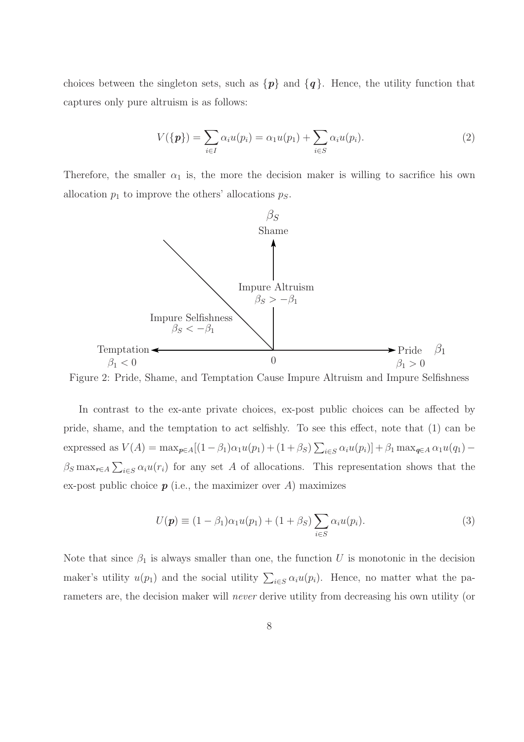choices between the singleton sets, such as $\{\boldsymbol{p}\}$ and $\{\boldsymbol{q}\}$. Hence, the utility function that captures only pure altruism is as follows:

$$V(\{\boldsymbol{p}\}) = \sum_{i \in I} \alpha_i u(p_i) = \alpha_1 u(p_1) + \sum_{i \in S} \alpha_i u(p_i). \tag{2}$$

Therefore, the smaller $\alpha_1$ is, the more the decision maker is willing to sacrifice his own allocation $p_1$ to improve the others' allocations $p_S$.

$\beta_S$ Shame

Impure Altruism $\beta_S > -\beta_1$

Impure Selfishness $\beta_S < -\beta_1$

Temptation $\beta_1 < 0$ — 0 — Pride $\beta_1 > 0$ $\quad \beta_1$

Figure 2: Pride, Shame, and Temptation Cause Impure Altruism and Impure Selfishness

In contrast to the ex-ante private choices, ex-post public choices can be affected by pride, shame, and the temptation to act selfishly. To see this effect, note that (1) can be expressed as $V(A) = \max_{\boldsymbol{p} \in A}[(1-\beta_1)\alpha_1 u(p_1) + (1+\beta_S)\sum_{i \in S} \alpha_i u(p_i)] + \beta_1 \max_{\boldsymbol{q} \in A} \alpha_1 u(q_1) - \beta_S \max_{\boldsymbol{r} \in A} \sum_{i \in S} \alpha_i u(r_i)$ for any set $A$ of allocations. This representation shows that the ex-post public choice $\boldsymbol{p}$ (i.e., the maximizer over $A$) maximizes

$$U(\boldsymbol{p}) \equiv (1-\beta_1)\alpha_1 u(p_1) + (1+\beta_S)\sum_{i \in S} \alpha_i u(p_i). \tag{3}$$

Note that since $\beta_1$ is always smaller than one, the function $U$ is monotonic in the decision maker's utility $u(p_1)$ and the social utility $\sum_{i \in S} \alpha_i u(p_i)$. Hence, no matter what the parameters are, the decision maker will *never* derive utility from decreasing his own utility (or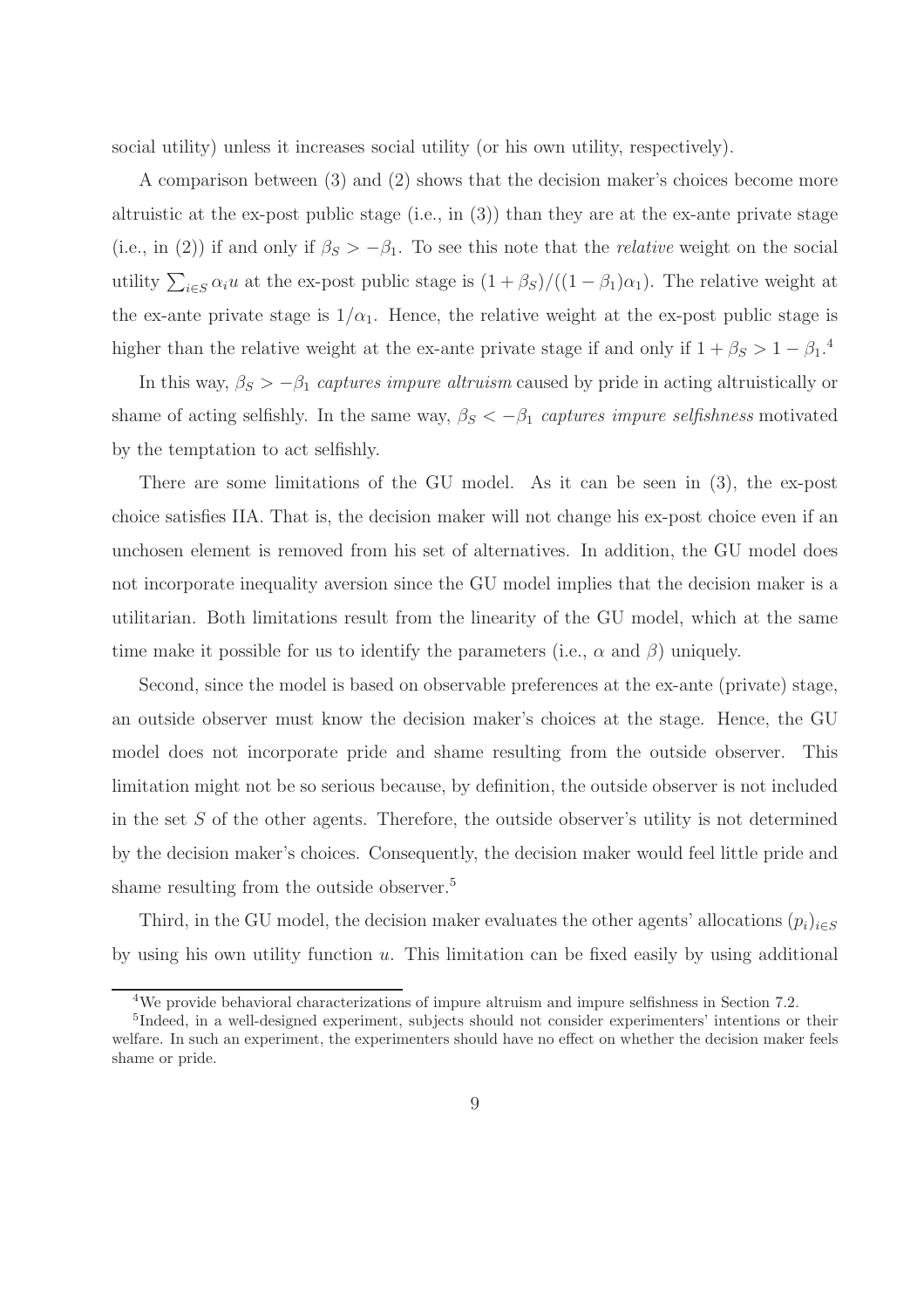social utility) unless it increases social utility (or his own utility, respectively).

A comparison between (3) and (2) shows that the decision maker's choices become more altruistic at the ex-post public stage (i.e., in (3)) than they are at the ex-ante private stage (i.e., in (2)) if and only if $\beta_S > -\beta_1$. To see this note that the *relative* weight on the social utility $\sum_{i \in S} \alpha_i u$ at the ex-post public stage is $(1+\beta_S)/((1-\beta_1)\alpha_1)$. The relative weight at the ex-ante private stage is $1/\alpha_1$. Hence, the relative weight at the ex-post public stage is higher than the relative weight at the ex-ante private stage if and only if $1+\beta_S > 1-\beta_1$.[4]

In this way, $\beta_S > -\beta_1$ *captures impure altruism* caused by pride in acting altruistically or shame of acting selfishly. In the same way, $\beta_S < -\beta_1$ *captures impure selfishness* motivated by the temptation to act selfishly.

There are some limitations of the GU model. As it can be seen in (3), the ex-post choice satisfies IIA. That is, the decision maker will not change his ex-post choice even if an unchosen element is removed from his set of alternatives. In addition, the GU model does not incorporate inequality aversion since the GU model implies that the decision maker is a utilitarian. Both limitations result from the linearity of the GU model, which at the same time make it possible for us to identify the parameters (i.e., $\alpha$ and $\beta$) uniquely.

Second, since the model is based on observable preferences at the ex-ante (private) stage, an outside observer must know the decision maker's choices at the stage. Hence, the GU model does not incorporate pride and shame resulting from the outside observer. This limitation might not be so serious because, by definition, the outside observer is not included in the set $S$ of the other agents. Therefore, the outside observer's utility is not determined by the decision maker's choices. Consequently, the decision maker would feel little pride and shame resulting from the outside observer.[5]

Third, in the GU model, the decision maker evaluates the other agents' allocations $(p_i)_{i \in S}$ by using his own utility function $u$. This limitation can be fixed easily by using additional

---

[4] We provide behavioral characterizations of impure altruism and impure selfishness in Section 7.2.

[5] Indeed, in a well-designed experiment, subjects should not consider experimenters' intentions or their welfare. In such an experiment, the experimenters should have no effect on whether the decision maker feels shame or pride.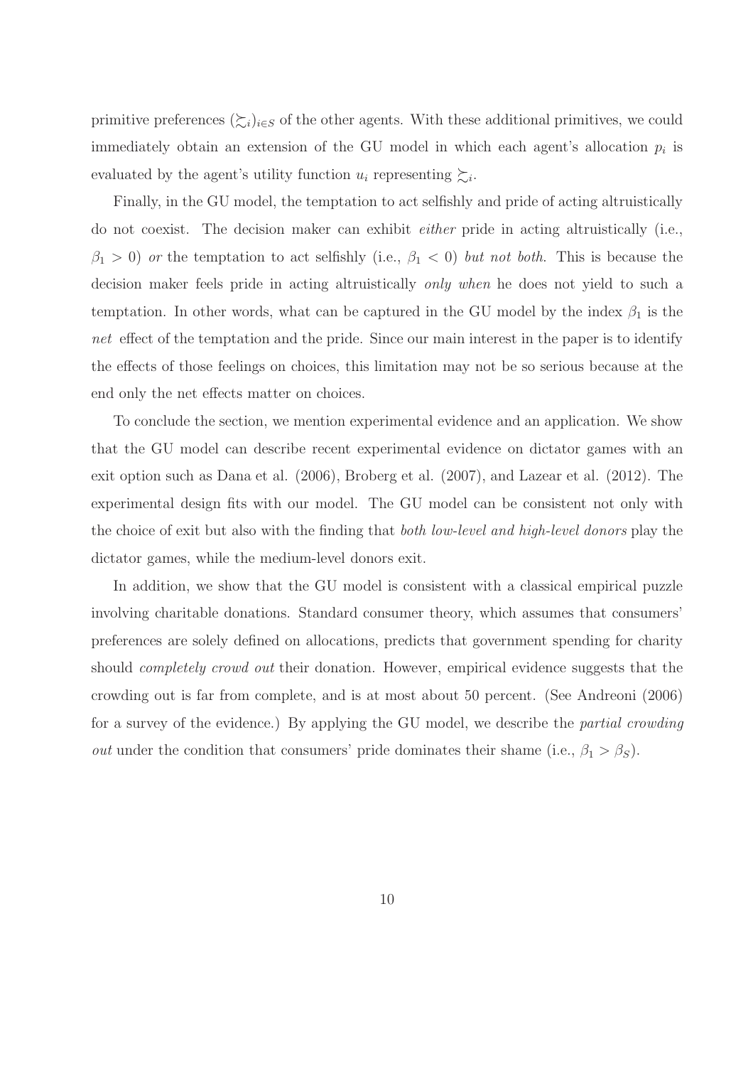primitive preferences $(\succsim_i)_{i \in S}$ of the other agents. With these additional primitives, we could immediately obtain an extension of the GU model in which each agent's allocation $p_i$ is evaluated by the agent's utility function $u_i$ representing $\succsim_i$.

Finally, in the GU model, the temptation to act selfishly and pride of acting altruistically do not coexist. The decision maker can exhibit *either* pride in acting altruistically (i.e., $\beta_1 > 0$) *or* the temptation to act selfishly (i.e., $\beta_1 < 0$) *but not both.* This is because the decision maker feels pride in acting altruistically *only when* he does not yield to such a temptation. In other words, what can be captured in the GU model by the index $\beta_1$ is the *net* effect of the temptation and the pride. Since our main interest in the paper is to identify the effects of those feelings on choices, this limitation may not be so serious because at the end only the net effects matter on choices.

To conclude the section, we mention experimental evidence and an application. We show that the GU model can describe recent experimental evidence on dictator games with an exit option such as Dana et al. (2006), Broberg et al. (2007), and Lazear et al. (2012). The experimental design fits with our model. The GU model can be consistent not only with the choice of exit but also with the finding that *both low-level and high-level donors* play the dictator games, while the medium-level donors exit.

In addition, we show that the GU model is consistent with a classical empirical puzzle involving charitable donations. Standard consumer theory, which assumes that consumers' preferences are solely defined on allocations, predicts that government spending for charity should *completely crowd out* their donation. However, empirical evidence suggests that the crowding out is far from complete, and is at most about 50 percent. (See Andreoni (2006) for a survey of the evidence.) By applying the GU model, we describe the *partial crowding out* under the condition that consumers' pride dominates their shame (i.e., $\beta_1 > \beta_S$).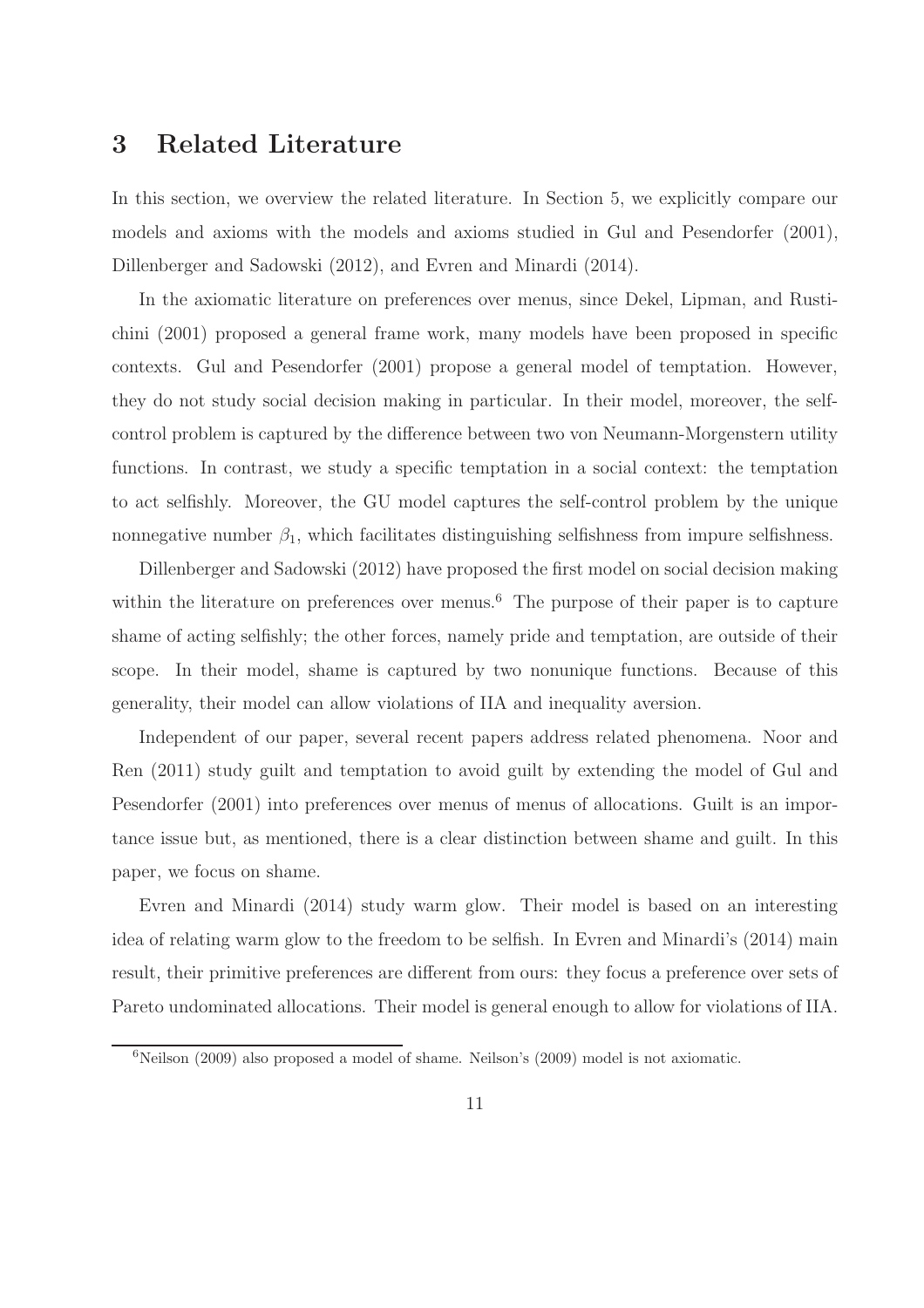## 3 Related Literature

In this section, we overview the related literature. In Section 5, we explicitly compare our models and axioms with the models and axioms studied in Gul and Pesendorfer (2001), Dillenberger and Sadowski (2012), and Evren and Minardi (2014).

In the axiomatic literature on preferences over menus, since Dekel, Lipman, and Rustichini (2001) proposed a general frame work, many models have been proposed in specific contexts. Gul and Pesendorfer (2001) propose a general model of temptation. However, they do not study social decision making in particular. In their model, moreover, the self-control problem is captured by the difference between two von Neumann-Morgenstern utility functions. In contrast, we study a specific temptation in a social context: the temptation to act selfishly. Moreover, the GU model captures the self-control problem by the unique nonnegative number $\beta_1$, which facilitates distinguishing selfishness from impure selfishness.

Dillenberger and Sadowski (2012) have proposed the first model on social decision making within the literature on preferences over menus.[6] The purpose of their paper is to capture shame of acting selfishly; the other forces, namely pride and temptation, are outside of their scope. In their model, shame is captured by two nonunique functions. Because of this generality, their model can allow violations of IIA and inequality aversion.

Independent of our paper, several recent papers address related phenomena. Noor and Ren (2011) study guilt and temptation to avoid guilt by extending the model of Gul and Pesendorfer (2001) into preferences over menus of menus of allocations. Guilt is an importance issue but, as mentioned, there is a clear distinction between shame and guilt. In this paper, we focus on shame.

Evren and Minardi (2014) study warm glow. Their model is based on an interesting idea of relating warm glow to the freedom to be selfish. In Evren and Minardi's (2014) main result, their primitive preferences are different from ours: they focus a preference over sets of Pareto undominated allocations. Their model is general enough to allow for violations of IIA.

[6] Neilson (2009) also proposed a model of shame. Neilson's (2009) model is not axiomatic.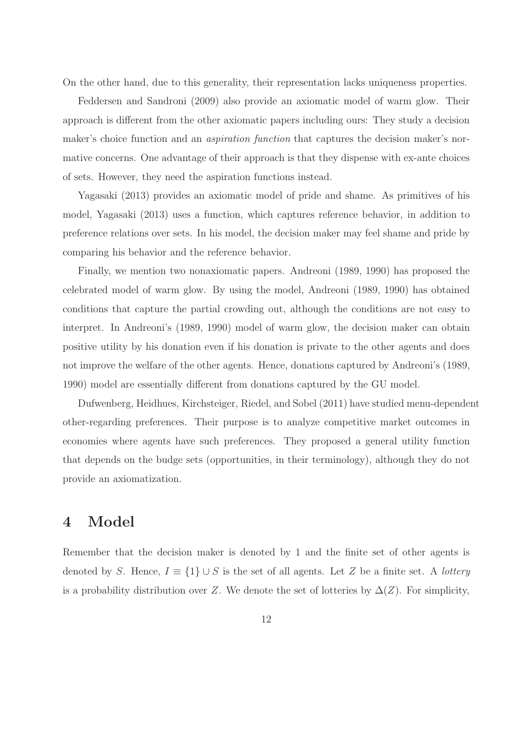On the other hand, due to this generality, their representation lacks uniqueness properties.

Feddersen and Sandroni (2009) also provide an axiomatic model of warm glow. Their approach is different from the other axiomatic papers including ours: They study a decision maker's choice function and an *aspiration function* that captures the decision maker's normative concerns. One advantage of their approach is that they dispense with ex-ante choices of sets. However, they need the aspiration functions instead.

Yagasaki (2013) provides an axiomatic model of pride and shame. As primitives of his model, Yagasaki (2013) uses a function, which captures reference behavior, in addition to preference relations over sets. In his model, the decision maker may feel shame and pride by comparing his behavior and the reference behavior.

Finally, we mention two nonaxiomatic papers. Andreoni (1989, 1990) has proposed the celebrated model of warm glow. By using the model, Andreoni (1989, 1990) has obtained conditions that capture the partial crowding out, although the conditions are not easy to interpret. In Andreoni's (1989, 1990) model of warm glow, the decision maker can obtain positive utility by his donation even if his donation is private to the other agents and does not improve the welfare of the other agents. Hence, donations captured by Andreoni's (1989, 1990) model are essentially different from donations captured by the GU model.

Dufwenberg, Heidhues, Kirchsteiger, Riedel, and Sobel (2011) have studied menu-dependent other-regarding preferences. Their purpose is to analyze competitive market outcomes in economies where agents have such preferences. They proposed a general utility function that depends on the budge sets (opportunities, in their terminology), although they do not provide an axiomatization.

# 4 Model

Remember that the decision maker is denoted by 1 and the finite set of other agents is denoted by $S$. Hence, $I \equiv \{1\} \cup S$ is the set of all agents. Let $Z$ be a finite set. A *lottery* is a probability distribution over $Z$. We denote the set of lotteries by $\Delta(Z)$. For simplicity,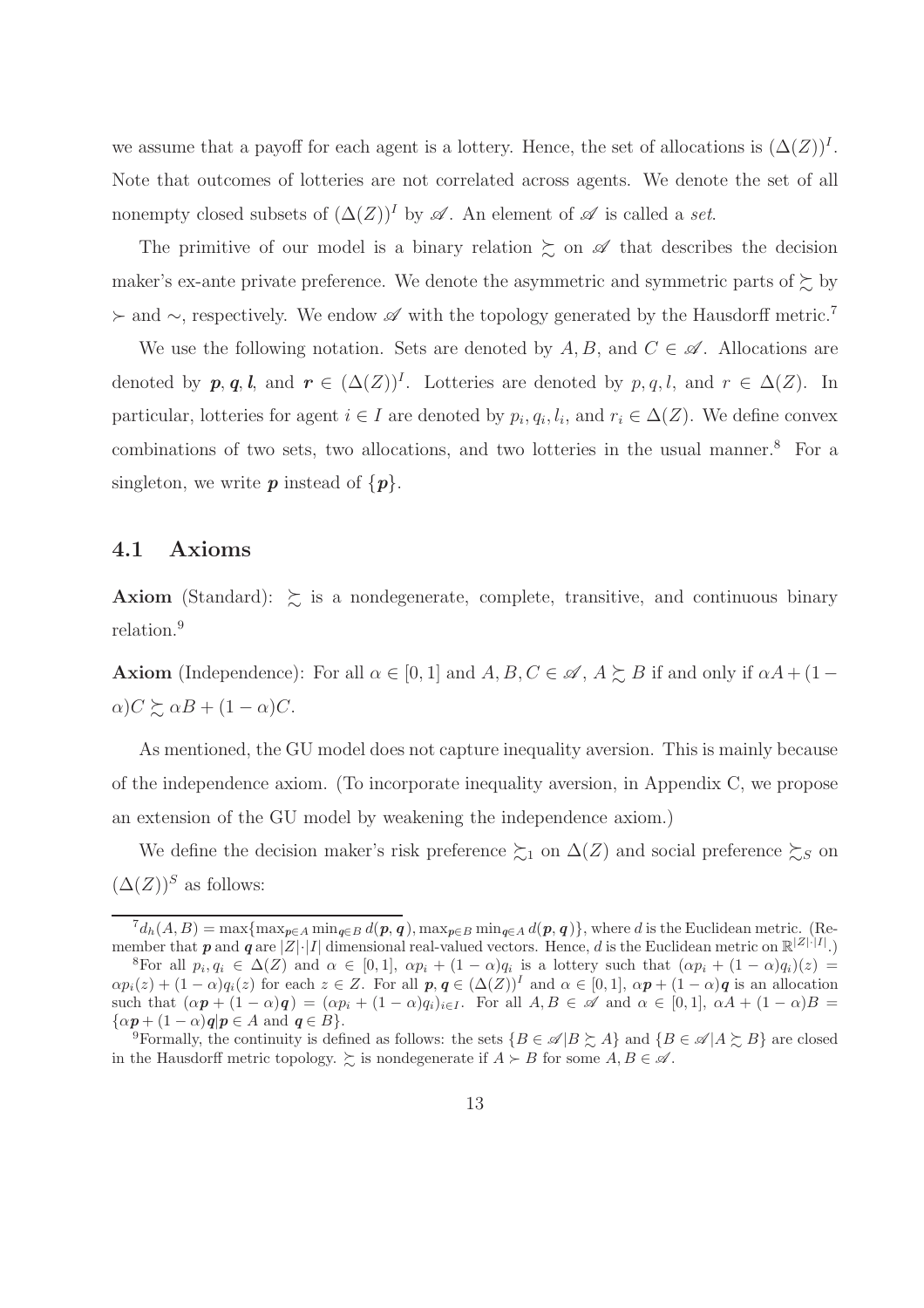we assume that a payoff for each agent is a lottery. Hence, the set of allocations is $(\Delta(Z))^I$. Note that outcomes of lotteries are not correlated across agents. We denote the set of all nonempty closed subsets of $(\Delta(Z))^I$ by $\mathscr{A}$. An element of $\mathscr{A}$ is called a *set*.

The primitive of our model is a binary relation $\succsim$ on $\mathscr{A}$ that describes the decision maker's ex-ante private preference. We denote the asymmetric and symmetric parts of $\succsim$ by $\succ$ and $\sim$, respectively. We endow $\mathscr{A}$ with the topology generated by the Hausdorff metric.[7]

We use the following notation. Sets are denoted by $A, B$, and $C \in \mathscr{A}$. Allocations are denoted by $\boldsymbol{p}, \boldsymbol{q}, \boldsymbol{l}$, and $\boldsymbol{r} \in (\Delta(Z))^I$. Lotteries are denoted by $p, q, l$, and $r \in \Delta(Z)$. In particular, lotteries for agent $i \in I$ are denoted by $p_i, q_i, l_i$, and $r_i \in \Delta(Z)$. We define convex combinations of two sets, two allocations, and two lotteries in the usual manner.[8] For a singleton, we write $\boldsymbol{p}$ instead of $\{\boldsymbol{p}\}$.

## 4.1 Axioms

**Axiom** (Standard): $\succsim$ is a nondegenerate, complete, transitive, and continuous binary relation.[9]

**Axiom** (Independence): For all $\alpha \in [0,1]$ and $A, B, C \in \mathscr{A}$, $A \succsim B$ if and only if $\alpha A + (1-\alpha)C \succsim \alpha B + (1-\alpha)C$.

As mentioned, the GU model does not capture inequality aversion. This is mainly because of the independence axiom. (To incorporate inequality aversion, in Appendix C, we propose an extension of the GU model by weakening the independence axiom.)

We define the decision maker's risk preference $\succsim_1$ on $\Delta(Z)$ and social preference $\succsim_S$ on $(\Delta(Z))^S$ as follows:

---

[7] $d_h(A, B) = \max\{\max_{\boldsymbol{p}\in A} \min_{\boldsymbol{q}\in B} d(\boldsymbol{p}, \boldsymbol{q}), \max_{\boldsymbol{p}\in B} \min_{\boldsymbol{q}\in A} d(\boldsymbol{p}, \boldsymbol{q})\}$, where $d$ is the Euclidean metric. (Remember that $\boldsymbol{p}$ and $\boldsymbol{q}$ are $|Z|\cdot|I|$ dimensional real-valued vectors. Hence, $d$ is the Euclidean metric on $\mathbb{R}^{|Z|\cdot|I|}$.)

[8] For all $p_i, q_i \in \Delta(Z)$ and $\alpha \in [0,1]$, $\alpha p_i + (1-\alpha)q_i$ is a lottery such that $(\alpha p_i + (1-\alpha)q_i)(z) = \alpha p_i(z) + (1-\alpha)q_i(z)$ for each $z \in Z$. For all $\boldsymbol{p}, \boldsymbol{q} \in (\Delta(Z))^I$ and $\alpha \in [0,1]$, $\alpha\boldsymbol{p} + (1-\alpha)\boldsymbol{q}$ is an allocation such that $(\alpha\boldsymbol{p} + (1-\alpha)\boldsymbol{q}) = (\alpha p_i + (1-\alpha)q_i)_{i\in I}$. For all $A, B \in \mathscr{A}$ and $\alpha \in [0,1]$, $\alpha A + (1-\alpha)B = \{\alpha\boldsymbol{p} + (1-\alpha)\boldsymbol{q} | \boldsymbol{p} \in A \text{ and } \boldsymbol{q} \in B\}$.

[9] Formally, the continuity is defined as follows: the sets $\{B \in \mathscr{A} | B \succsim A\}$ and $\{B \in \mathscr{A} | A \succsim B\}$ are closed in the Hausdorff metric topology. $\succsim$ is nondegenerate if $A \succ B$ for some $A, B \in \mathscr{A}$.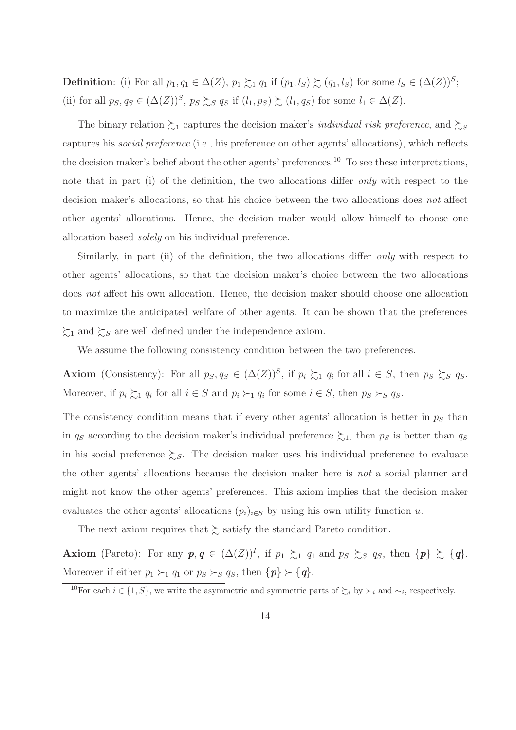**Definition**: (i) For all $p_1, q_1 \in \Delta(Z)$, $p_1 \succsim_1 q_1$ if $(p_1, l_S) \succsim (q_1, l_S)$ for some $l_S \in (\Delta(Z))^S$; (ii) for all $p_S, q_S \in (\Delta(Z))^S$, $p_S \succsim_S q_S$ if $(l_1, p_S) \succsim (l_1, q_S)$ for some $l_1 \in \Delta(Z)$.

The binary relation $\succsim_1$ captures the decision maker's *individual risk preference*, and $\succsim_S$ captures his *social preference* (i.e., his preference on other agents' allocations), which reflects the decision maker's belief about the other agents' preferences.[10] To see these interpretations, note that in part (i) of the definition, the two allocations differ *only* with respect to the decision maker's allocations, so that his choice between the two allocations does *not* affect other agents' allocations. Hence, the decision maker would allow himself to choose one allocation based *solely* on his individual preference.

Similarly, in part (ii) of the definition, the two allocations differ *only* with respect to other agents' allocations, so that the decision maker's choice between the two allocations does *not* affect his own allocation. Hence, the decision maker should choose one allocation to maximize the anticipated welfare of other agents. It can be shown that the preferences $\succsim_1$ and $\succsim_S$ are well defined under the independence axiom.

We assume the following consistency condition between the two preferences.

**Axiom** (Consistency): For all $p_S, q_S \in (\Delta(Z))^S$, if $p_i \succsim_1 q_i$ for all $i \in S$, then $p_S \succsim_S q_S$. Moreover, if $p_i \succsim_1 q_i$ for all $i \in S$ and $p_i \succ_1 q_i$ for some $i \in S$, then $p_S \succ_S q_S$.

The consistency condition means that if every other agents' allocation is better in $p_S$ than in $q_S$ according to the decision maker's individual preference $\succsim_1$, then $p_S$ is better than $q_S$ in his social preference $\succsim_S$. The decision maker uses his individual preference to evaluate the other agents' allocations because the decision maker here is *not* a social planner and might not know the other agents' preferences. This axiom implies that the decision maker evaluates the other agents' allocations $(p_i)_{i \in S}$ by using his own utility function $u$.

The next axiom requires that $\succsim$ satisfy the standard Pareto condition.

**Axiom** (Pareto): For any $\boldsymbol{p}, \boldsymbol{q} \in (\Delta(Z))^I$, if $p_1 \succsim_1 q_1$ and $p_S \succsim_S q_S$, then $\{\boldsymbol{p}\} \succsim \{\boldsymbol{q}\}$. Moreover if either $p_1 \succ_1 q_1$ or $p_S \succ_S q_S$, then $\{\boldsymbol{p}\} \succ \{\boldsymbol{q}\}$.

[10] For each $i \in \{1, S\}$, we write the asymmetric and symmetric parts of $\succsim_i$ by $\succ_i$ and $\sim_i$, respectively.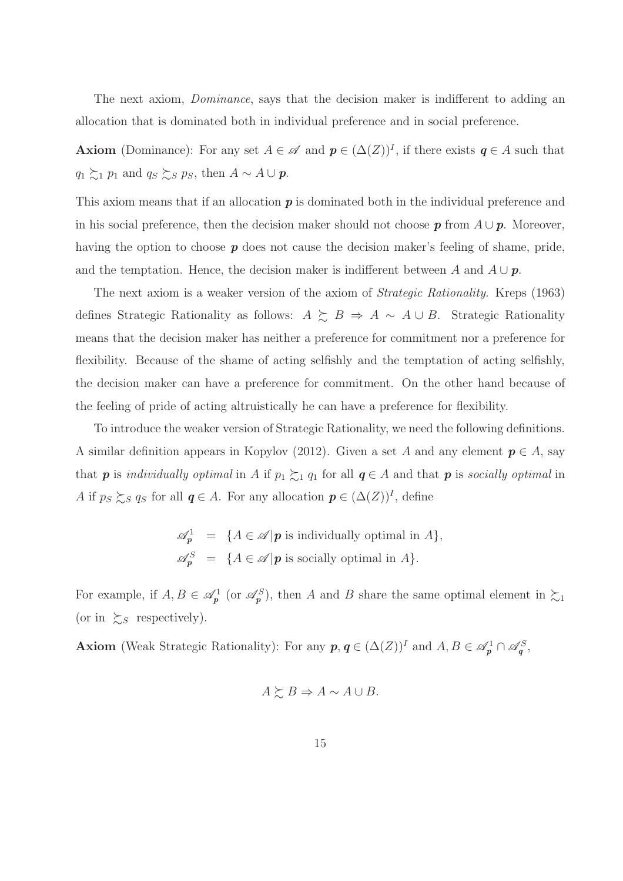The next axiom, *Dominance*, says that the decision maker is indifferent to adding an allocation that is dominated both in individual preference and in social preference.

**Axiom** (Dominance): For any set $A \in \mathscr{A}$ and $\boldsymbol{p} \in (\Delta(Z))^I$, if there exists $\boldsymbol{q} \in A$ such that $q_1 \succsim_1 p_1$ and $q_S \succsim_S p_S$, then $A \sim A \cup \boldsymbol{p}$.

This axiom means that if an allocation $\boldsymbol{p}$ is dominated both in the individual preference and in his social preference, then the decision maker should not choose $\boldsymbol{p}$ from $A \cup \boldsymbol{p}$. Moreover, having the option to choose $\boldsymbol{p}$ does not cause the decision maker's feeling of shame, pride, and the temptation. Hence, the decision maker is indifferent between $A$ and $A \cup \boldsymbol{p}$.

The next axiom is a weaker version of the axiom of *Strategic Rationality*. Kreps (1963) defines Strategic Rationality as follows: $A \succsim B \Rightarrow A \sim A \cup B$. Strategic Rationality means that the decision maker has neither a preference for commitment nor a preference for flexibility. Because of the shame of acting selfishly and the temptation of acting selfishly, the decision maker can have a preference for commitment. On the other hand because of the feeling of pride of acting altruistically he can have a preference for flexibility.

To introduce the weaker version of Strategic Rationality, we need the following definitions. A similar definition appears in Kopylov (2012). Given a set $A$ and any element $\boldsymbol{p} \in A$, say that $\boldsymbol{p}$ is *individually optimal* in $A$ if $p_1 \succsim_1 q_1$ for all $\boldsymbol{q} \in A$ and that $\boldsymbol{p}$ is *socially optimal* in $A$ if $p_S \succsim_S q_S$ for all $\boldsymbol{q} \in A$. For any allocation $\boldsymbol{p} \in (\Delta(Z))^I$, define

$$\begin{aligned}
\mathscr{A}^1_{\boldsymbol{p}} &= \{A \in \mathscr{A} | \boldsymbol{p} \text{ is individually optimal in } A\}, \\
\mathscr{A}^S_{\boldsymbol{p}} &= \{A \in \mathscr{A} | \boldsymbol{p} \text{ is socially optimal in } A\}.
\end{aligned}$$

For example, if $A, B \in \mathscr{A}^1_{\boldsymbol{p}}$ (or $\mathscr{A}^S_{\boldsymbol{p}}$), then $A$ and $B$ share the same optimal element in $\succsim_1$ (or in $\succsim_S$ respectively).

**Axiom** (Weak Strategic Rationality): For any $\boldsymbol{p}, \boldsymbol{q} \in (\Delta(Z))^I$ and $A, B \in \mathscr{A}^1_{\boldsymbol{p}} \cap \mathscr{A}^S_{\boldsymbol{q}}$,

$$A \succsim B \Rightarrow A \sim A \cup B.$$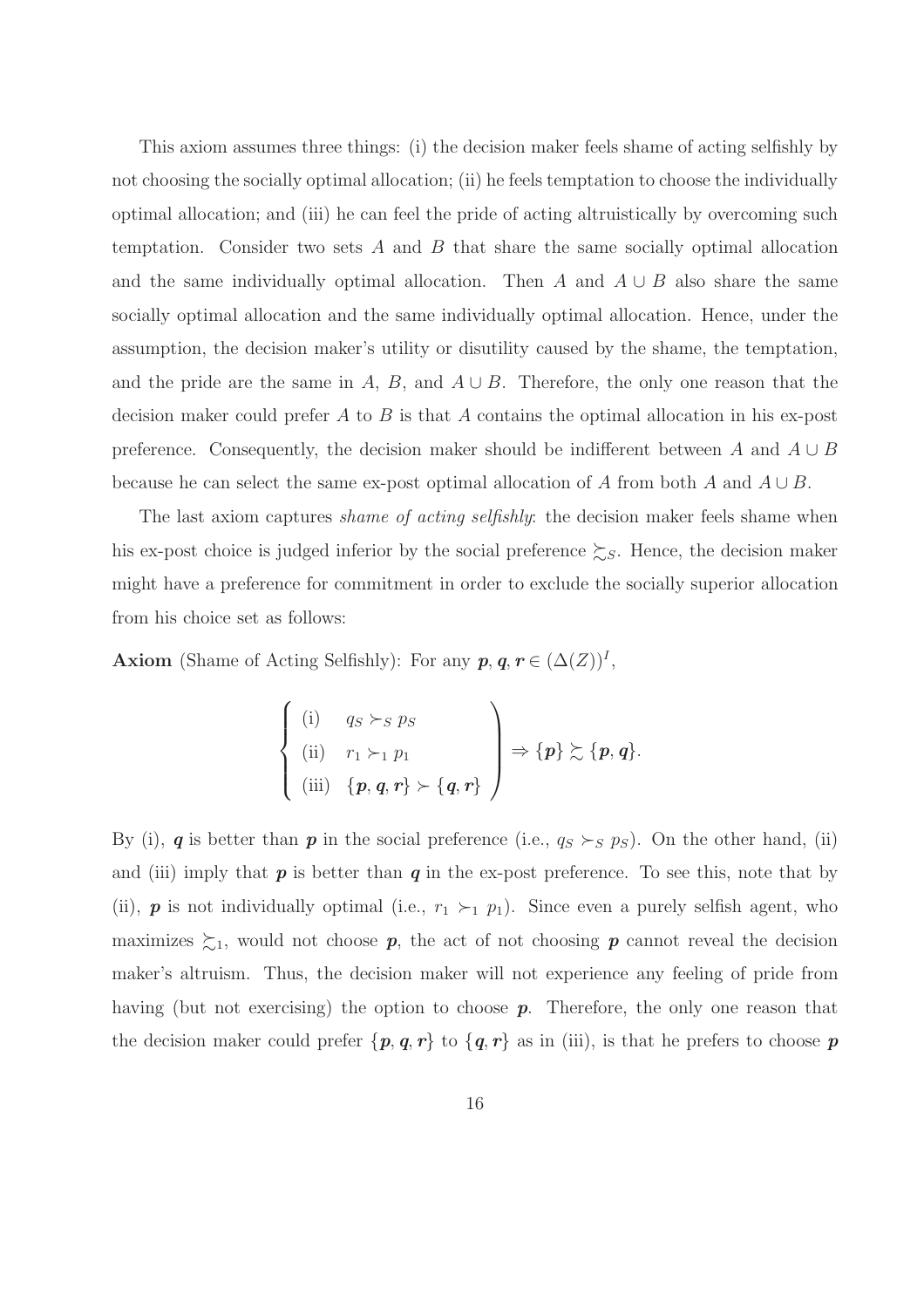This axiom assumes three things: (i) the decision maker feels shame of acting selfishly by not choosing the socially optimal allocation; (ii) he feels temptation to choose the individually optimal allocation; and (iii) he can feel the pride of acting altruistically by overcoming such temptation. Consider two sets $A$ and $B$ that share the same socially optimal allocation and the same individually optimal allocation. Then $A$ and $A \cup B$ also share the same socially optimal allocation and the same individually optimal allocation. Hence, under the assumption, the decision maker's utility or disutility caused by the shame, the temptation, and the pride are the same in $A$, $B$, and $A \cup B$. Therefore, the only one reason that the decision maker could prefer $A$ to $B$ is that $A$ contains the optimal allocation in his ex-post preference. Consequently, the decision maker should be indifferent between $A$ and $A \cup B$ because he can select the same ex-post optimal allocation of $A$ from both $A$ and $A \cup B$.

The last axiom captures *shame of acting selfishly*: the decision maker feels shame when his ex-post choice is judged inferior by the social preference $\succsim_S$. Hence, the decision maker might have a preference for commitment in order to exclude the socially superior allocation from his choice set as follows:

**Axiom** (Shame of Acting Selfishly): For any $\boldsymbol{p}, \boldsymbol{q}, \boldsymbol{r} \in (\Delta(Z))^I$,

$$\left\{ \begin{array}{ll} \text{(i)} & q_S \succ_S p_S \\ \text{(ii)} & r_1 \succ_1 p_1 \\ \text{(iii)} & \{\boldsymbol{p}, \boldsymbol{q}, \boldsymbol{r}\} \succ \{\boldsymbol{q}, \boldsymbol{r}\} \end{array} \right) \Rightarrow \{\boldsymbol{p}\} \succsim \{\boldsymbol{p}, \boldsymbol{q}\}.$$

By (i), $\boldsymbol{q}$ is better than $\boldsymbol{p}$ in the social preference (i.e., $q_S \succ_S p_S$). On the other hand, (ii) and (iii) imply that $\boldsymbol{p}$ is better than $\boldsymbol{q}$ in the ex-post preference. To see this, note that by (ii), $\boldsymbol{p}$ is not individually optimal (i.e., $r_1 \succ_1 p_1$). Since even a purely selfish agent, who maximizes $\succsim_1$, would not choose $\boldsymbol{p}$, the act of not choosing $\boldsymbol{p}$ cannot reveal the decision maker's altruism. Thus, the decision maker will not experience any feeling of pride from having (but not exercising) the option to choose $\boldsymbol{p}$. Therefore, the only one reason that the decision maker could prefer $\{\boldsymbol{p}, \boldsymbol{q}, \boldsymbol{r}\}$ to $\{\boldsymbol{q}, \boldsymbol{r}\}$ as in (iii), is that he prefers to choose $\boldsymbol{p}$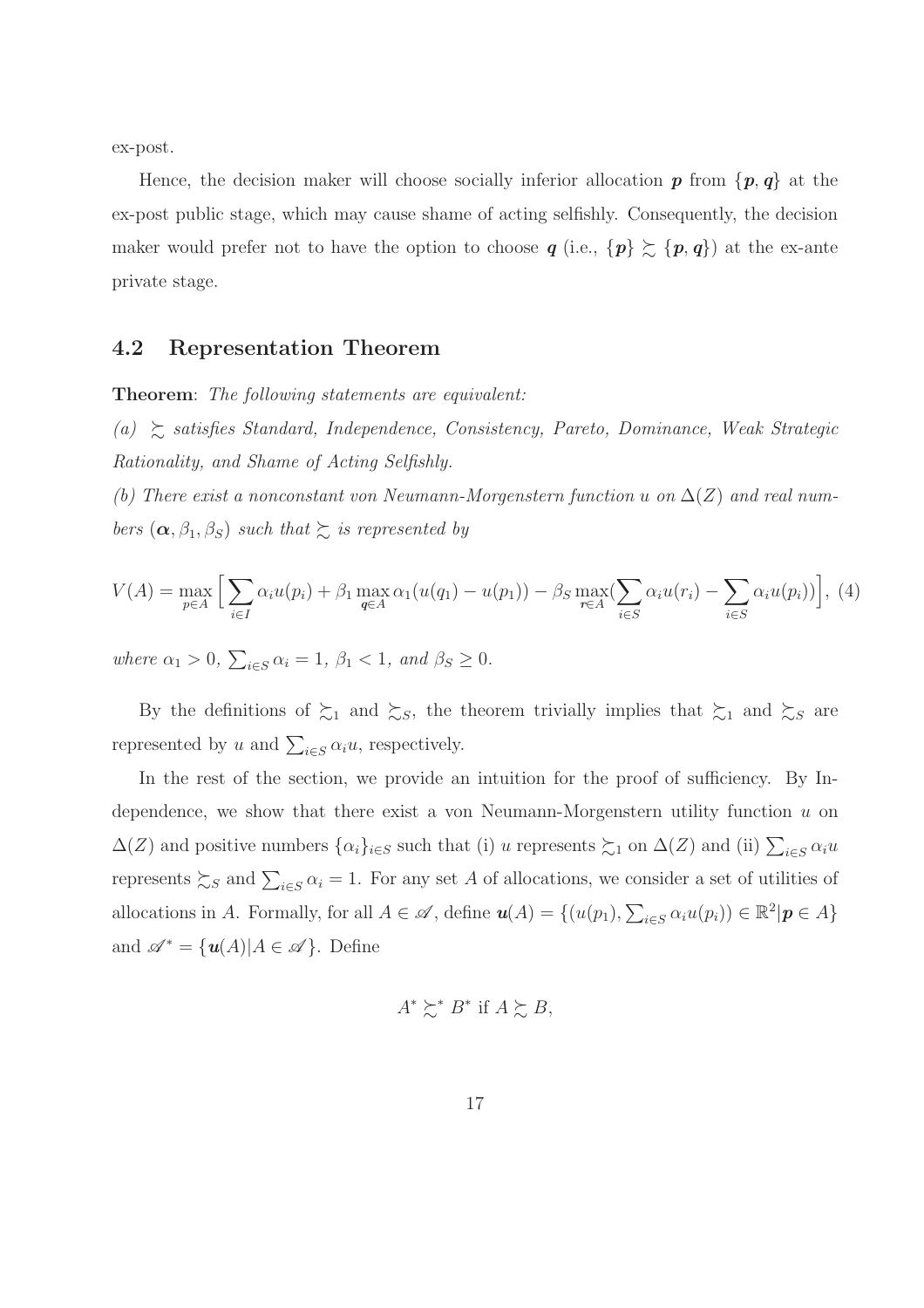ex-post.

Hence, the decision maker will choose socially inferior allocation $\boldsymbol{p}$ from $\{\boldsymbol{p}, \boldsymbol{q}\}$ at the ex-post public stage, which may cause shame of acting selfishly. Consequently, the decision maker would prefer not to have the option to choose $\boldsymbol{q}$ (i.e., $\{\boldsymbol{p}\} \succsim \{\boldsymbol{p}, \boldsymbol{q}\}$) at the ex-ante private stage.

### 4.2 Representation Theorem

**Theorem**: *The following statements are equivalent:*

*(a) $\succsim$ satisfies Standard, Independence, Consistency, Pareto, Dominance, Weak Strategic Rationality, and Shame of Acting Selfishly.*

*(b) There exist a nonconstant von Neumann-Morgenstern function $u$ on $\Delta(Z)$ and real numbers $(\boldsymbol{\alpha}, \beta_1, \beta_S)$ such that $\succsim$ is represented by*

$$V(A) = \max_{p \in A} \Big[ \sum_{i \in I} \alpha_i u(p_i) + \beta_1 \max_{\boldsymbol{q} \in A} \alpha_1 (u(q_1) - u(p_1)) - \beta_S \max_{\boldsymbol{r} \in A} (\sum_{i \in S} \alpha_i u(r_i) - \sum_{i \in S} \alpha_i u(p_i)) \Big], \quad (4)$$

*where $\alpha_1 > 0$, $\sum_{i \in S} \alpha_i = 1$, $\beta_1 < 1$, and $\beta_S \geq 0$.*

By the definitions of $\succsim_1$ and $\succsim_S$, the theorem trivially implies that $\succsim_1$ and $\succsim_S$ are represented by $u$ and $\sum_{i \in S} \alpha_i u$, respectively.

In the rest of the section, we provide an intuition for the proof of sufficiency. By Independence, we show that there exist a von Neumann-Morgenstern utility function $u$ on $\Delta(Z)$ and positive numbers $\{\alpha_i\}_{i \in S}$ such that (i) $u$ represents $\succsim_1$ on $\Delta(Z)$ and (ii) $\sum_{i \in S} \alpha_i u$ represents $\succsim_S$ and $\sum_{i \in S} \alpha_i = 1$. For any set $A$ of allocations, we consider a set of utilities of allocations in $A$. Formally, for all $A \in \mathscr{A}$, define $\boldsymbol{u}(A) = \{(u(p_1), \sum_{i \in S} \alpha_i u(p_i)) \in \mathbb{R}^2 | \boldsymbol{p} \in A\}$ and $\mathscr{A}^* = \{\boldsymbol{u}(A) | A \in \mathscr{A}\}$. Define

$$A^* \succsim^* B^* \text{ if } A \succsim B,$$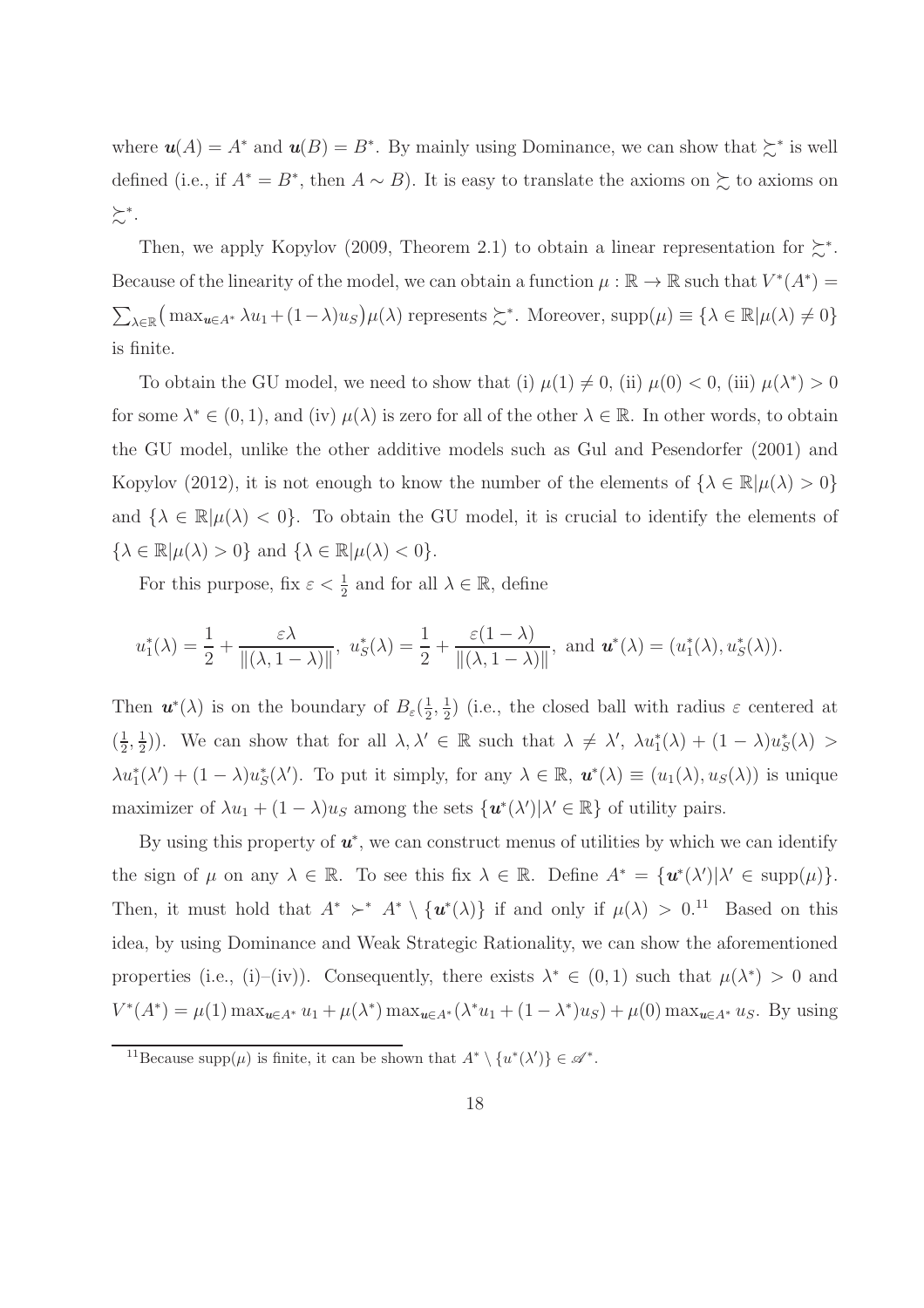where $\boldsymbol{u}(A) = A^*$ and $\boldsymbol{u}(B) = B^*$. By mainly using Dominance, we can show that $\succsim^*$ is well defined (i.e., if $A^* = B^*$, then $A \sim B$). It is easy to translate the axioms on $\succsim$ to axioms on $\succsim^*$.

Then, we apply Kopylov (2009, Theorem 2.1) to obtain a linear representation for $\succsim^*$. Because of the linearity of the model, we can obtain a function $\mu : \mathbb{R} \to \mathbb{R}$ such that $V^*(A^*) = \sum_{\lambda \in \mathbb{R}} \big( \max_{\boldsymbol{u} \in A^*} \lambda u_1 + (1-\lambda) u_S \big) \mu(\lambda)$ represents $\succsim^*$. Moreover, $\text{supp}(\mu) \equiv \{\lambda \in \mathbb{R} | \mu(\lambda) \neq 0\}$ is finite.

To obtain the GU model, we need to show that (i) $\mu(1) \neq 0$, (ii) $\mu(0) < 0$, (iii) $\mu(\lambda^*) > 0$ for some $\lambda^* \in (0,1)$, and (iv) $\mu(\lambda)$ is zero for all of the other $\lambda \in \mathbb{R}$. In other words, to obtain the GU model, unlike the other additive models such as Gul and Pesendorfer (2001) and Kopylov (2012), it is not enough to know the number of the elements of $\{\lambda \in \mathbb{R} | \mu(\lambda) > 0\}$ and $\{\lambda \in \mathbb{R} | \mu(\lambda) < 0\}$. To obtain the GU model, it is crucial to identify the elements of $\{\lambda \in \mathbb{R} | \mu(\lambda) > 0\}$ and $\{\lambda \in \mathbb{R} | \mu(\lambda) < 0\}$.

For this purpose, fix $\varepsilon < \frac{1}{2}$ and for all $\lambda \in \mathbb{R}$, define

$$u_1^*(\lambda) = \frac{1}{2} + \frac{\varepsilon \lambda}{\|(\lambda, 1-\lambda)\|}, \; u_S^*(\lambda) = \frac{1}{2} + \frac{\varepsilon(1-\lambda)}{\|(\lambda, 1-\lambda)\|}, \text{ and } \boldsymbol{u}^*(\lambda) = (u_1^*(\lambda), u_S^*(\lambda)).$$

Then $\boldsymbol{u}^*(\lambda)$ is on the boundary of $B_\varepsilon(\frac{1}{2}, \frac{1}{2})$ (i.e., the closed ball with radius $\varepsilon$ centered at $(\frac{1}{2}, \frac{1}{2})$). We can show that for all $\lambda, \lambda' \in \mathbb{R}$ such that $\lambda \neq \lambda'$, $\lambda u_1^*(\lambda) + (1-\lambda) u_S^*(\lambda) > \lambda u_1^*(\lambda') + (1-\lambda) u_S^*(\lambda')$. To put it simply, for any $\lambda \in \mathbb{R}$, $\boldsymbol{u}^*(\lambda) \equiv (u_1(\lambda), u_S(\lambda))$ is unique maximizer of $\lambda u_1 + (1-\lambda) u_S$ among the sets $\{\boldsymbol{u}^*(\lambda') | \lambda' \in \mathbb{R}\}$ of utility pairs.

By using this property of $\boldsymbol{u}^*$, we can construct menus of utilities by which we can identify the sign of $\mu$ on any $\lambda \in \mathbb{R}$. To see this fix $\lambda \in \mathbb{R}$. Define $A^* = \{\boldsymbol{u}^*(\lambda') | \lambda' \in \text{supp}(\mu)\}$. Then, it must hold that $A^* \succ^* A^* \setminus \{\boldsymbol{u}^*(\lambda)\}$ if and only if $\mu(\lambda) > 0$.[11] Based on this idea, by using Dominance and Weak Strategic Rationality, we can show the aforementioned properties (i.e., (i)–(iv)). Consequently, there exists $\lambda^* \in (0,1)$ such that $\mu(\lambda^*) > 0$ and $V^*(A^*) = \mu(1) \max_{\boldsymbol{u} \in A^*} u_1 + \mu(\lambda^*) \max_{\boldsymbol{u} \in A^*} (\lambda^* u_1 + (1-\lambda^*) u_S) + \mu(0) \max_{\boldsymbol{u} \in A^*} u_S$. By using

[11] Because $\text{supp}(\mu)$ is finite, it can be shown that $A^* \setminus \{u^*(\lambda')\} \in \mathscr{A}^*$.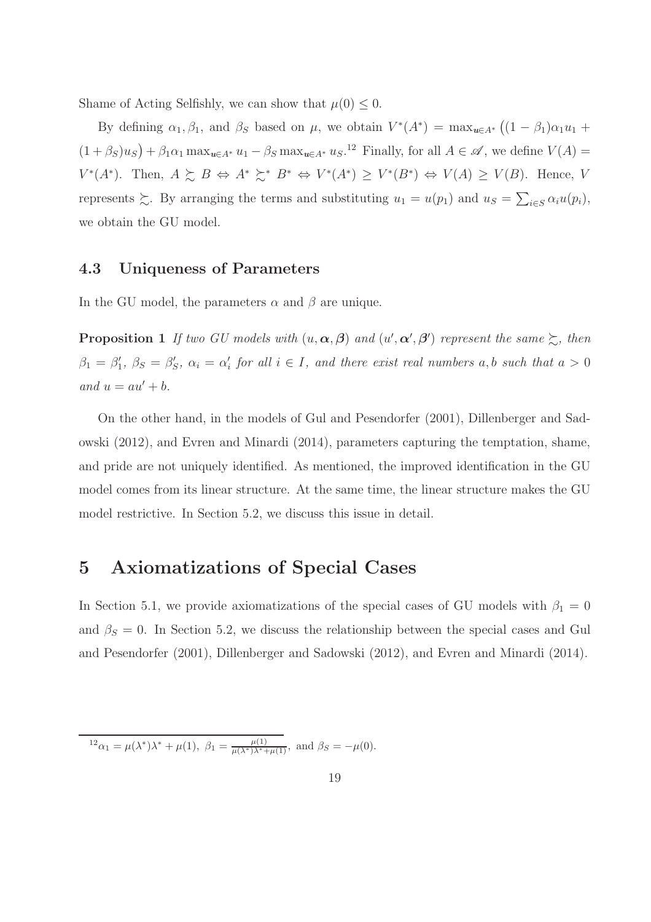Shame of Acting Selfishly, we can show that $\mu(0) \leq 0$.

By defining $\alpha_1, \beta_1$, and $\beta_S$ based on $\mu$, we obtain $V^*(A^*) = \max_{\boldsymbol{u} \in A^*} \big((1-\beta_1)\alpha_1 u_1 + (1+\beta_S)u_S\big) + \beta_1 \alpha_1 \max_{\boldsymbol{u} \in A^*} u_1 - \beta_S \max_{\boldsymbol{u} \in A^*} u_S$.[12] Finally, for all $A \in \mathscr{A}$, we define $V(A) = V^*(A^*)$. Then, $A \succsim B \Leftrightarrow A^* \succsim^* B^* \Leftrightarrow V^*(A^*) \geq V^*(B^*) \Leftrightarrow V(A) \geq V(B)$. Hence, $V$ represents $\succsim$. By arranging the terms and substituting $u_1 = u(p_1)$ and $u_S = \sum_{i \in S} \alpha_i u(p_i)$, we obtain the GU model.

### 4.3 Uniqueness of Parameters

In the GU model, the parameters $\alpha$ and $\beta$ are unique.

**Proposition 1** *If two GU models with $(u, \boldsymbol{\alpha}, \boldsymbol{\beta})$ and $(u', \boldsymbol{\alpha}', \boldsymbol{\beta}')$ represent the same $\succsim$, then $\beta_1 = \beta_1'$, $\beta_S = \beta_S'$, $\alpha_i = \alpha_i'$ for all $i \in I$, and there exist real numbers $a, b$ such that $a > 0$ and $u = au' + b$.*

On the other hand, in the models of Gul and Pesendorfer (2001), Dillenberger and Sadowski (2012), and Evren and Minardi (2014), parameters capturing the temptation, shame, and pride are not uniquely identified. As mentioned, the improved identification in the GU model comes from its linear structure. At the same time, the linear structure makes the GU model restrictive. In Section 5.2, we discuss this issue in detail.

## 5 Axiomatizations of Special Cases

In Section 5.1, we provide axiomatizations of the special cases of GU models with $\beta_1 = 0$ and $\beta_S = 0$. In Section 5.2, we discuss the relationship between the special cases and Gul and Pesendorfer (2001), Dillenberger and Sadowski (2012), and Evren and Minardi (2014).

---

[12] $\alpha_1 = \mu(\lambda^*)\lambda^* + \mu(1)$, $\beta_1 = \frac{\mu(1)}{\mu(\lambda^*)\lambda^* + \mu(1)}$, and $\beta_S = -\mu(0)$.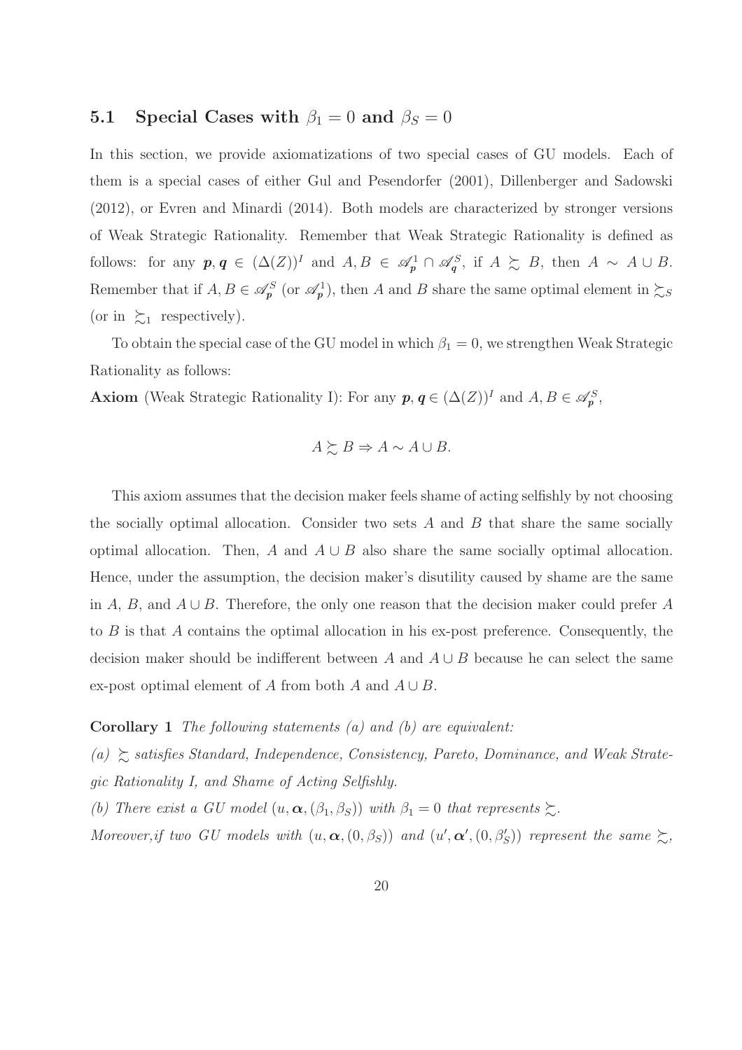## 5.1 Special Cases with $\beta_1 = 0$ and $\beta_S = 0$

In this section, we provide axiomatizations of two special cases of GU models. Each of them is a special cases of either Gul and Pesendorfer (2001), Dillenberger and Sadowski (2012), or Evren and Minardi (2014). Both models are characterized by stronger versions of Weak Strategic Rationality. Remember that Weak Strategic Rationality is defined as follows: for any $\boldsymbol{p}, \boldsymbol{q} \in (\Delta(Z))^I$ and $A, B \in \mathscr{A}^1_{\boldsymbol{p}} \cap \mathscr{A}^S_{\boldsymbol{q}}$, if $A \succsim B$, then $A \sim A \cup B$. Remember that if $A, B \in \mathscr{A}^S_{\boldsymbol{p}}$ (or $\mathscr{A}^1_{\boldsymbol{p}}$), then $A$ and $B$ share the same optimal element in $\succsim_S$ (or in $\succsim_1$ respectively).

To obtain the special case of the GU model in which $\beta_1 = 0$, we strengthen Weak Strategic Rationality as follows:

**Axiom** (Weak Strategic Rationality I): For any $\boldsymbol{p}, \boldsymbol{q} \in (\Delta(Z))^I$ and $A, B \in \mathscr{A}^S_{\boldsymbol{p}}$,

$$A \succsim B \Rightarrow A \sim A \cup B.$$

This axiom assumes that the decision maker feels shame of acting selfishly by not choosing the socially optimal allocation. Consider two sets $A$ and $B$ that share the same socially optimal allocation. Then, $A$ and $A \cup B$ also share the same socially optimal allocation. Hence, under the assumption, the decision maker's disutility caused by shame are the same in $A$, $B$, and $A \cup B$. Therefore, the only one reason that the decision maker could prefer $A$ to $B$ is that $A$ contains the optimal allocation in his ex-post preference. Consequently, the decision maker should be indifferent between $A$ and $A \cup B$ because he can select the same ex-post optimal element of $A$ from both $A$ and $A \cup B$.

**Corollary 1** *The following statements (a) and (b) are equivalent:*

*(a) $\succsim$ satisfies Standard, Independence, Consistency, Pareto, Dominance, and Weak Strategic Rationality I, and Shame of Acting Selfishly.*

*(b) There exist a GU model $(u, \boldsymbol{\alpha}, (\beta_1, \beta_S))$ with $\beta_1 = 0$ that represents $\succsim$.*

*Moreover,if two GU models with $(u, \boldsymbol{\alpha}, (0, \beta_S))$ and $(u', \boldsymbol{\alpha}', (0, \beta'_S))$ represent the same $\succsim$,*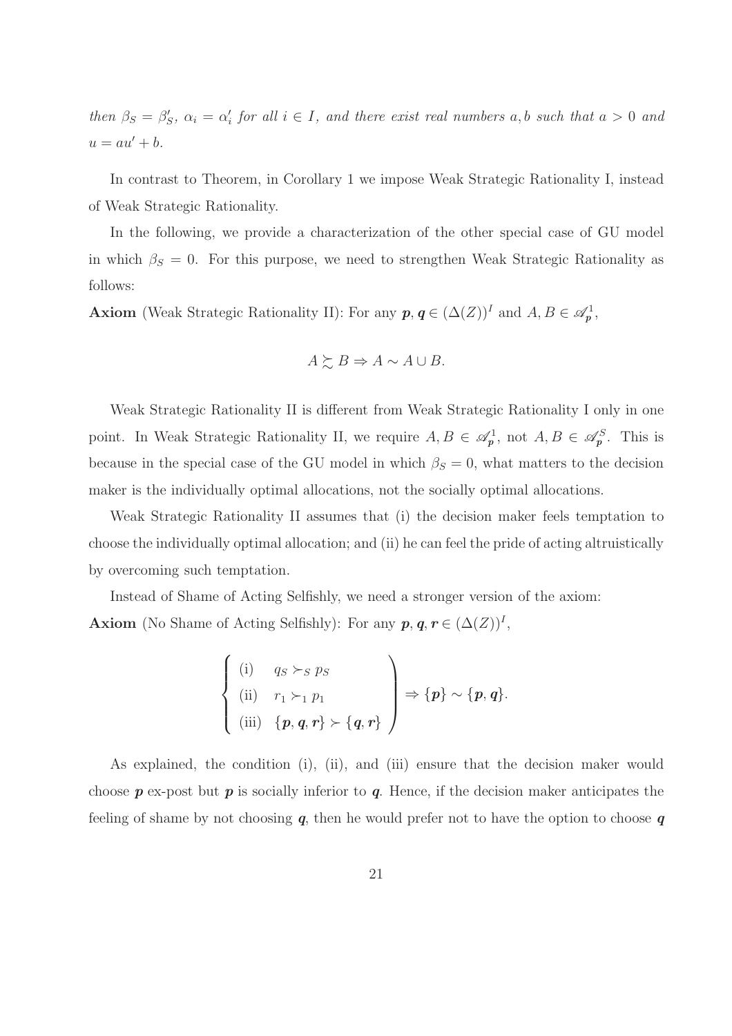*then $\beta_S = \beta'_S$, $\alpha_i = \alpha'_i$ for all $i \in I$, and there exist real numbers $a, b$ such that $a > 0$ and $u = au' + b$.*

In contrast to Theorem, in Corollary 1 we impose Weak Strategic Rationality I, instead of Weak Strategic Rationality.

In the following, we provide a characterization of the other special case of GU model in which $\beta_S = 0$. For this purpose, we need to strengthen Weak Strategic Rationality as follows:

**Axiom** (Weak Strategic Rationality II): For any $\boldsymbol{p}, \boldsymbol{q} \in (\Delta(Z))^I$ and $A, B \in \mathscr{A}^1_{\boldsymbol{p}}$,

$$A \succsim B \Rightarrow A \sim A \cup B.$$

Weak Strategic Rationality II is different from Weak Strategic Rationality I only in one point. In Weak Strategic Rationality II, we require $A, B \in \mathscr{A}^1_{\boldsymbol{p}}$, not $A, B \in \mathscr{A}^S_{\boldsymbol{p}}$. This is because in the special case of the GU model in which $\beta_S = 0$, what matters to the decision maker is the individually optimal allocations, not the socially optimal allocations.

Weak Strategic Rationality II assumes that (i) the decision maker feels temptation to choose the individually optimal allocation; and (ii) he can feel the pride of acting altruistically by overcoming such temptation.

Instead of Shame of Acting Selfishly, we need a stronger version of the axiom:

**Axiom** (No Shame of Acting Selfishly): For any $\boldsymbol{p}, \boldsymbol{q}, \boldsymbol{r} \in (\Delta(Z))^I$,

$$\left\{ \begin{array}{ll} \text{(i)} & q_S \succ_S p_S \\ \text{(ii)} & r_1 \succ_1 p_1 \\ \text{(iii)} & \{\boldsymbol{p}, \boldsymbol{q}, \boldsymbol{r}\} \succ \{\boldsymbol{q}, \boldsymbol{r}\} \end{array} \right) \Rightarrow \{\boldsymbol{p}\} \sim \{\boldsymbol{p}, \boldsymbol{q}\}.$$

As explained, the condition (i), (ii), and (iii) ensure that the decision maker would choose $\boldsymbol{p}$ ex-post but $\boldsymbol{p}$ is socially inferior to $\boldsymbol{q}$. Hence, if the decision maker anticipates the feeling of shame by not choosing $\boldsymbol{q}$, then he would prefer not to have the option to choose $\boldsymbol{q}$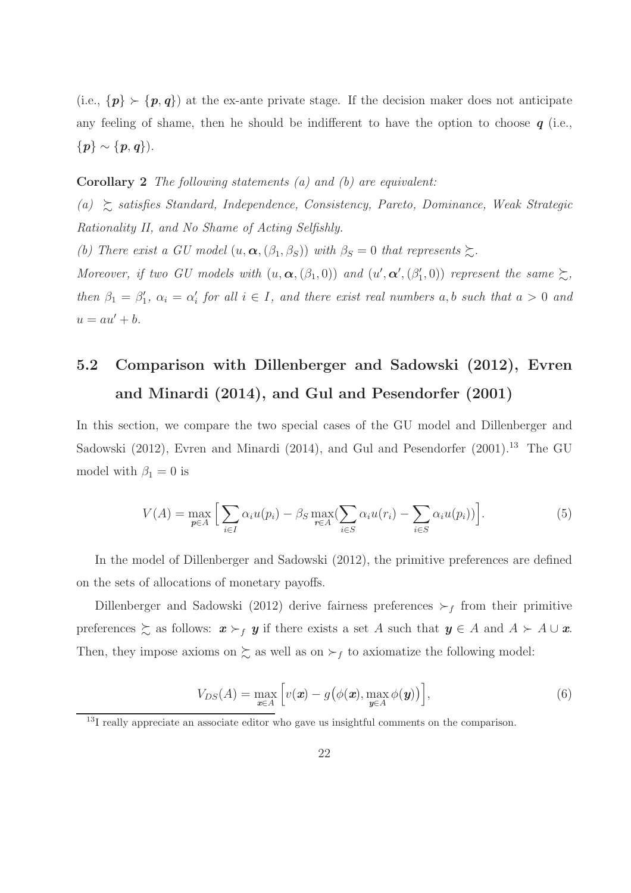(i.e., $\{\boldsymbol{p}\} \succ \{\boldsymbol{p}, \boldsymbol{q}\}$) at the ex-ante private stage. If the decision maker does not anticipate any feeling of shame, then he should be indifferent to have the option to choose $\boldsymbol{q}$ (i.e., $\{\boldsymbol{p}\} \sim \{\boldsymbol{p}, \boldsymbol{q}\}$).

**Corollary 2** *The following statements (a) and (b) are equivalent:*

*(a) $\succsim$ satisfies Standard, Independence, Consistency, Pareto, Dominance, Weak Strategic Rationality II, and No Shame of Acting Selfishly.*

*(b) There exist a GU model $(u, \boldsymbol{\alpha}, (\beta_1, \beta_S))$ with $\beta_S = 0$ that represents $\succsim$.*

*Moreover, if two GU models with $(u, \boldsymbol{\alpha}, (\beta_1, 0))$ and $(u', \boldsymbol{\alpha}', (\beta_1', 0))$ represent the same $\succsim$, then $\beta_1 = \beta_1'$, $\alpha_i = \alpha_i'$ for all $i \in I$, and there exist real numbers $a, b$ such that $a > 0$ and $u = au' + b$.*

## 5.2 Comparison with Dillenberger and Sadowski (2012), Evren and Minardi (2014), and Gul and Pesendorfer (2001)

In this section, we compare the two special cases of the GU model and Dillenberger and Sadowski (2012), Evren and Minardi (2014), and Gul and Pesendorfer (2001).[13] The GU model with $\beta_1 = 0$ is

$$V(A) = \max_{\boldsymbol{p} \in A} \Big[ \sum_{i \in I} \alpha_i u(p_i) - \beta_S \max_{\boldsymbol{r} \in A} \big( \sum_{i \in S} \alpha_i u(r_i) - \sum_{i \in S} \alpha_i u(p_i) \big) \Big]. \tag{5}$$

In the model of Dillenberger and Sadowski (2012), the primitive preferences are defined on the sets of allocations of monetary payoffs.

Dillenberger and Sadowski (2012) derive fairness preferences $\succ_f$ from their primitive preferences $\succsim$ as follows: $\boldsymbol{x} \succ_f \boldsymbol{y}$ if there exists a set $A$ such that $\boldsymbol{y} \in A$ and $A \succ A \cup \boldsymbol{x}$. Then, they impose axioms on $\succsim$ as well as on $\succ_f$ to axiomatize the following model:

$$V_{DS}(A) = \max_{\boldsymbol{x} \in A} \Big[ v(\boldsymbol{x}) - g\big(\phi(\boldsymbol{x}), \max_{\boldsymbol{y} \in A} \phi(\boldsymbol{y})\big) \Big], \tag{6}$$

[13] I really appreciate an associate editor who gave us insightful comments on the comparison.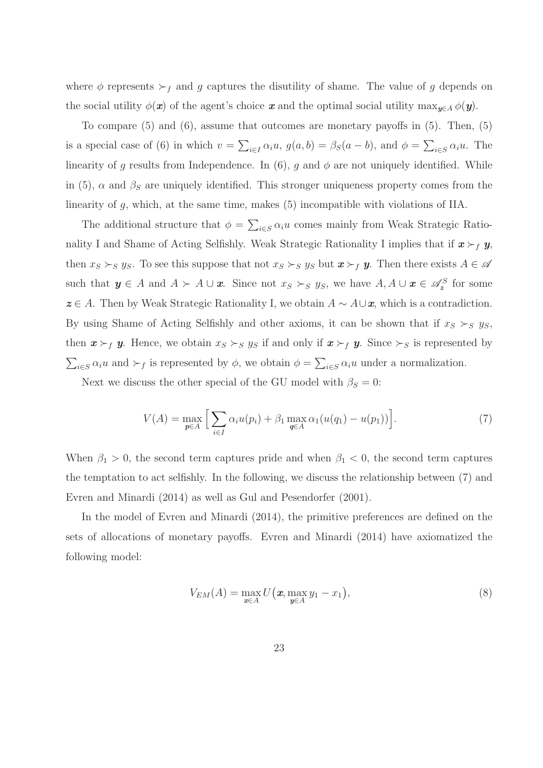where $\phi$ represents $\succ_f$ and $g$ captures the disutility of shame. The value of $g$ depends on the social utility $\phi(\boldsymbol{x})$ of the agent's choice $\boldsymbol{x}$ and the optimal social utility $\max_{\boldsymbol{y}\in A}\phi(\boldsymbol{y})$.

To compare (5) and (6), assume that outcomes are monetary payoffs in (5). Then, (5) is a special case of (6) in which $v = \sum_{i\in I}\alpha_i u$, $g(a,b) = \beta_S(a-b)$, and $\phi = \sum_{i\in S}\alpha_i u$. The linearity of $g$ results from Independence. In (6), $g$ and $\phi$ are not uniquely identified. While in (5), $\alpha$ and $\beta_S$ are uniquely identified. This stronger uniqueness property comes from the linearity of $g$, which, at the same time, makes (5) incompatible with violations of IIA.

The additional structure that $\phi = \sum_{i\in S}\alpha_i u$ comes mainly from Weak Strategic Rationality I and Shame of Acting Selfishly. Weak Strategic Rationality I implies that if $\boldsymbol{x}\succ_f \boldsymbol{y}$, then $x_S \succ_S y_S$. To see this suppose that not $x_S \succ_S y_S$ but $\boldsymbol{x}\succ_f \boldsymbol{y}$. Then there exists $A\in\mathscr{A}$ such that $\boldsymbol{y}\in A$ and $A \succ A\cup\boldsymbol{x}$. Since not $x_S \succ_S y_S$, we have $A, A\cup\boldsymbol{x}\in\mathscr{A}^S_{\boldsymbol{z}}$ for some $\boldsymbol{z}\in A$. Then by Weak Strategic Rationality I, we obtain $A\sim A\cup\boldsymbol{x}$, which is a contradiction. By using Shame of Acting Selfishly and other axioms, it can be shown that if $x_S\succ_S y_S$, then $\boldsymbol{x}\succ_f\boldsymbol{y}$. Hence, we obtain $x_S\succ_S y_S$ if and only if $\boldsymbol{x}\succ_f\boldsymbol{y}$. Since $\succ_S$ is represented by $\sum_{i\in S}\alpha_i u$ and $\succ_f$ is represented by $\phi$, we obtain $\phi=\sum_{i\in S}\alpha_i u$ under a normalization.

Next we discuss the other special of the GU model with $\beta_S = 0$:

$$V(A) = \max_{\boldsymbol{p}\in A}\Big[\sum_{i\in I}\alpha_i u(p_i) + \beta_1 \max_{\boldsymbol{q}\in A}\alpha_1(u(q_1) - u(p_1))\Big]. \tag{7}$$

When $\beta_1 > 0$, the second term captures pride and when $\beta_1 < 0$, the second term captures the temptation to act selfishly. In the following, we discuss the relationship between (7) and Evren and Minardi (2014) as well as Gul and Pesendorfer (2001).

In the model of Evren and Minardi (2014), the primitive preferences are defined on the sets of allocations of monetary payoffs. Evren and Minardi (2014) have axiomatized the following model:

$$V_{EM}(A) = \max_{\boldsymbol{x}\in A} U\big(\boldsymbol{x}, \max_{\boldsymbol{y}\in A} y_1 - x_1\big), \tag{8}$$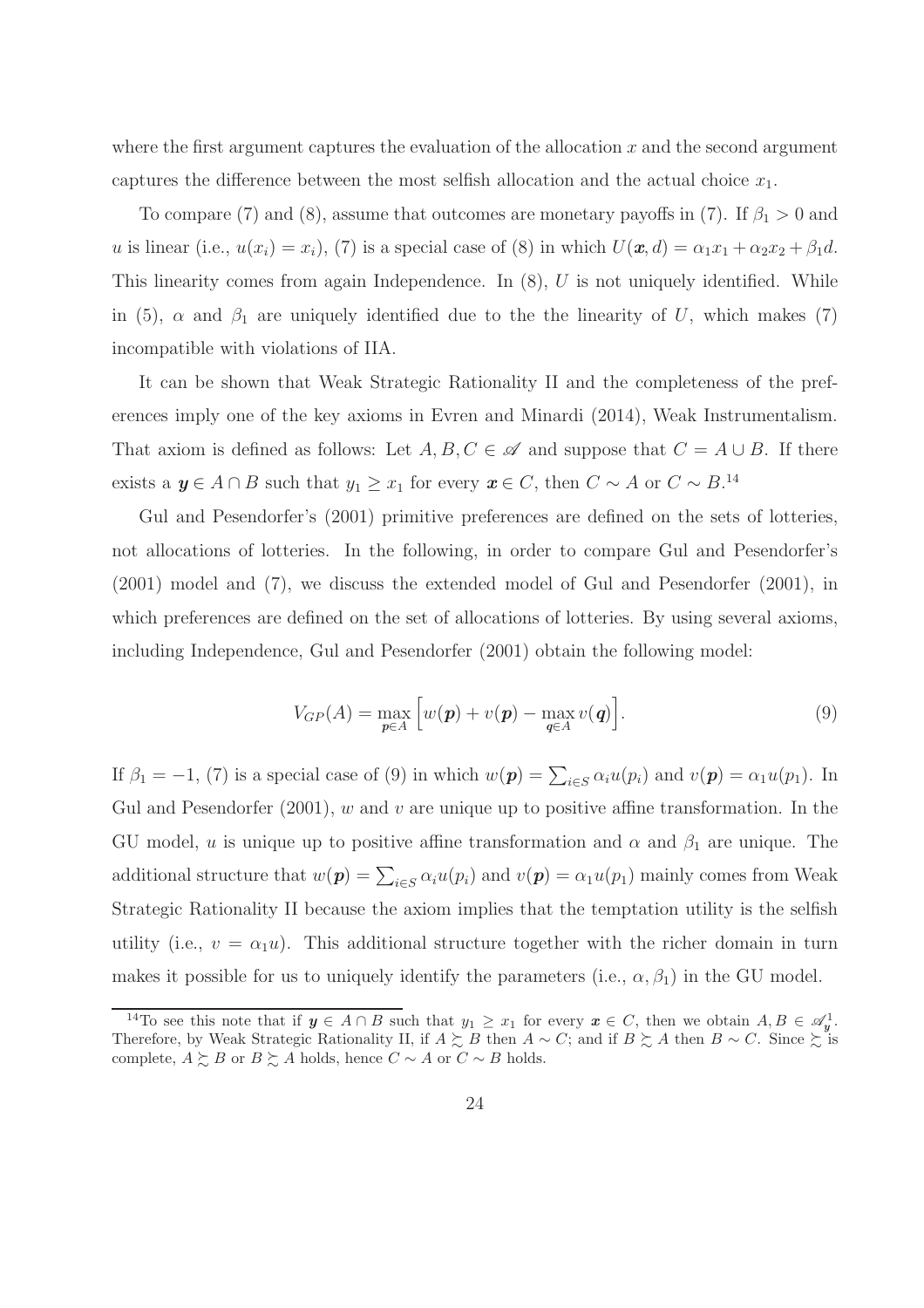where the first argument captures the evaluation of the allocation $x$ and the second argument captures the difference between the most selfish allocation and the actual choice $x_1$.

To compare (7) and (8), assume that outcomes are monetary payoffs in (7). If $\beta_1 > 0$ and $u$ is linear (i.e., $u(x_i) = x_i$), (7) is a special case of (8) in which $U(\boldsymbol{x}, d) = \alpha_1 x_1 + \alpha_2 x_2 + \beta_1 d$. This linearity comes from again Independence. In (8), $U$ is not uniquely identified. While in (5), $\alpha$ and $\beta_1$ are uniquely identified due to the the linearity of $U$, which makes (7) incompatible with violations of IIA.

It can be shown that Weak Strategic Rationality II and the completeness of the preferences imply one of the key axioms in Evren and Minardi (2014), Weak Instrumentalism. That axiom is defined as follows: Let $A, B, C \in \mathscr{A}$ and suppose that $C = A \cup B$. If there exists a $\boldsymbol{y} \in A \cap B$ such that $y_1 \geq x_1$ for every $\boldsymbol{x} \in C$, then $C \sim A$ or $C \sim B$.[14]

Gul and Pesendorfer's (2001) primitive preferences are defined on the sets of lotteries, not allocations of lotteries. In the following, in order to compare Gul and Pesendorfer's (2001) model and (7), we discuss the extended model of Gul and Pesendorfer (2001), in which preferences are defined on the set of allocations of lotteries. By using several axioms, including Independence, Gul and Pesendorfer (2001) obtain the following model:

$$V_{GP}(A) = \max_{\boldsymbol{p} \in A} \Big[ w(\boldsymbol{p}) + v(\boldsymbol{p}) - \max_{\boldsymbol{q} \in A} v(\boldsymbol{q}) \Big]. \tag{9}$$

If $\beta_1 = -1$, (7) is a special case of (9) in which $w(\boldsymbol{p}) = \sum_{i \in S} \alpha_i u(p_i)$ and $v(\boldsymbol{p}) = \alpha_1 u(p_1)$. In Gul and Pesendorfer (2001), $w$ and $v$ are unique up to positive affine transformation. In the GU model, $u$ is unique up to positive affine transformation and $\alpha$ and $\beta_1$ are unique. The additional structure that $w(\boldsymbol{p}) = \sum_{i \in S} \alpha_i u(p_i)$ and $v(\boldsymbol{p}) = \alpha_1 u(p_1)$ mainly comes from Weak Strategic Rationality II because the axiom implies that the temptation utility is the selfish utility (i.e., $v = \alpha_1 u$). This additional structure together with the richer domain in turn makes it possible for us to uniquely identify the parameters (i.e., $\alpha, \beta_1$) in the GU model.

[14]To see this note that if $\boldsymbol{y} \in A \cap B$ such that $y_1 \geq x_1$ for every $\boldsymbol{x} \in C$, then we obtain $A, B \in \mathscr{A}^1_{\boldsymbol{y}}$. Therefore, by Weak Strategic Rationality II, if $A \succsim B$ then $A \sim C$; and if $B \succsim A$ then $B \sim C$. Since $\succsim$ is complete, $A \succsim B$ or $B \succsim A$ holds, hence $C \sim A$ or $C \sim B$ holds.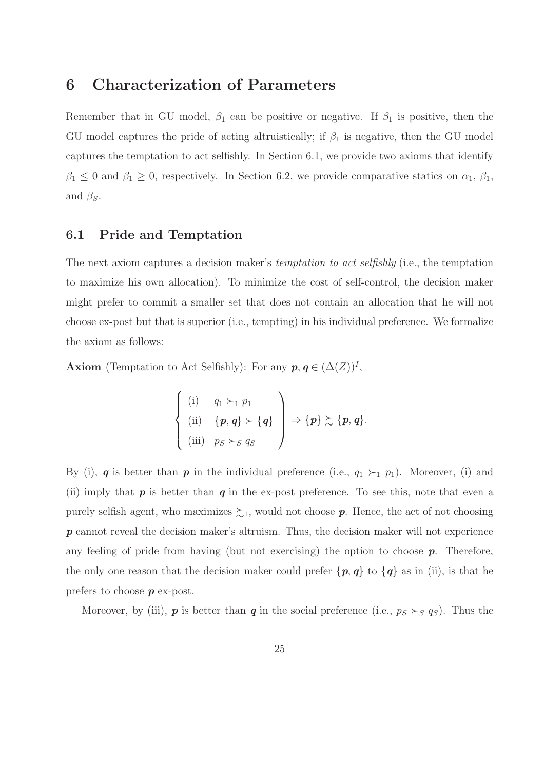## 6 Characterization of Parameters

Remember that in GU model, $\beta_1$ can be positive or negative. If $\beta_1$ is positive, then the GU model captures the pride of acting altruistically; if $\beta_1$ is negative, then the GU model captures the temptation to act selfishly. In Section 6.1, we provide two axioms that identify $\beta_1 \leq 0$ and $\beta_1 \geq 0$, respectively. In Section 6.2, we provide comparative statics on $\alpha_1$, $\beta_1$, and $\beta_S$.

### 6.1 Pride and Temptation

The next axiom captures a decision maker's *temptation to act selfishly* (i.e., the temptation to maximize his own allocation). To minimize the cost of self-control, the decision maker might prefer to commit a smaller set that does not contain an allocation that he will not choose ex-post but that is superior (i.e., tempting) in his individual preference. We formalize the axiom as follows:

**Axiom** (Temptation to Act Selfishly): For any $\boldsymbol{p}, \boldsymbol{q} \in (\Delta(Z))^I$,

$$\left\{ \begin{array}{ll} \text{(i)} & q_1 \succ_1 p_1 \\ \text{(ii)} & \{\boldsymbol{p}, \boldsymbol{q}\} \succ \{\boldsymbol{q}\} \\ \text{(iii)} & p_S \succ_S q_S \end{array} \right) \Rightarrow \{\boldsymbol{p}\} \succsim \{\boldsymbol{p}, \boldsymbol{q}\}.$$

By (i), $\boldsymbol{q}$ is better than $\boldsymbol{p}$ in the individual preference (i.e., $q_1 \succ_1 p_1$). Moreover, (i) and (ii) imply that $\boldsymbol{p}$ is better than $\boldsymbol{q}$ in the ex-post preference. To see this, note that even a purely selfish agent, who maximizes $\succsim_1$, would not choose $\boldsymbol{p}$. Hence, the act of not choosing $\boldsymbol{p}$ cannot reveal the decision maker's altruism. Thus, the decision maker will not experience any feeling of pride from having (but not exercising) the option to choose $\boldsymbol{p}$. Therefore, the only one reason that the decision maker could prefer $\{\boldsymbol{p}, \boldsymbol{q}\}$ to $\{\boldsymbol{q}\}$ as in (ii), is that he prefers to choose $\boldsymbol{p}$ ex-post.

Moreover, by (iii), $\boldsymbol{p}$ is better than $\boldsymbol{q}$ in the social preference (i.e., $p_S \succ_S q_S$). Thus the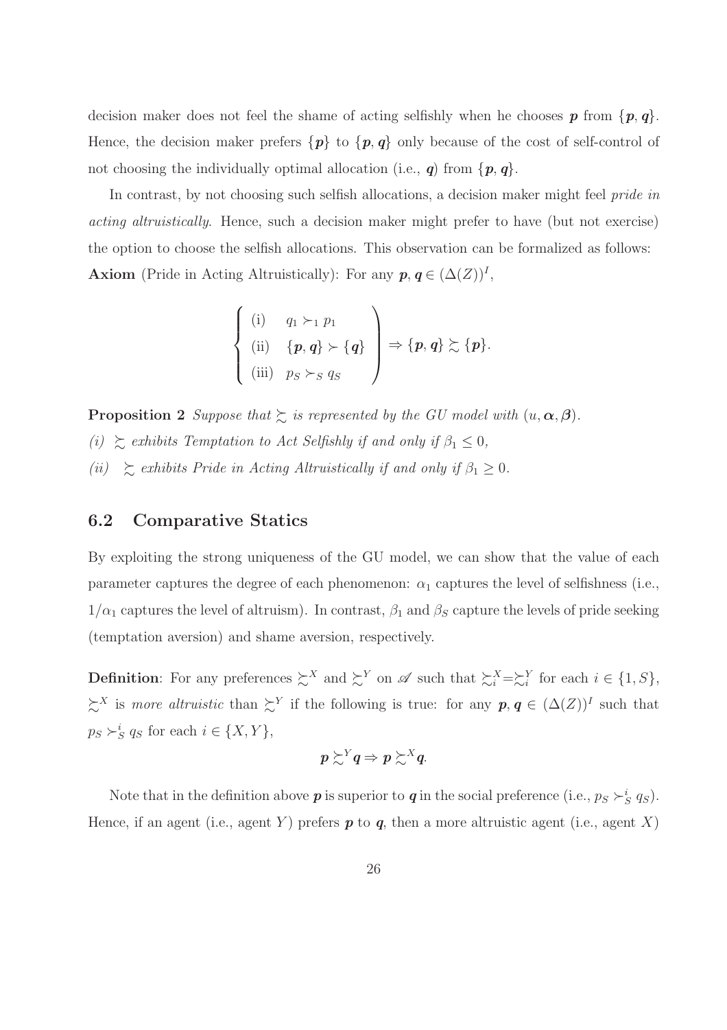decision maker does not feel the shame of acting selfishly when he chooses $\boldsymbol{p}$ from $\{\boldsymbol{p}, \boldsymbol{q}\}$. Hence, the decision maker prefers $\{\boldsymbol{p}\}$ to $\{\boldsymbol{p}, \boldsymbol{q}\}$ only because of the cost of self-control of not choosing the individually optimal allocation (i.e., $\boldsymbol{q}$) from $\{\boldsymbol{p}, \boldsymbol{q}\}$.

In contrast, by not choosing such selfish allocations, a decision maker might feel *pride in acting altruistically*. Hence, such a decision maker might prefer to have (but not exercise) the option to choose the selfish allocations. This observation can be formalized as follows:

**Axiom** (Pride in Acting Altruistically): For any $\boldsymbol{p}, \boldsymbol{q} \in (\Delta(Z))^I$,

$$\left\{ \begin{array}{ll} \text{(i)} & q_1 \succ_1 p_1 \\ \text{(ii)} & \{\boldsymbol{p}, \boldsymbol{q}\} \succ \{\boldsymbol{q}\} \\ \text{(iii)} & p_S \succ_S q_S \end{array} \right) \Rightarrow \{\boldsymbol{p}, \boldsymbol{q}\} \succsim \{\boldsymbol{p}\}.$$

**Proposition 2** *Suppose that $\succsim$ is represented by the GU model with $(u, \boldsymbol{\alpha}, \boldsymbol{\beta})$.*

*(i) $\succsim$ exhibits Temptation to Act Selfishly if and only if $\beta_1 \leq 0$,*

*(ii) $\succsim$ exhibits Pride in Acting Altruistically if and only if $\beta_1 \geq 0$.*

## 6.2 Comparative Statics

By exploiting the strong uniqueness of the GU model, we can show that the value of each parameter captures the degree of each phenomenon: $\alpha_1$ captures the level of selfishness (i.e., $1/\alpha_1$ captures the level of altruism). In contrast, $\beta_1$ and $\beta_S$ capture the levels of pride seeking (temptation aversion) and shame aversion, respectively.

**Definition**: For any preferences $\succsim^X$ and $\succsim^Y$ on $\mathscr{A}$ such that $\succsim_i^X = \succsim_i^Y$ for each $i \in \{1, S\}$, $\succsim^X$ is *more altruistic* than $\succsim^Y$ if the following is true: for any $\boldsymbol{p}, \boldsymbol{q} \in (\Delta(Z))^I$ such that $p_S \succ_S^i q_S$ for each $i \in \{X, Y\}$,

$$\boldsymbol{p} \succsim^Y \boldsymbol{q} \Rightarrow \boldsymbol{p} \succsim^X \boldsymbol{q}.$$

Note that in the definition above $\boldsymbol{p}$ is superior to $\boldsymbol{q}$ in the social preference (i.e., $p_S \succ_S^i q_S$). Hence, if an agent (i.e., agent $Y$) prefers $\boldsymbol{p}$ to $\boldsymbol{q}$, then a more altruistic agent (i.e., agent $X$)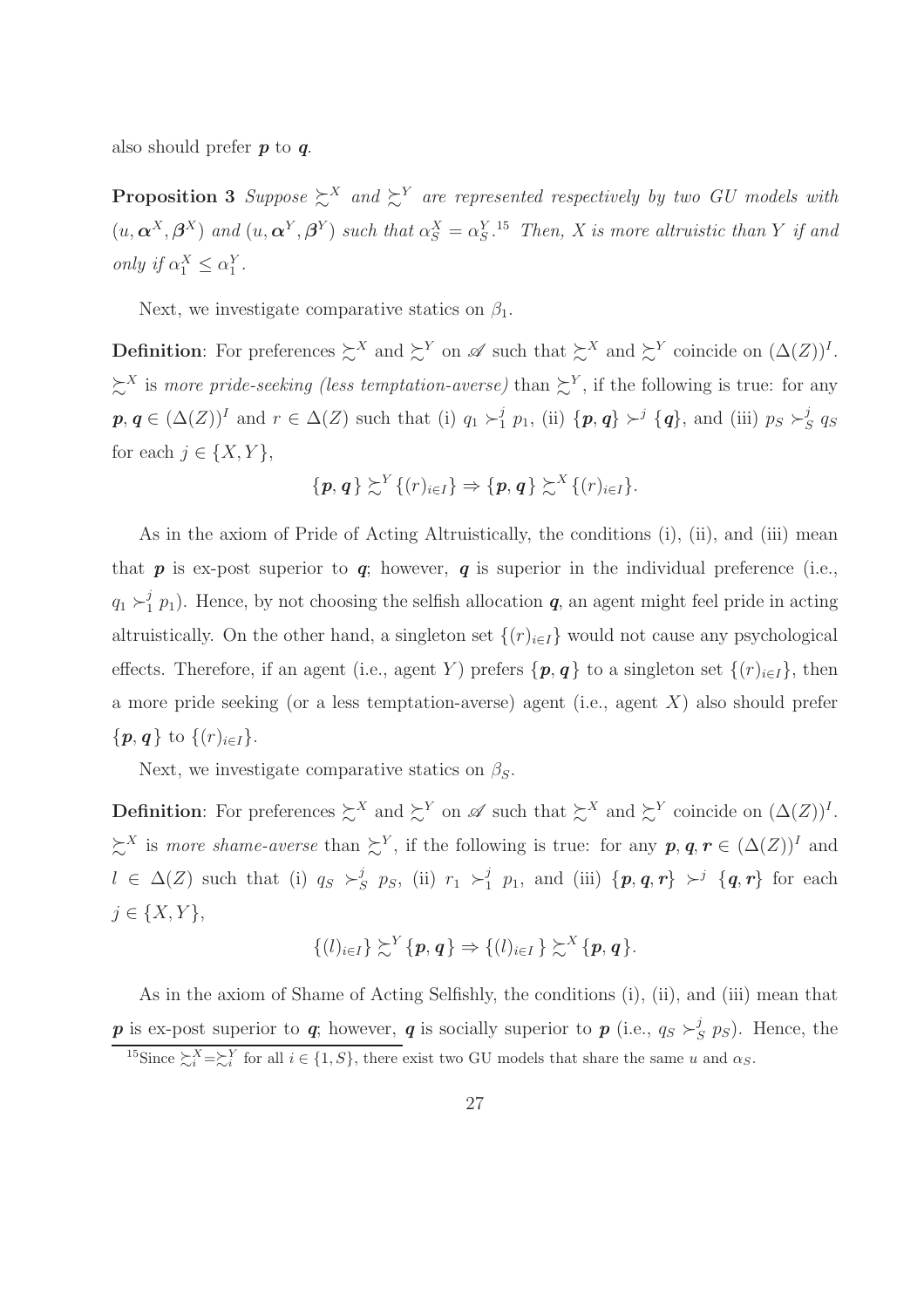also should prefer $\boldsymbol{p}$ to $\boldsymbol{q}$.

**Proposition 3** *Suppose $\succsim^X$ and $\succsim^Y$ are represented respectively by two GU models with $(u, \boldsymbol{\alpha}^X, \boldsymbol{\beta}^X)$ and $(u, \boldsymbol{\alpha}^Y, \boldsymbol{\beta}^Y)$ such that $\alpha_S^X = \alpha_S^Y$.*[15] *Then, X is more altruistic than Y if and only if $\alpha_1^X \leq \alpha_1^Y$.*

Next, we investigate comparative statics on $\beta_1$.

**Definition**: For preferences $\succsim^X$ and $\succsim^Y$ on $\mathscr{A}$ such that $\succsim^X$ and $\succsim^Y$ coincide on $(\Delta(Z))^I$. $\succsim^X$ is *more pride-seeking (less temptation-averse)* than $\succsim^Y$, if the following is true: for any $\boldsymbol{p}, \boldsymbol{q} \in (\Delta(Z))^I$ and $r \in \Delta(Z)$ such that (i) $q_1 \succ_1^j p_1$, (ii) $\{\boldsymbol{p}, \boldsymbol{q}\} \succ^j \{\boldsymbol{q}\}$, and (iii) $p_S \succ_S^j q_S$ for each $j \in \{X, Y\}$,

$$\{\boldsymbol{p}, \boldsymbol{q}\} \succsim^Y \{(r)_{i\in I}\} \Rightarrow \{\boldsymbol{p}, \boldsymbol{q}\} \succsim^X \{(r)_{i\in I}\}.$$

As in the axiom of Pride of Acting Altruistically, the conditions (i), (ii), and (iii) mean that $\boldsymbol{p}$ is ex-post superior to $\boldsymbol{q}$; however, $\boldsymbol{q}$ is superior in the individual preference (i.e., $q_1 \succ_1^j p_1$). Hence, by not choosing the selfish allocation $\boldsymbol{q}$, an agent might feel pride in acting altruistically. On the other hand, a singleton set $\{(r)_{i\in I}\}$ would not cause any psychological effects. Therefore, if an agent (i.e., agent $Y$) prefers $\{\boldsymbol{p}, \boldsymbol{q}\}$ to a singleton set $\{(r)_{i\in I}\}$, then a more pride seeking (or a less temptation-averse) agent (i.e., agent $X$) also should prefer $\{\boldsymbol{p}, \boldsymbol{q}\}$ to $\{(r)_{i\in I}\}$.

Next, we investigate comparative statics on $\beta_S$.

**Definition**: For preferences $\succsim^X$ and $\succsim^Y$ on $\mathscr{A}$ such that $\succsim^X$ and $\succsim^Y$ coincide on $(\Delta(Z))^I$. $\succsim^X$ is *more shame-averse* than $\succsim^Y$, if the following is true: for any $\boldsymbol{p}, \boldsymbol{q}, \boldsymbol{r} \in (\Delta(Z))^I$ and $l \in \Delta(Z)$ such that (i) $q_S \succ_S^j p_S$, (ii) $r_1 \succ_1^j p_1$, and (iii) $\{\boldsymbol{p}, \boldsymbol{q}, \boldsymbol{r}\} \succ^j \{\boldsymbol{q}, \boldsymbol{r}\}$ for each $j \in \{X, Y\}$,

$$\{(l)_{i\in I}\} \succsim^Y \{\boldsymbol{p}, \boldsymbol{q}\} \Rightarrow \{(l)_{i\in I}\} \succsim^X \{\boldsymbol{p}, \boldsymbol{q}\}.$$

As in the axiom of Shame of Acting Selfishly, the conditions (i), (ii), and (iii) mean that $\boldsymbol{p}$ is ex-post superior to $\boldsymbol{q}$; however, $\boldsymbol{q}$ is socially superior to $\boldsymbol{p}$ (i.e., $q_S \succ_S^j p_S$). Hence, the

[15] Since $\succsim_i^X = \succsim_i^Y$ for all $i \in \{1, S\}$, there exist two GU models that share the same $u$ and $\alpha_S$.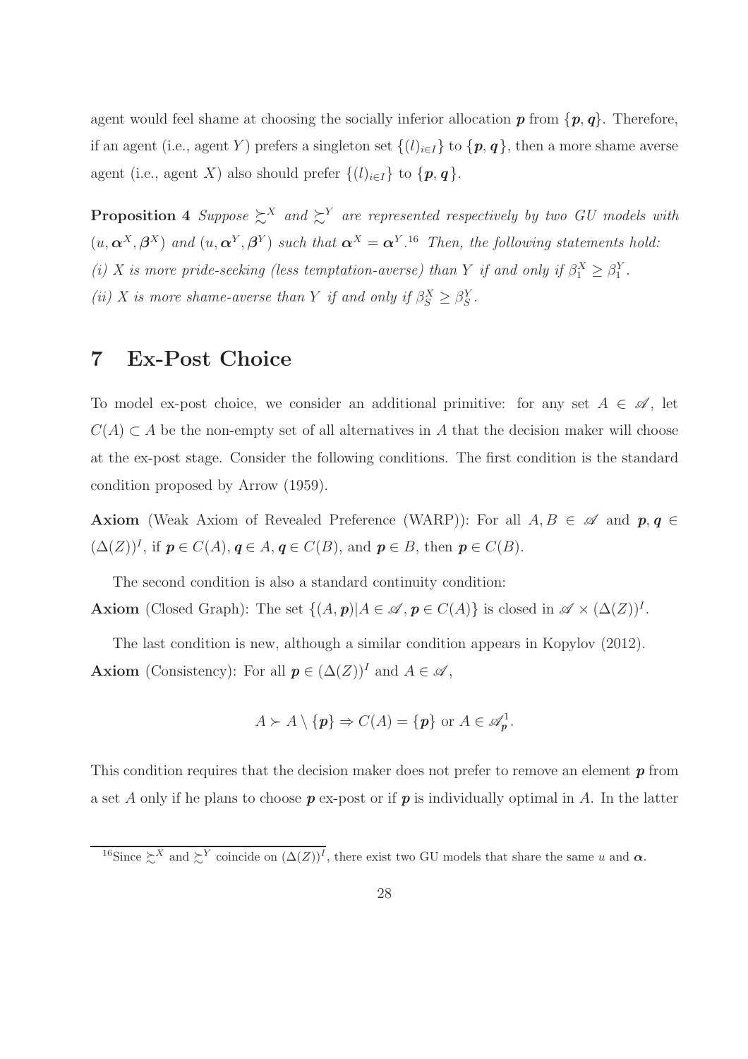agent would feel shame at choosing the socially inferior allocation $\boldsymbol{p}$ from $\{\boldsymbol{p}, \boldsymbol{q}\}$. Therefore, if an agent (i.e., agent $Y$) prefers a singleton set $\{(l)_{i\in I}\}$ to $\{\boldsymbol{p}, \boldsymbol{q}\}$, then a more shame averse agent (i.e., agent $X$) also should prefer $\{(l)_{i\in I}\}$ to $\{\boldsymbol{p}, \boldsymbol{q}\}$.

**Proposition 4** *Suppose $\succsim^X$ and $\succsim^Y$ are represented respectively by two GU models with $(u, \boldsymbol{\alpha}^X, \boldsymbol{\beta}^X)$ and $(u, \boldsymbol{\alpha}^Y, \boldsymbol{\beta}^Y)$ such that $\boldsymbol{\alpha}^X = \boldsymbol{\alpha}^Y$.*[16] *Then, the following statements hold:*
*(i) $X$ is more pride-seeking (less temptation-averse) than $Y$ if and only if $\beta_1^X \geq \beta_1^Y$.*
*(ii) $X$ is more shame-averse than $Y$ if and only if $\beta_S^X \geq \beta_S^Y$.*

# 7 Ex-Post Choice

To model ex-post choice, we consider an additional primitive: for any set $A \in \mathscr{A}$, let $C(A) \subset A$ be the non-empty set of all alternatives in $A$ that the decision maker will choose at the ex-post stage. Consider the following conditions. The first condition is the standard condition proposed by Arrow (1959).

**Axiom** (Weak Axiom of Revealed Preference (WARP)): For all $A, B \in \mathscr{A}$ and $\boldsymbol{p}, \boldsymbol{q} \in (\Delta(Z))^I$, if $\boldsymbol{p} \in C(A)$, $\boldsymbol{q} \in A$, $\boldsymbol{q} \in C(B)$, and $\boldsymbol{p} \in B$, then $\boldsymbol{p} \in C(B)$.

The second condition is also a standard continuity condition:

**Axiom** (Closed Graph): The set $\{(A, \boldsymbol{p}) | A \in \mathscr{A}, \boldsymbol{p} \in C(A)\}$ is closed in $\mathscr{A} \times (\Delta(Z))^I$.

The last condition is new, although a similar condition appears in Kopylov (2012).

**Axiom** (Consistency): For all $\boldsymbol{p} \in (\Delta(Z))^I$ and $A \in \mathscr{A}$,

$$A \succ A \setminus \{\boldsymbol{p}\} \Rightarrow C(A) = \{\boldsymbol{p}\} \text{ or } A \in \mathscr{A}^1_{\boldsymbol{p}}.$$

This condition requires that the decision maker does not prefer to remove an element $\boldsymbol{p}$ from a set $A$ only if he plans to choose $\boldsymbol{p}$ ex-post or if $\boldsymbol{p}$ is individually optimal in $A$. In the latter

[16] Since $\succsim^X$ and $\succsim^Y$ coincide on $(\Delta(Z))^I$, there exist two GU models that share the same $u$ and $\boldsymbol{\alpha}$.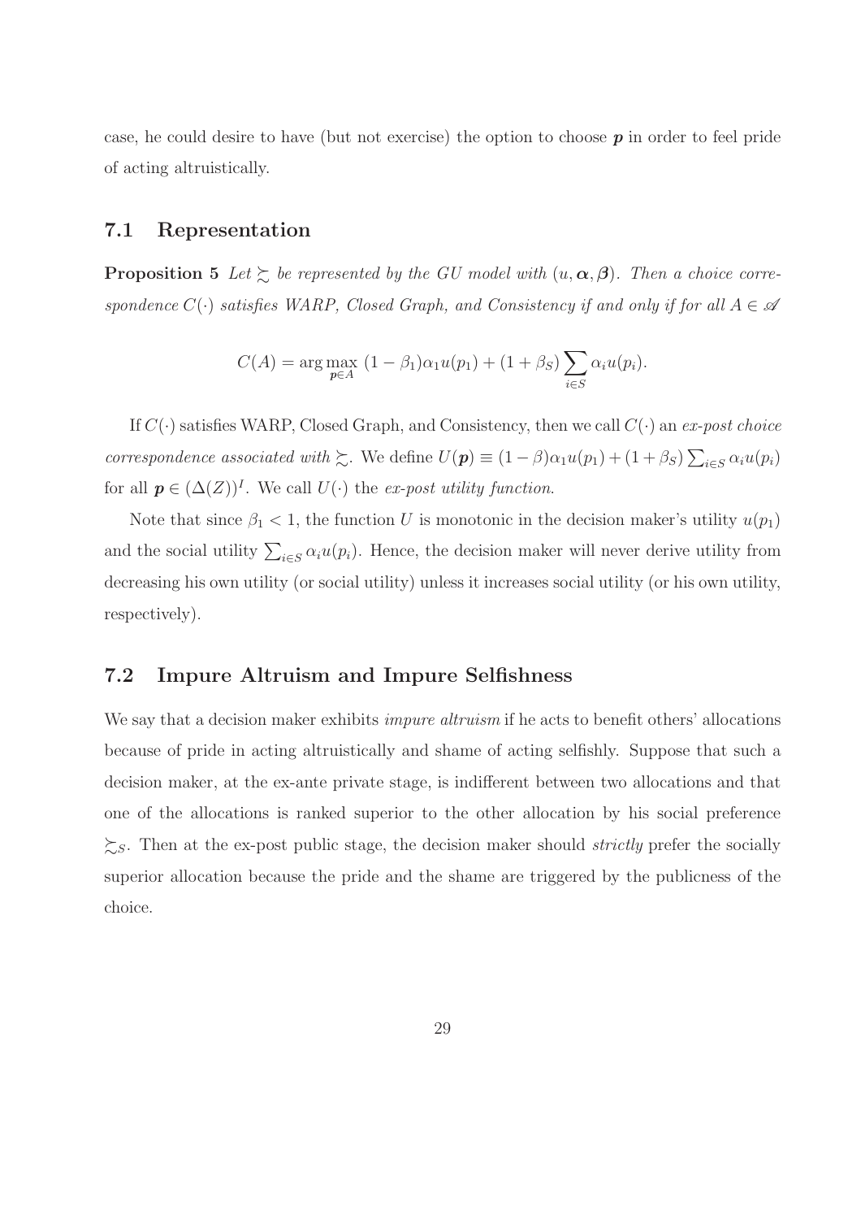case, he could desire to have (but not exercise) the option to choose $\boldsymbol{p}$ in order to feel pride of acting altruistically.

## 7.1 Representation

**Proposition 5** *Let $\succsim$ be represented by the GU model with $(u, \boldsymbol{\alpha}, \boldsymbol{\beta})$. Then a choice correspondence $C(\cdot)$ satisfies WARP, Closed Graph, and Consistency if and only if for all $A \in \mathscr{A}$*

$$C(A) = \arg\max_{\boldsymbol{p} \in A} \, (1 - \beta_1)\alpha_1 u(p_1) + (1 + \beta_S) \sum_{i \in S} \alpha_i u(p_i).$$

If $C(\cdot)$ satisfies WARP, Closed Graph, and Consistency, then we call $C(\cdot)$ an *ex-post choice correspondence associated with* $\succsim$. We define $U(\boldsymbol{p}) \equiv (1 - \beta)\alpha_1 u(p_1) + (1 + \beta_S) \sum_{i \in S} \alpha_i u(p_i)$ for all $\boldsymbol{p} \in (\Delta(Z))^I$. We call $U(\cdot)$ the *ex-post utility function*.

Note that since $\beta_1 < 1$, the function $U$ is monotonic in the decision maker's utility $u(p_1)$ and the social utility $\sum_{i \in S} \alpha_i u(p_i)$. Hence, the decision maker will never derive utility from decreasing his own utility (or social utility) unless it increases social utility (or his own utility, respectively).

## 7.2 Impure Altruism and Impure Selfishness

We say that a decision maker exhibits *impure altruism* if he acts to benefit others' allocations because of pride in acting altruistically and shame of acting selfishly. Suppose that such a decision maker, at the ex-ante private stage, is indifferent between two allocations and that one of the allocations is ranked superior to the other allocation by his social preference $\succsim_S$. Then at the ex-post public stage, the decision maker should *strictly* prefer the socially superior allocation because the pride and the shame are triggered by the publicness of the choice.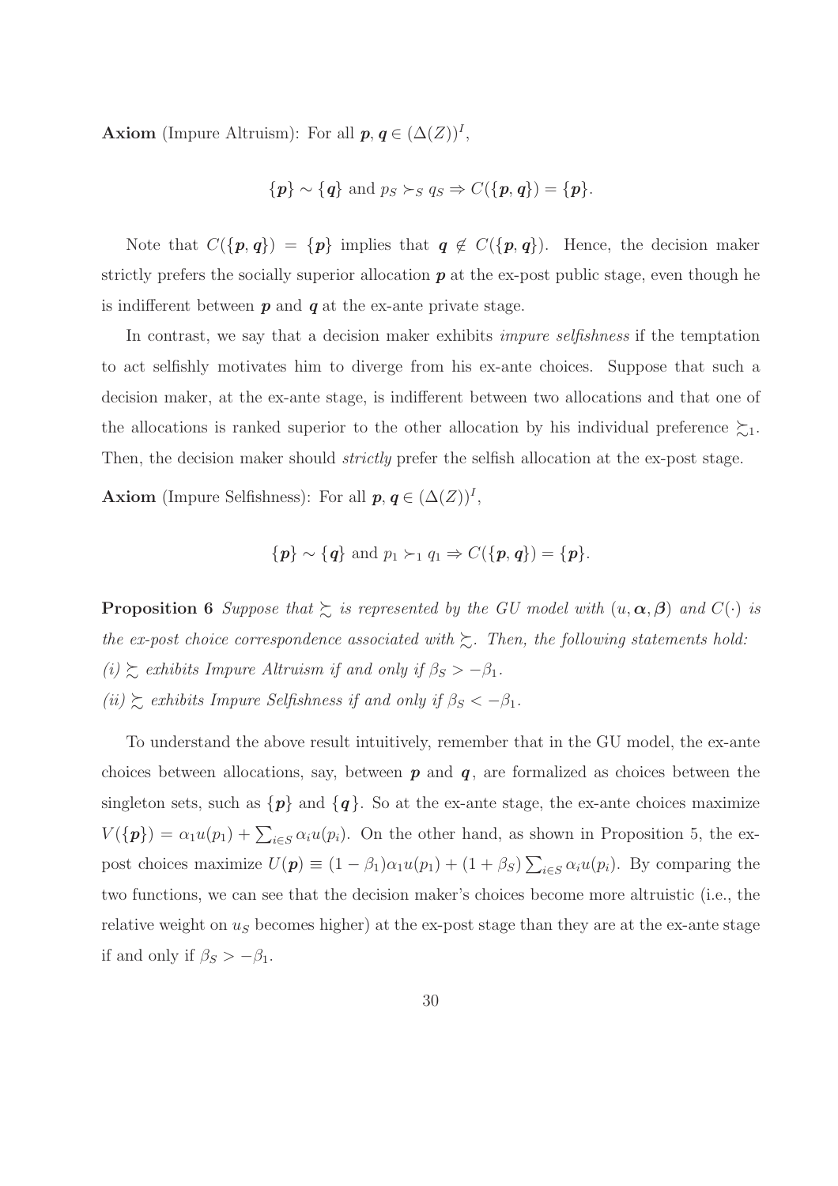**Axiom** (Impure Altruism): For all $\boldsymbol{p}, \boldsymbol{q} \in (\Delta(Z))^I$,

$$\{\boldsymbol{p}\} \sim \{\boldsymbol{q}\} \text{ and } p_S \succ_S q_S \Rightarrow C(\{\boldsymbol{p}, \boldsymbol{q}\}) = \{\boldsymbol{p}\}.$$

Note that $C(\{\boldsymbol{p}, \boldsymbol{q}\}) = \{\boldsymbol{p}\}$ implies that $\boldsymbol{q} \notin C(\{\boldsymbol{p}, \boldsymbol{q}\})$. Hence, the decision maker strictly prefers the socially superior allocation $\boldsymbol{p}$ at the ex-post public stage, even though he is indifferent between $\boldsymbol{p}$ and $\boldsymbol{q}$ at the ex-ante private stage.

In contrast, we say that a decision maker exhibits *impure selfishness* if the temptation to act selfishly motivates him to diverge from his ex-ante choices. Suppose that such a decision maker, at the ex-ante stage, is indifferent between two allocations and that one of the allocations is ranked superior to the other allocation by his individual preference $\succsim_1$. Then, the decision maker should *strictly* prefer the selfish allocation at the ex-post stage.

**Axiom** (Impure Selfishness): For all $\boldsymbol{p}, \boldsymbol{q} \in (\Delta(Z))^I$,

$$\{\boldsymbol{p}\} \sim \{\boldsymbol{q}\} \text{ and } p_1 \succ_1 q_1 \Rightarrow C(\{\boldsymbol{p}, \boldsymbol{q}\}) = \{\boldsymbol{p}\}.$$

**Proposition 6** *Suppose that $\succsim$ is represented by the GU model with $(u, \boldsymbol{\alpha}, \boldsymbol{\beta})$ and $C(\cdot)$ is the ex-post choice correspondence associated with $\succsim$. Then, the following statements hold:*
*(i) $\succsim$ exhibits Impure Altruism if and only if $\beta_S > -\beta_1$.*
*(ii) $\succsim$ exhibits Impure Selfishness if and only if $\beta_S < -\beta_1$.*

To understand the above result intuitively, remember that in the GU model, the ex-ante choices between allocations, say, between $\boldsymbol{p}$ and $\boldsymbol{q}$, are formalized as choices between the singleton sets, such as $\{\boldsymbol{p}\}$ and $\{\boldsymbol{q}\}$. So at the ex-ante stage, the ex-ante choices maximize $V(\{\boldsymbol{p}\}) = \alpha_1 u(p_1) + \sum_{i \in S} \alpha_i u(p_i)$. On the other hand, as shown in Proposition 5, the ex-post choices maximize $U(\boldsymbol{p}) \equiv (1 - \beta_1)\alpha_1 u(p_1) + (1 + \beta_S) \sum_{i \in S} \alpha_i u(p_i)$. By comparing the two functions, we can see that the decision maker's choices become more altruistic (i.e., the relative weight on $u_S$ becomes higher) at the ex-post stage than they are at the ex-ante stage if and only if $\beta_S > -\beta_1$.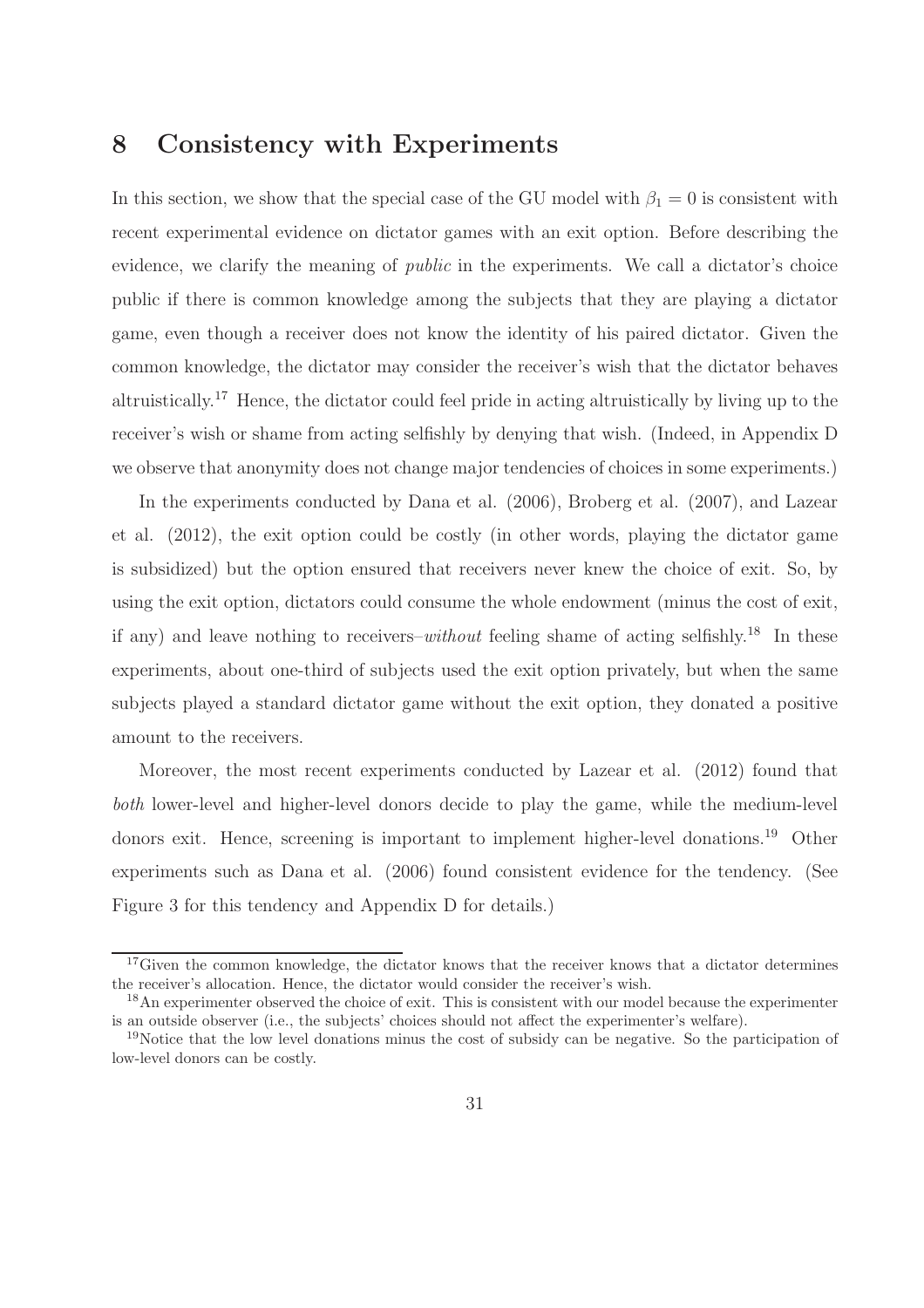## 8 Consistency with Experiments

In this section, we show that the special case of the GU model with $\beta_1 = 0$ is consistent with recent experimental evidence on dictator games with an exit option. Before describing the evidence, we clarify the meaning of *public* in the experiments. We call a dictator's choice public if there is common knowledge among the subjects that they are playing a dictator game, even though a receiver does not know the identity of his paired dictator. Given the common knowledge, the dictator may consider the receiver's wish that the dictator behaves altruistically.[17] Hence, the dictator could feel pride in acting altruistically by living up to the receiver's wish or shame from acting selfishly by denying that wish. (Indeed, in Appendix D we observe that anonymity does not change major tendencies of choices in some experiments.)

In the experiments conducted by Dana et al. (2006), Broberg et al. (2007), and Lazear et al. (2012), the exit option could be costly (in other words, playing the dictator game is subsidized) but the option ensured that receivers never knew the choice of exit. So, by using the exit option, dictators could consume the whole endowment (minus the cost of exit, if any) and leave nothing to receivers–*without* feeling shame of acting selfishly.[18] In these experiments, about one-third of subjects used the exit option privately, but when the same subjects played a standard dictator game without the exit option, they donated a positive amount to the receivers.

Moreover, the most recent experiments conducted by Lazear et al. (2012) found that *both* lower-level and higher-level donors decide to play the game, while the medium-level donors exit. Hence, screening is important to implement higher-level donations.[19] Other experiments such as Dana et al. (2006) found consistent evidence for the tendency. (See Figure 3 for this tendency and Appendix D for details.)

[17] Given the common knowledge, the dictator knows that the receiver knows that a dictator determines the receiver's allocation. Hence, the dictator would consider the receiver's wish.

[18] An experimenter observed the choice of exit. This is consistent with our model because the experimenter is an outside observer (i.e., the subjects' choices should not affect the experimenter's welfare).

[19] Notice that the low level donations minus the cost of subsidy can be negative. So the participation of low-level donors can be costly.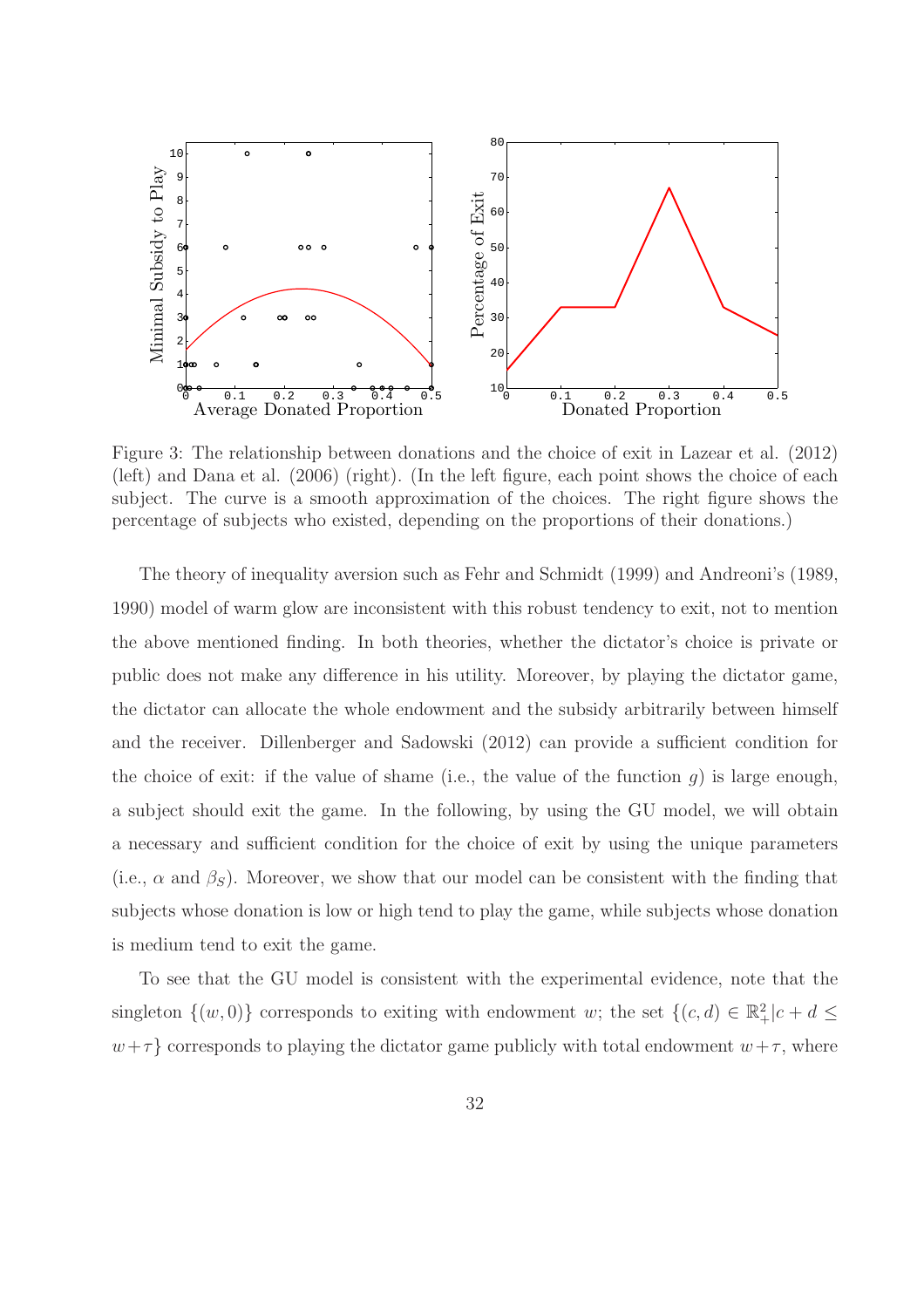Figure 3: The relationship between donations and the choice of exit in Lazear et al. (2012) (left) and Dana et al. (2006) (right). (In the left figure, each point shows the choice of each subject. The curve is a smooth approximation of the choices. The right figure shows the percentage of subjects who existed, depending on the proportions of their donations.)

The theory of inequality aversion such as Fehr and Schmidt (1999) and Andreoni's (1989, 1990) model of warm glow are inconsistent with this robust tendency to exit, not to mention the above mentioned finding. In both theories, whether the dictator's choice is private or public does not make any difference in his utility. Moreover, by playing the dictator game, the dictator can allocate the whole endowment and the subsidy arbitrarily between himself and the receiver. Dillenberger and Sadowski (2012) can provide a sufficient condition for the choice of exit: if the value of shame (i.e., the value of the function $g$) is large enough, a subject should exit the game. In the following, by using the GU model, we will obtain a necessary and sufficient condition for the choice of exit by using the unique parameters (i.e., $\alpha$ and $\beta_S$). Moreover, we show that our model can be consistent with the finding that subjects whose donation is low or high tend to play the game, while subjects whose donation is medium tend to exit the game.

To see that the GU model is consistent with the experimental evidence, note that the singleton $\{(w, 0)\}$ corresponds to exiting with endowment $w$; the set $\{(c, d) \in \mathbb{R}^2_+ | c + d \leq w + \tau\}$ corresponds to playing the dictator game publicly with total endowment $w + \tau$, where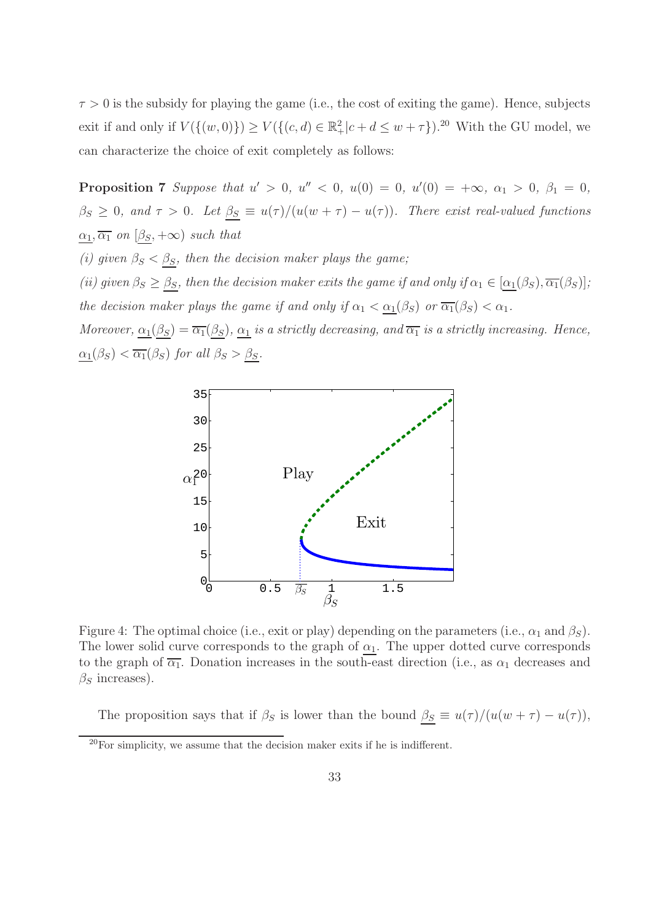$\tau > 0$ is the subsidy for playing the game (i.e., the cost of exiting the game). Hence, subjects exit if and only if $V(\{(w, 0)\}) \geq V(\{(c, d) \in \mathbb{R}^2_+ | c + d \leq w + \tau\})$.[20] With the GU model, we can characterize the choice of exit completely as follows:

**Proposition 7** *Suppose that $u' > 0$, $u'' < 0$, $u(0) = 0$, $u'(0) = +\infty$, $\alpha_1 > 0$, $\beta_1 = 0$, $\beta_S \geq 0$, and $\tau > 0$. Let $\underline{\beta_S} \equiv u(\tau)/(u(w + \tau) - u(\tau))$. There exist real-valued functions $\underline{\alpha_1}, \overline{\alpha_1}$ on $[\underline{\beta_S}, +\infty)$ such that*

*(i) given $\beta_S < \underline{\beta_S}$, then the decision maker plays the game;*

*(ii) given $\beta_S \geq \underline{\beta_S}$, then the decision maker exits the game if and only if $\alpha_1 \in [\underline{\alpha_1}(\beta_S), \overline{\alpha_1}(\beta_S)]$; the decision maker plays the game if and only if $\alpha_1 < \underline{\alpha_1}(\beta_S)$ or $\overline{\alpha_1}(\beta_S) < \alpha_1$.*

*Moreover, $\underline{\alpha_1}(\underline{\beta_S}) = \overline{\alpha_1}(\underline{\beta_S})$, $\underline{\alpha_1}$ is a strictly decreasing, and $\overline{\alpha_1}$ is a strictly increasing. Hence, $\underline{\alpha_1}(\beta_S) < \overline{\alpha_1}(\beta_S)$ for all $\beta_S > \underline{\beta_S}$.*

Figure 4: The optimal choice (i.e., exit or play) depending on the parameters (i.e., $\alpha_1$ and $\beta_S$). The lower solid curve corresponds to the graph of $\underline{\alpha_1}$. The upper dotted curve corresponds to the graph of $\overline{\alpha_1}$. Donation increases in the south-east direction (i.e., as $\alpha_1$ decreases and $\beta_S$ increases).

The proposition says that if $\beta_S$ is lower than the bound $\underline{\beta_S} \equiv u(\tau)/(u(w + \tau) - u(\tau))$,

[20] For simplicity, we assume that the decision maker exits if he is indifferent.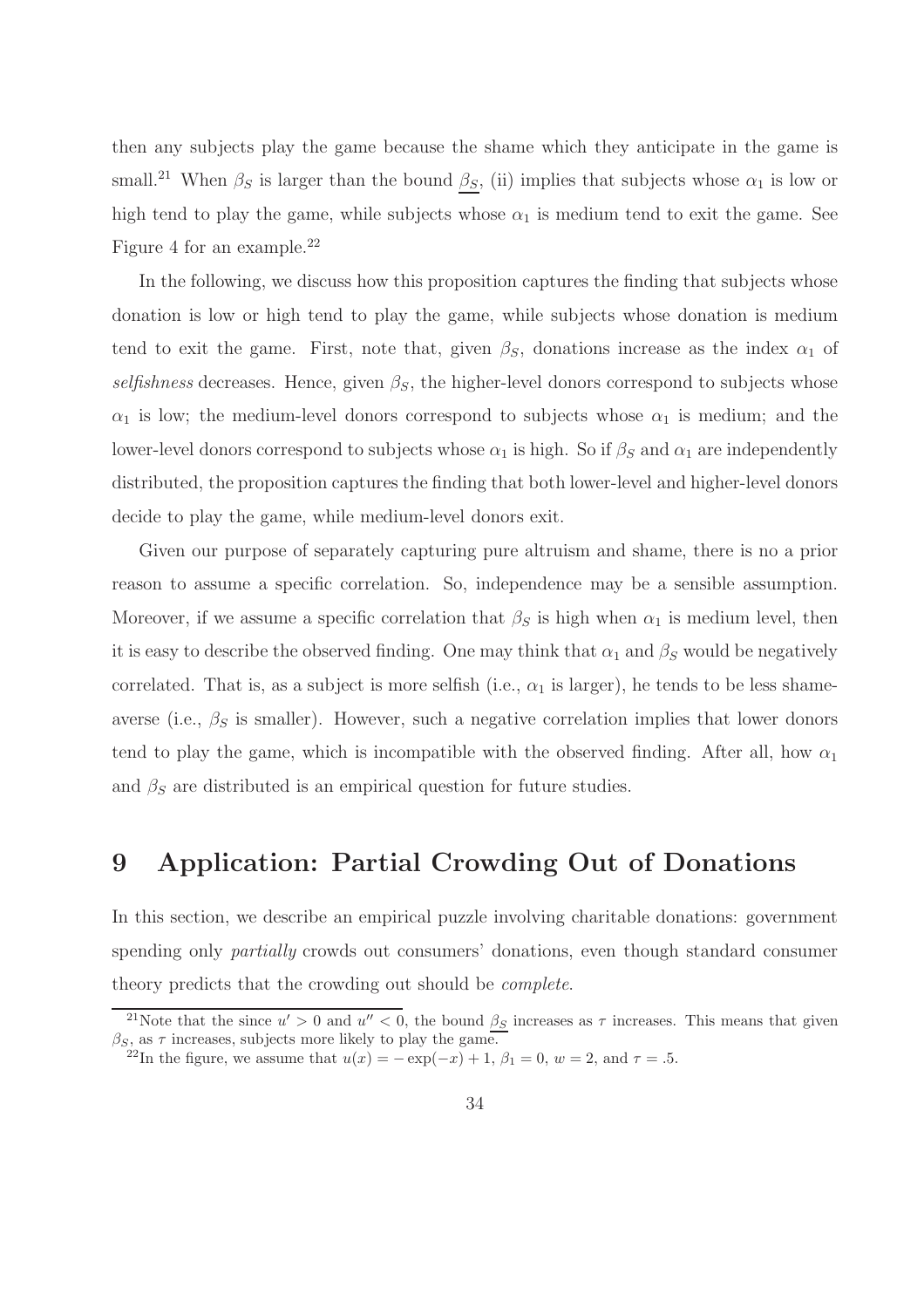then any subjects play the game because the shame which they anticipate in the game is small.[21] When $\beta_S$ is larger than the bound $\underline{\beta_S}$, (ii) implies that subjects whose $\alpha_1$ is low or high tend to play the game, while subjects whose $\alpha_1$ is medium tend to exit the game. See Figure 4 for an example.[22]

In the following, we discuss how this proposition captures the finding that subjects whose donation is low or high tend to play the game, while subjects whose donation is medium tend to exit the game. First, note that, given $\beta_S$, donations increase as the index $\alpha_1$ of *selfishness* decreases. Hence, given $\beta_S$, the higher-level donors correspond to subjects whose $\alpha_1$ is low; the medium-level donors correspond to subjects whose $\alpha_1$ is medium; and the lower-level donors correspond to subjects whose $\alpha_1$ is high. So if $\beta_S$ and $\alpha_1$ are independently distributed, the proposition captures the finding that both lower-level and higher-level donors decide to play the game, while medium-level donors exit.

Given our purpose of separately capturing pure altruism and shame, there is no a prior reason to assume a specific correlation. So, independence may be a sensible assumption. Moreover, if we assume a specific correlation that $\beta_S$ is high when $\alpha_1$ is medium level, then it is easy to describe the observed finding. One may think that $\alpha_1$ and $\beta_S$ would be negatively correlated. That is, as a subject is more selfish (i.e., $\alpha_1$ is larger), he tends to be less shame-averse (i.e., $\beta_S$ is smaller). However, such a negative correlation implies that lower donors tend to play the game, which is incompatible with the observed finding. After all, how $\alpha_1$ and $\beta_S$ are distributed is an empirical question for future studies.

# 9 Application: Partial Crowding Out of Donations

In this section, we describe an empirical puzzle involving charitable donations: government spending only *partially* crowds out consumers' donations, even though standard consumer theory predicts that the crowding out should be *complete*.

[21] Note that the since $u' > 0$ and $u'' < 0$, the bound $\underline{\beta_S}$ increases as $\tau$ increases. This means that given $\beta_S$, as $\tau$ increases, subjects more likely to play the game.

[22] In the figure, we assume that $u(x) = -\exp(-x) + 1$, $\beta_1 = 0$, $w = 2$, and $\tau = .5$.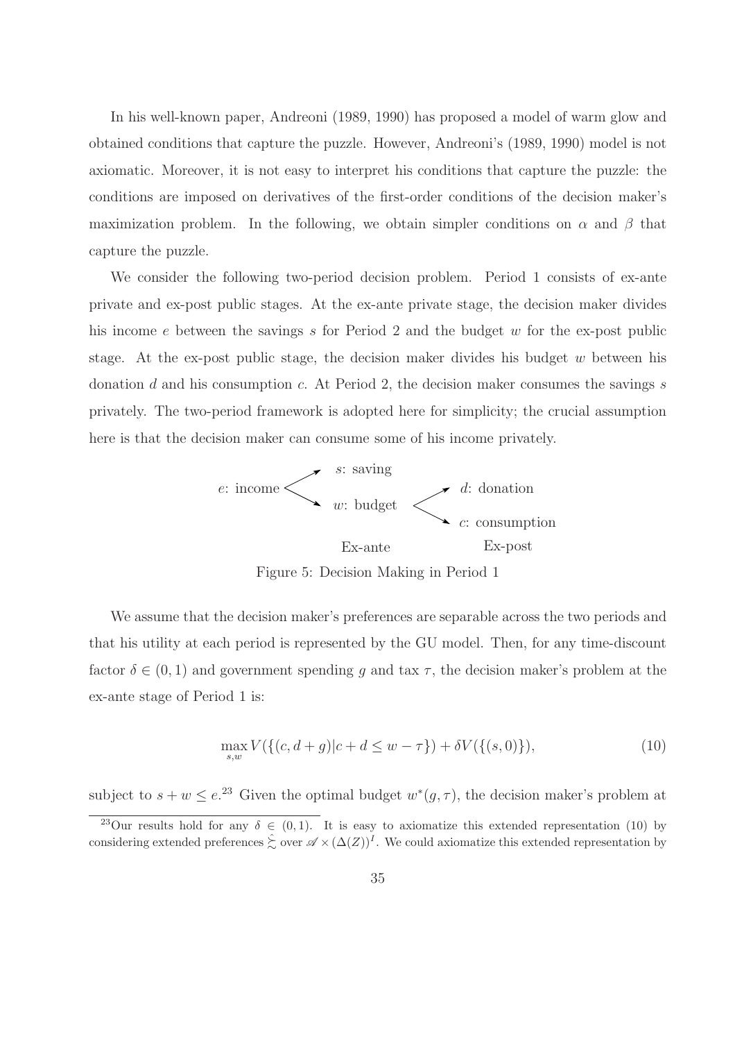In his well-known paper, Andreoni (1989, 1990) has proposed a model of warm glow and obtained conditions that capture the puzzle. However, Andreoni's (1989, 1990) model is not axiomatic. Moreover, it is not easy to interpret his conditions that capture the puzzle: the conditions are imposed on derivatives of the first-order conditions of the decision maker's maximization problem. In the following, we obtain simpler conditions on $\alpha$ and $\beta$ that capture the puzzle.

We consider the following two-period decision problem. Period 1 consists of ex-ante private and ex-post public stages. At the ex-ante private stage, the decision maker divides his income $e$ between the savings $s$ for Period 2 and the budget $w$ for the ex-post public stage. At the ex-post public stage, the decision maker divides his budget $w$ between his donation $d$ and his consumption $c$. At Period 2, the decision maker consumes the savings $s$ privately. The two-period framework is adopted here for simplicity; the crucial assumption here is that the decision maker can consume some of his income privately.

$e$: income → $s$: saving; $w$: budget → $d$: donation; $c$: consumption

Ex-ante | Ex-post

Figure 5: Decision Making in Period 1

We assume that the decision maker's preferences are separable across the two periods and that his utility at each period is represented by the GU model. Then, for any time-discount factor $\delta \in (0, 1)$ and government spending $g$ and tax $\tau$, the decision maker's problem at the ex-ante stage of Period 1 is:

$$\max_{s,w} V(\{(c, d + g)|c + d \leq w - \tau\}) + \delta V(\{(s, 0)\}), \tag{10}$$

subject to $s + w \leq e$.[23] Given the optimal budget $w^*(g, \tau)$, the decision maker's problem at

[23] Our results hold for any $\delta \in (0, 1)$. It is easy to axiomatize this extended representation (10) by considering extended preferences $\hat{\succsim}$ over $\mathscr{A} \times (\Delta(Z))^I$. We could axiomatize this extended representation by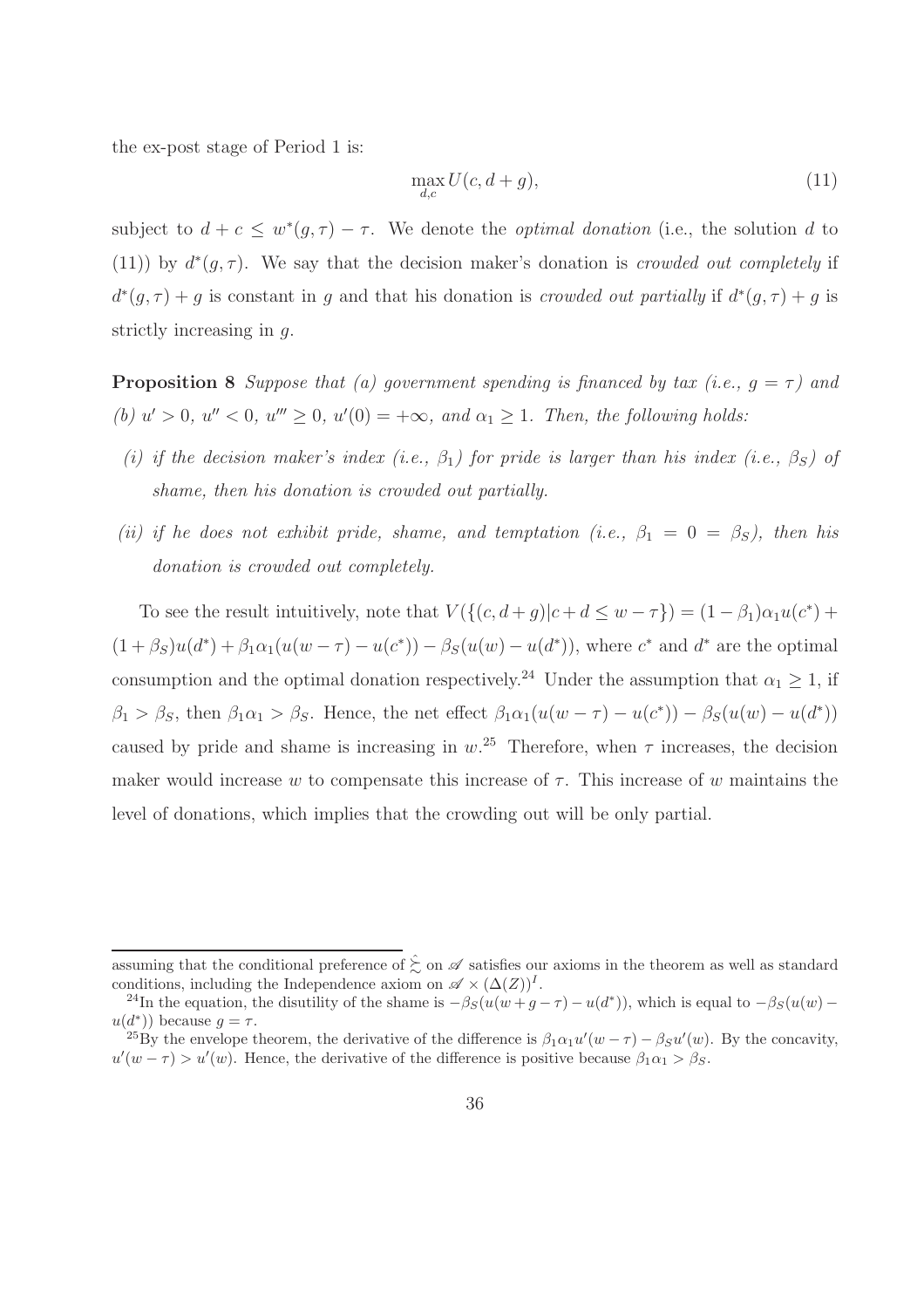the ex-post stage of Period 1 is:

$$\max_{d,c} U(c, d+g), \tag{11}$$

subject to $d + c \leq w^*(g,\tau) - \tau$. We denote the *optimal donation* (i.e., the solution $d$ to (11)) by $d^*(g,\tau)$. We say that the decision maker's donation is *crowded out completely* if $d^*(g,\tau) + g$ is constant in $g$ and that his donation is *crowded out partially* if $d^*(g,\tau) + g$ is strictly increasing in $g$.

**Proposition 8** *Suppose that (a) government spending is financed by tax (i.e., $g = \tau$) and (b) $u' > 0$, $u'' < 0$, $u''' \geq 0$, $u'(0) = +\infty$, and $\alpha_1 \geq 1$. Then, the following holds:*

- *(i) if the decision maker's index (i.e., $\beta_1$) for pride is larger than his index (i.e., $\beta_S$) of shame, then his donation is crowded out partially.*
- *(ii) if he does not exhibit pride, shame, and temptation (i.e., $\beta_1 = 0 = \beta_S$), then his donation is crowded out completely.*

To see the result intuitively, note that $V(\{(c, d+g) | c + d \leq w - \tau\}) = (1-\beta_1)\alpha_1 u(c^*) + (1+\beta_S)u(d^*) + \beta_1\alpha_1(u(w-\tau) - u(c^*)) - \beta_S(u(w) - u(d^*))$, where $c^*$ and $d^*$ are the optimal consumption and the optimal donation respectively.[24] Under the assumption that $\alpha_1 \geq 1$, if $\beta_1 > \beta_S$, then $\beta_1\alpha_1 > \beta_S$. Hence, the net effect $\beta_1\alpha_1(u(w-\tau) - u(c^*)) - \beta_S(u(w) - u(d^*))$ caused by pride and shame is increasing in $w$.[25] Therefore, when $\tau$ increases, the decision maker would increase $w$ to compensate this increase of $\tau$. This increase of $w$ maintains the level of donations, which implies that the crowding out will be only partial.

---

assuming that the conditional preference of $\hat{\succsim}$ on $\mathscr{A}$ satisfies our axioms in the theorem as well as standard conditions, including the Independence axiom on $\mathscr{A} \times (\Delta(Z))^I$.

[24] In the equation, the disutility of the shame is $-\beta_S(u(w+g-\tau) - u(d^*))$, which is equal to $-\beta_S(u(w) - u(d^*))$ because $g = \tau$.

[25] By the envelope theorem, the derivative of the difference is $\beta_1\alpha_1 u'(w-\tau) - \beta_S u'(w)$. By the concavity, $u'(w-\tau) > u'(w)$. Hence, the derivative of the difference is positive because $\beta_1\alpha_1 > \beta_S$.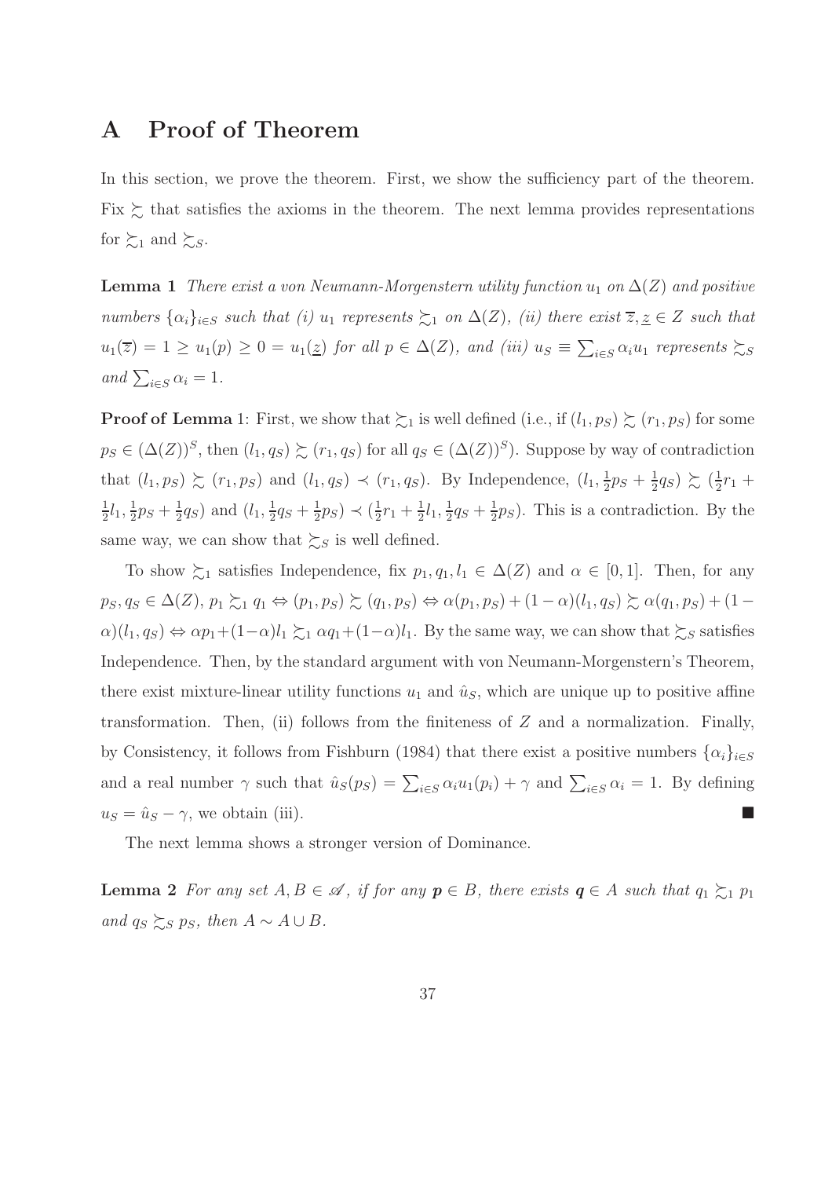# A Proof of Theorem

In this section, we prove the theorem. First, we show the sufficiency part of the theorem. Fix $\succsim$ that satisfies the axioms in the theorem. The next lemma provides representations for $\succsim_1$ and $\succsim_S$.

**Lemma 1** *There exist a von Neumann-Morgenstern utility function $u_1$ on $\Delta(Z)$ and positive numbers $\{\alpha_i\}_{i \in S}$ such that (i) $u_1$ represents $\succsim_1$ on $\Delta(Z)$, (ii) there exist $\overline{z}, \underline{z} \in Z$ such that $u_1(\overline{z}) = 1 \geq u_1(p) \geq 0 = u_1(\underline{z})$ for all $p \in \Delta(Z)$, and (iii) $u_S \equiv \sum_{i \in S} \alpha_i u_1$ represents $\succsim_S$ and $\sum_{i \in S} \alpha_i = 1$.*

**Proof of Lemma** 1: First, we show that $\succsim_1$ is well defined (i.e., if $(l_1, p_S) \succsim (r_1, p_S)$ for some $p_S \in (\Delta(Z))^S$, then $(l_1, q_S) \succsim (r_1, q_S)$ for all $q_S \in (\Delta(Z))^S$). Suppose by way of contradiction that $(l_1, p_S) \succsim (r_1, p_S)$ and $(l_1, q_S) \prec (r_1, q_S)$. By Independence, $(l_1, \frac{1}{2}p_S + \frac{1}{2}q_S) \succsim (\frac{1}{2}r_1 + \frac{1}{2}l_1, \frac{1}{2}p_S + \frac{1}{2}q_S)$ and $(l_1, \frac{1}{2}q_S + \frac{1}{2}p_S) \prec (\frac{1}{2}r_1 + \frac{1}{2}l_1, \frac{1}{2}q_S + \frac{1}{2}p_S)$. This is a contradiction. By the same way, we can show that $\succsim_S$ is well defined.

To show $\succsim_1$ satisfies Independence, fix $p_1, q_1, l_1 \in \Delta(Z)$ and $\alpha \in [0, 1]$. Then, for any $p_S, q_S \in \Delta(Z)$, $p_1 \succsim_1 q_1 \Leftrightarrow (p_1, p_S) \succsim (q_1, p_S) \Leftrightarrow \alpha(p_1, p_S) + (1-\alpha)(l_1, q_S) \succsim \alpha(q_1, p_S) + (1-\alpha)(l_1, q_S) \Leftrightarrow \alpha p_1 + (1-\alpha)l_1 \succsim_1 \alpha q_1 + (1-\alpha)l_1$. By the same way, we can show that $\succsim_S$ satisfies Independence. Then, by the standard argument with von Neumann-Morgenstern's Theorem, there exist mixture-linear utility functions $u_1$ and $\hat{u}_S$, which are unique up to positive affine transformation. Then, (ii) follows from the finiteness of $Z$ and a normalization. Finally, by Consistency, it follows from Fishburn (1984) that there exist a positive numbers $\{\alpha_i\}_{i \in S}$ and a real number $\gamma$ such that $\hat{u}_S(p_S) = \sum_{i \in S} \alpha_i u_1(p_i) + \gamma$ and $\sum_{i \in S} \alpha_i = 1$. By defining $u_S = \hat{u}_S - \gamma$, we obtain (iii). ■

The next lemma shows a stronger version of Dominance.

**Lemma 2** *For any set $A, B \in \mathscr{A}$, if for any $\boldsymbol{p} \in B$, there exists $\boldsymbol{q} \in A$ such that $q_1 \succsim_1 p_1$ and $q_S \succsim_S p_S$, then $A \sim A \cup B$.*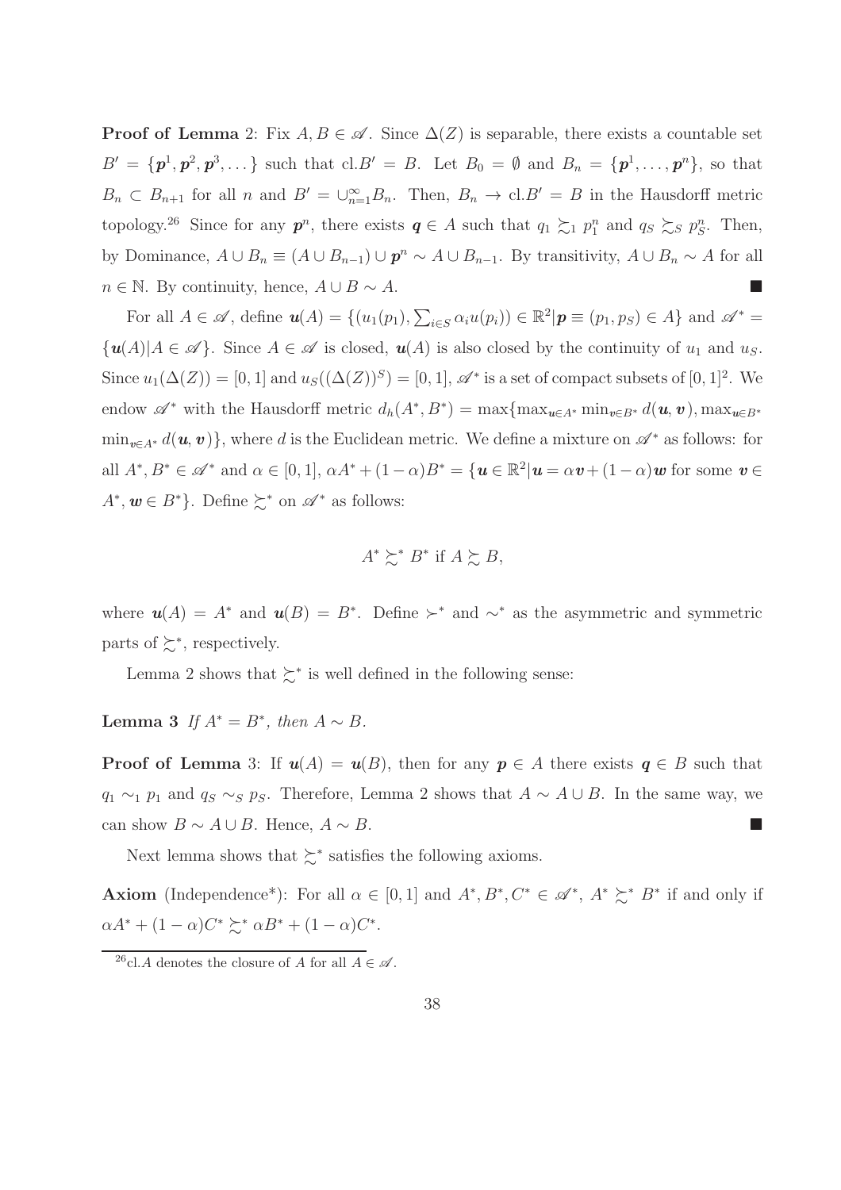**Proof of Lemma** 2: Fix $A, B \in \mathscr{A}$. Since $\Delta(Z)$ is separable, there exists a countable set $B' = \{\boldsymbol{p}^1, \boldsymbol{p}^2, \boldsymbol{p}^3, \dots\}$ such that $\text{cl}.B' = B$. Let $B_0 = \emptyset$ and $B_n = \{\boldsymbol{p}^1, \dots, \boldsymbol{p}^n\}$, so that $B_n \subset B_{n+1}$ for all $n$ and $B' = \cup_{n=1}^{\infty} B_n$. Then, $B_n \to \text{cl}.B' = B$ in the Hausdorff metric topology.[26] Since for any $\boldsymbol{p}^n$, there exists $\boldsymbol{q} \in A$ such that $q_1 \succsim_1 p_1^n$ and $q_S \succsim_S p_S^n$. Then, by Dominance, $A \cup B_n \equiv (A \cup B_{n-1}) \cup \boldsymbol{p}^n \sim A \cup B_{n-1}$. By transitivity, $A \cup B_n \sim A$ for all $n \in \mathbb{N}$. By continuity, hence, $A \cup B \sim A$. ■

For all $A \in \mathscr{A}$, define $\boldsymbol{u}(A) = \{(u_1(p_1), \sum_{i \in S} \alpha_i u(p_i)) \in \mathbb{R}^2 | \boldsymbol{p} \equiv (p_1, p_S) \in A\}$ and $\mathscr{A}^* = \{\boldsymbol{u}(A) | A \in \mathscr{A}\}$. Since $A \in \mathscr{A}$ is closed, $\boldsymbol{u}(A)$ is also closed by the continuity of $u_1$ and $u_S$. Since $u_1(\Delta(Z)) = [0, 1]$ and $u_S((\Delta(Z))^S) = [0, 1]$, $\mathscr{A}^*$ is a set of compact subsets of $[0, 1]^2$. We endow $\mathscr{A}^*$ with the Hausdorff metric $d_h(A^*, B^*) = \max\{\max_{\boldsymbol{u} \in A^*} \min_{\boldsymbol{v} \in B^*} d(\boldsymbol{u}, \boldsymbol{v}), \max_{\boldsymbol{u} \in B^*} \min_{\boldsymbol{v} \in A^*} d(\boldsymbol{u}, \boldsymbol{v})\}$, where $d$ is the Euclidean metric. We define a mixture on $\mathscr{A}^*$ as follows: for all $A^*, B^* \in \mathscr{A}^*$ and $\alpha \in [0, 1]$, $\alpha A^* + (1 - \alpha) B^* = \{\boldsymbol{u} \in \mathbb{R}^2 | \boldsymbol{u} = \alpha \boldsymbol{v} + (1 - \alpha) \boldsymbol{w}$ for some $\boldsymbol{v} \in A^*, \boldsymbol{w} \in B^*\}$. Define $\succsim^*$ on $\mathscr{A}^*$ as follows:

$$A^* \succsim^* B^* \text{ if } A \succsim B,$$

where $\boldsymbol{u}(A) = A^*$ and $\boldsymbol{u}(B) = B^*$. Define $\succ^*$ and $\sim^*$ as the asymmetric and symmetric parts of $\succsim^*$, respectively.

Lemma 2 shows that $\succsim^*$ is well defined in the following sense:

**Lemma 3** *If $A^* = B^*$, then $A \sim B$.*

**Proof of Lemma** 3: If $\boldsymbol{u}(A) = \boldsymbol{u}(B)$, then for any $\boldsymbol{p} \in A$ there exists $\boldsymbol{q} \in B$ such that $q_1 \sim_1 p_1$ and $q_S \sim_S p_S$. Therefore, Lemma 2 shows that $A \sim A \cup B$. In the same way, we can show $B \sim A \cup B$. Hence, $A \sim B$. ■

Next lemma shows that $\succsim^*$ satisfies the following axioms.

**Axiom** (Independence*): For all $\alpha \in [0, 1]$ and $A^*, B^*, C^* \in \mathscr{A}^*$, $A^* \succsim^* B^*$ if and only if $\alpha A^* + (1 - \alpha) C^* \succsim^* \alpha B^* + (1 - \alpha) C^*$.

[26] cl.$A$ denotes the closure of $A$ for all $A \in \mathscr{A}$.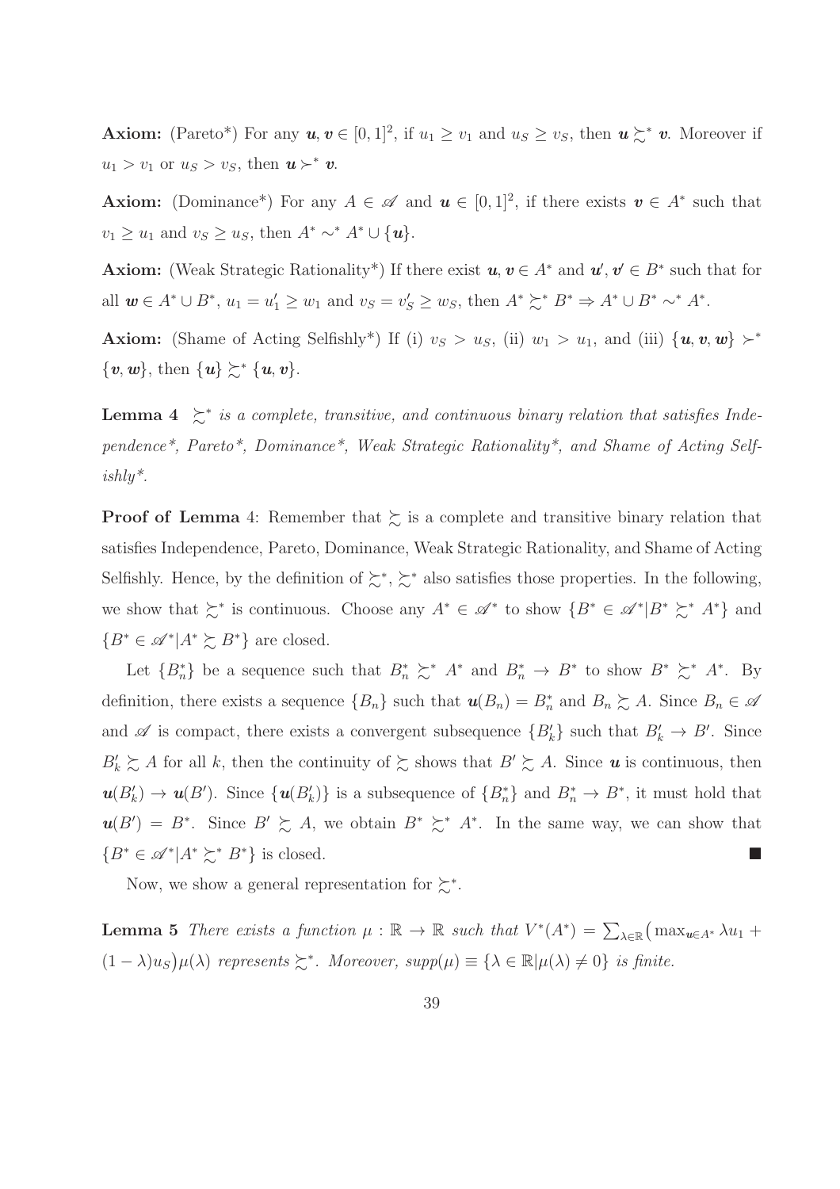**Axiom:** (Pareto*) For any $\boldsymbol{u}, \boldsymbol{v} \in [0,1]^2$, if $u_1 \geq v_1$ and $u_S \geq v_S$, then $\boldsymbol{u} \succsim^* \boldsymbol{v}$. Moreover if $u_1 > v_1$ or $u_S > v_S$, then $\boldsymbol{u} \succ^* \boldsymbol{v}$.

**Axiom:** (Dominance*) For any $A \in \mathscr{A}$ and $\boldsymbol{u} \in [0,1]^2$, if there exists $\boldsymbol{v} \in A^*$ such that $v_1 \geq u_1$ and $v_S \geq u_S$, then $A^* \sim^* A^* \cup \{\boldsymbol{u}\}$.

**Axiom:** (Weak Strategic Rationality*) If there exist $\boldsymbol{u}, \boldsymbol{v} \in A^*$ and $\boldsymbol{u'}, \boldsymbol{v'} \in B^*$ such that for all $\boldsymbol{w} \in A^* \cup B^*$, $u_1 = u'_1 \geq w_1$ and $v_S = v'_S \geq w_S$, then $A^* \succsim^* B^* \Rightarrow A^* \cup B^* \sim^* A^*$.

**Axiom:** (Shame of Acting Selfishly*) If (i) $v_S > u_S$, (ii) $w_1 > u_1$, and (iii) $\{\boldsymbol{u}, \boldsymbol{v}, \boldsymbol{w}\} \succ^* \{\boldsymbol{v}, \boldsymbol{w}\}$, then $\{\boldsymbol{u}\} \succsim^* \{\boldsymbol{u}, \boldsymbol{v}\}$.

**Lemma 4** *$\succsim^*$ is a complete, transitive, and continuous binary relation that satisfies Independence*, Pareto*, Dominance*, Weak Strategic Rationality*, and Shame of Acting Selfishly*.*

**Proof of Lemma** 4: Remember that $\succsim$ is a complete and transitive binary relation that satisfies Independence, Pareto, Dominance, Weak Strategic Rationality, and Shame of Acting Selfishly. Hence, by the definition of $\succsim^*$, $\succsim^*$ also satisfies those properties. In the following, we show that $\succsim^*$ is continuous. Choose any $A^* \in \mathscr{A}^*$ to show $\{B^* \in \mathscr{A}^* | B^* \succsim^* A^*\}$ and $\{B^* \in \mathscr{A}^* | A^* \succsim B^*\}$ are closed.

Let $\{B^*_n\}$ be a sequence such that $B^*_n \succsim^* A^*$ and $B^*_n \to B^*$ to show $B^* \succsim^* A^*$. By definition, there exists a sequence $\{B_n\}$ such that $\boldsymbol{u}(B_n) = B^*_n$ and $B_n \succsim A$. Since $B_n \in \mathscr{A}$ and $\mathscr{A}$ is compact, there exists a convergent subsequence $\{B'_k\}$ such that $B'_k \to B'$. Since $B'_k \succsim A$ for all $k$, then the continuity of $\succsim$ shows that $B' \succsim A$. Since $\boldsymbol{u}$ is continuous, then $\boldsymbol{u}(B'_k) \to \boldsymbol{u}(B')$. Since $\{\boldsymbol{u}(B'_k)\}$ is a subsequence of $\{B^*_n\}$ and $B^*_n \to B^*$, it must hold that $\boldsymbol{u}(B') = B^*$. Since $B' \succsim A$, we obtain $B^* \succsim^* A^*$. In the same way, we can show that $\{B^* \in \mathscr{A}^* | A^* \succsim^* B^*\}$ is closed. ■

Now, we show a general representation for $\succsim^*$.

**Lemma 5** *There exists a function $\mu : \mathbb{R} \to \mathbb{R}$ such that $V^*(A^*) = \sum_{\lambda \in \mathbb{R}} \big( \max_{\boldsymbol{u} \in A^*} \lambda u_1 + (1-\lambda) u_S \big) \mu(\lambda)$ represents $\succsim^*$. Moreover, $supp(\mu) \equiv \{\lambda \in \mathbb{R} | \mu(\lambda) \neq 0\}$ is finite.*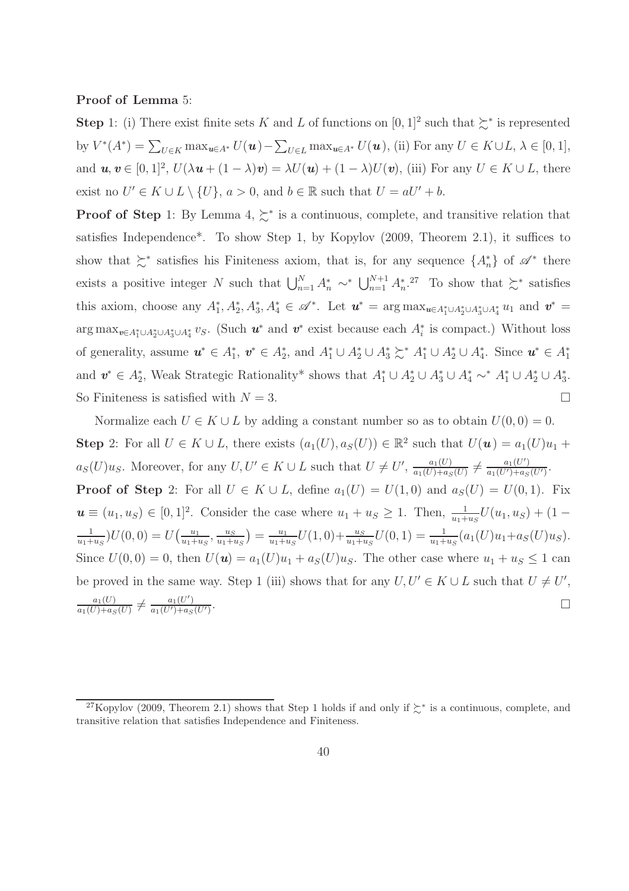**Proof of Lemma** 5:

**Step** 1: (i) There exist finite sets $K$ and $L$ of functions on $[0,1]^2$ such that $\succsim^*$ is represented by $V^*(A^*) = \sum_{U \in K} \max_{\boldsymbol{u} \in A^*} U(\boldsymbol{u}) - \sum_{U \in L} \max_{\boldsymbol{u} \in A^*} U(\boldsymbol{u})$, (ii) For any $U \in K \cup L$, $\lambda \in [0,1]$, and $\boldsymbol{u}, \boldsymbol{v} \in [0,1]^2$, $U(\lambda \boldsymbol{u} + (1-\lambda)\boldsymbol{v}) = \lambda U(\boldsymbol{u}) + (1-\lambda)U(\boldsymbol{v})$, (iii) For any $U \in K \cup L$, there exist no $U' \in K \cup L \setminus \{U\}$, $a > 0$, and $b \in \mathbb{R}$ such that $U = aU' + b$.

**Proof of Step** 1: By Lemma 4, $\succsim^*$ is a continuous, complete, and transitive relation that satisfies Independence*. To show Step 1, by Kopylov (2009, Theorem 2.1), it suffices to show that $\succsim^*$ satisfies his Finiteness axiom, that is, for any sequence $\{A^*_n\}$ of $\mathscr{A}^*$ there exists a positive integer $N$ such that $\bigcup_{n=1}^{N} A^*_n \sim^* \bigcup_{n=1}^{N+1} A^*_n$.[27] To show that $\succsim^*$ satisfies this axiom, choose any $A^*_1, A^*_2, A^*_3, A^*_4 \in \mathscr{A}^*$. Let $\boldsymbol{u}^* = \arg\max_{\boldsymbol{u} \in A^*_1 \cup A^*_2 \cup A^*_3 \cup A^*_4} u_1$ and $\boldsymbol{v}^* = \arg\max_{\boldsymbol{v} \in A^*_1 \cup A^*_2 \cup A^*_3 \cup A^*_4} v_S$. (Such $\boldsymbol{u}^*$ and $\boldsymbol{v}^*$ exist because each $A^*_i$ is compact.) Without loss of generality, assume $\boldsymbol{u}^* \in A^*_1$, $\boldsymbol{v}^* \in A^*_2$, and $A^*_1 \cup A^*_2 \cup A^*_3 \succsim^* A^*_1 \cup A^*_2 \cup A^*_4$. Since $\boldsymbol{u}^* \in A^*_1$ and $\boldsymbol{v}^* \in A^*_2$, Weak Strategic Rationality* shows that $A^*_1 \cup A^*_2 \cup A^*_3 \cup A^*_4 \sim^* A^*_1 \cup A^*_2 \cup A^*_3$. So Finiteness is satisfied with $N = 3$. $\square$

Normalize each $U \in K \cup L$ by adding a constant number so as to obtain $U(0,0) = 0$.

**Step** 2: For all $U \in K \cup L$, there exists $(a_1(U), a_S(U)) \in \mathbb{R}^2$ such that $U(\boldsymbol{u}) = a_1(U)u_1 + a_S(U)u_S$. Moreover, for any $U, U' \in K \cup L$ such that $U \neq U'$, $\frac{a_1(U)}{a_1(U)+a_S(U)} \neq \frac{a_1(U')}{a_1(U')+a_S(U')}$.

**Proof of Step** 2: For all $U \in K \cup L$, define $a_1(U) = U(1,0)$ and $a_S(U) = U(0,1)$. Fix $\boldsymbol{u} \equiv (u_1, u_S) \in [0,1]^2$. Consider the case where $u_1 + u_S \geq 1$. Then, $\frac{1}{u_1+u_S}U(u_1,u_S) + (1 - \frac{1}{u_1+u_S})U(0,0) = U\big(\frac{u_1}{u_1+u_S}, \frac{u_S}{u_1+u_S}\big) = \frac{u_1}{u_1+u_S}U(1,0) + \frac{u_S}{u_1+u_S}U(0,1) = \frac{1}{u_1+u_S}(a_1(U)u_1 + a_S(U)u_S)$. Since $U(0,0) = 0$, then $U(\boldsymbol{u}) = a_1(U)u_1 + a_S(U)u_S$. The other case where $u_1 + u_S \leq 1$ can be proved in the same way. Step 1 (iii) shows that for any $U, U' \in K \cup L$ such that $U \neq U'$, $\frac{a_1(U)}{a_1(U)+a_S(U)} \neq \frac{a_1(U')}{a_1(U')+a_S(U')}$. $\square$

---

[27] Kopylov (2009, Theorem 2.1) shows that Step 1 holds if and only if $\succsim^*$ is a continuous, complete, and transitive relation that satisfies Independence and Finiteness.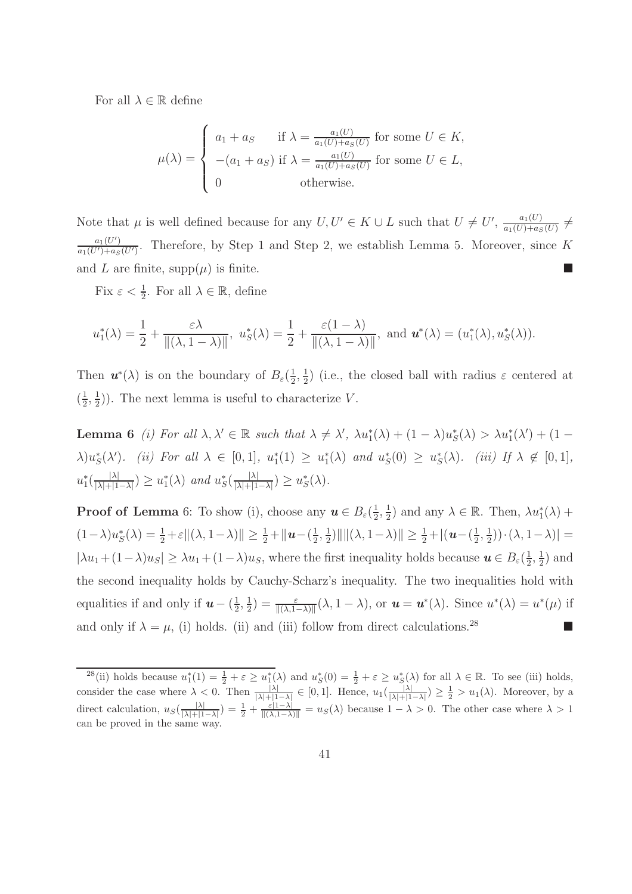For all $\lambda \in \mathbb{R}$ define

$$\mu(\lambda) = \begin{cases} a_1 + a_S & \text{if } \lambda = \frac{a_1(U)}{a_1(U)+a_S(U)} \text{ for some } U \in K, \\ -(a_1 + a_S) & \text{if } \lambda = \frac{a_1(U)}{a_1(U)+a_S(U)} \text{ for some } U \in L, \\ 0 & \text{otherwise.} \end{cases}$$

Note that $\mu$ is well defined because for any $U, U' \in K \cup L$ such that $U \neq U'$, $\frac{a_1(U)}{a_1(U)+a_S(U)} \neq \frac{a_1(U')}{a_1(U')+a_S(U')}$. Therefore, by Step 1 and Step 2, we establish Lemma 5. Moreover, since $K$ and $L$ are finite, $\text{supp}(\mu)$ is finite. ■

Fix $\varepsilon < \frac{1}{2}$. For all $\lambda \in \mathbb{R}$, define

$$u_1^*(\lambda) = \frac{1}{2} + \frac{\varepsilon \lambda}{\|(\lambda, 1-\lambda)\|}, \ u_S^*(\lambda) = \frac{1}{2} + \frac{\varepsilon(1-\lambda)}{\|(\lambda, 1-\lambda)\|}, \text{ and } \boldsymbol{u}^*(\lambda) = (u_1^*(\lambda), u_S^*(\lambda)).$$

Then $\boldsymbol{u}^*(\lambda)$ is on the boundary of $B_\varepsilon(\frac{1}{2}, \frac{1}{2})$ (i.e., the closed ball with radius $\varepsilon$ centered at $(\frac{1}{2}, \frac{1}{2})$). The next lemma is useful to characterize $V$.

**Lemma 6** *(i) For all $\lambda, \lambda' \in \mathbb{R}$ such that $\lambda \neq \lambda'$, $\lambda u_1^*(\lambda) + (1-\lambda)u_S^*(\lambda) > \lambda u_1^*(\lambda') + (1-\lambda)u_S^*(\lambda')$. (ii) For all $\lambda \in [0,1]$, $u_1^*(1) \geq u_1^*(\lambda)$ and $u_S^*(0) \geq u_S^*(\lambda)$. (iii) If $\lambda \notin [0,1]$, $u_1^*(\frac{|\lambda|}{|\lambda|+|1-\lambda|}) \geq u_1^*(\lambda)$ and $u_S^*(\frac{|\lambda|}{|\lambda|+|1-\lambda|}) \geq u_S^*(\lambda)$.*

**Proof of Lemma** 6: To show (i), choose any $\boldsymbol{u} \in B_\varepsilon(\frac{1}{2}, \frac{1}{2})$ and any $\lambda \in \mathbb{R}$. Then, $\lambda u_1^*(\lambda) + (1-\lambda)u_S^*(\lambda) = \frac{1}{2} + \varepsilon\|(\lambda, 1-\lambda)\| \geq \frac{1}{2} + \|\boldsymbol{u} - (\frac{1}{2}, \frac{1}{2})\|\|(\lambda, 1-\lambda)\| \geq \frac{1}{2} + |(\boldsymbol{u} - (\frac{1}{2}, \frac{1}{2})) \cdot (\lambda, 1-\lambda)| = |\lambda u_1 + (1-\lambda)u_S| \geq \lambda u_1 + (1-\lambda)u_S$, where the first inequality holds because $\boldsymbol{u} \in B_\varepsilon(\frac{1}{2}, \frac{1}{2})$ and the second inequality holds by Cauchy-Scharz's inequality. The two inequalities hold with equalities if and only if $\boldsymbol{u} - (\frac{1}{2}, \frac{1}{2}) = \frac{\varepsilon}{\|(\lambda, 1-\lambda)\|}(\lambda, 1-\lambda)$, or $\boldsymbol{u} = \boldsymbol{u}^*(\lambda)$. Since $u^*(\lambda) = u^*(\mu)$ if and only if $\lambda = \mu$, (i) holds. (ii) and (iii) follow from direct calculations.[28] ■

[28](ii) holds because $u_1^*(1) = \frac{1}{2} + \varepsilon \geq u_1^*(\lambda)$ and $u_S^*(0) = \frac{1}{2} + \varepsilon \geq u_S^*(\lambda)$ for all $\lambda \in \mathbb{R}$. To see (iii) holds, consider the case where $\lambda < 0$. Then $\frac{|\lambda|}{|\lambda|+|1-\lambda|} \in [0,1]$. Hence, $u_1(\frac{|\lambda|}{|\lambda|+|1-\lambda|}) \geq \frac{1}{2} > u_1(\lambda)$. Moreover, by a direct calculation, $u_S(\frac{|\lambda|}{|\lambda|+|1-\lambda|}) = \frac{1}{2} + \frac{\varepsilon|1-\lambda|}{\|(\lambda, 1-\lambda)\|} = u_S(\lambda)$ because $1 - \lambda > 0$. The other case where $\lambda > 1$ can be proved in the same way.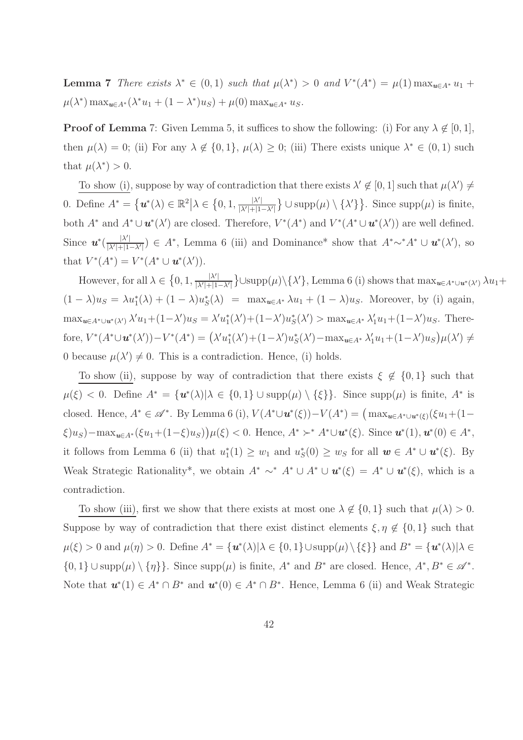**Lemma 7** *There exists $\lambda^* \in (0,1)$ such that $\mu(\lambda^*) > 0$ and $V^*(A^*) = \mu(1)\max_{\boldsymbol{u}\in A^*} u_1 + \mu(\lambda^*)\max_{\boldsymbol{u}\in A^*}(\lambda^* u_1 + (1-\lambda^*)u_S) + \mu(0)\max_{\boldsymbol{u}\in A^*} u_S$.*

**Proof of Lemma** 7: Given Lemma 5, it suffices to show the following: (i) For any $\lambda \notin [0,1]$, then $\mu(\lambda) = 0$; (ii) For any $\lambda \notin \{0,1\}$, $\mu(\lambda) \geq 0$; (iii) There exists unique $\lambda^* \in (0,1)$ such that $\mu(\lambda^*) > 0$.

<u>To show (i)</u>, suppose by way of contradiction that there exists $\lambda' \notin [0,1]$ such that $\mu(\lambda') \neq 0$. Define $A^* = \{\boldsymbol{u}^*(\lambda) \in \mathbb{R}^2 | \lambda \in \{0, 1, \frac{|\lambda'|}{|\lambda'|+|1-\lambda'|}\} \cup \text{supp}(\mu) \setminus \{\lambda'\}\}$. Since $\text{supp}(\mu)$ is finite, both $A^*$ and $A^* \cup \boldsymbol{u}^*(\lambda')$ are closed. Therefore, $V^*(A^*)$ and $V^*(A^* \cup \boldsymbol{u}^*(\lambda'))$ are well defined. Since $\boldsymbol{u}^*(\frac{|\lambda'|}{|\lambda'|+|1-\lambda'|}) \in A^*$, Lemma 6 (iii) and Dominance* show that $A^* \sim^* A^* \cup \boldsymbol{u}^*(\lambda')$, so that $V^*(A^*) = V^*(A^* \cup \boldsymbol{u}^*(\lambda'))$.

However, for all $\lambda \in \{0, 1, \frac{|\lambda'|}{|\lambda'|+|1-\lambda'|}\} \cup \text{supp}(\mu) \setminus \{\lambda'\}$, Lemma 6 (i) shows that $\max_{\boldsymbol{u}\in A^*\cup \boldsymbol{u}^*(\lambda')} \lambda u_1 + (1-\lambda)u_S = \lambda u_1^*(\lambda) + (1-\lambda)u_S^*(\lambda) = \max_{\boldsymbol{u}\in A^*} \lambda u_1 + (1-\lambda)u_S$. Moreover, by (i) again, $\max_{\boldsymbol{u}\in A^*\cup \boldsymbol{u}^*(\lambda')} \lambda' u_1 + (1-\lambda')u_S = \lambda' u_1^*(\lambda') + (1-\lambda')u_S^*(\lambda') > \max_{\boldsymbol{u}\in A^*} \lambda'_1 u_1 + (1-\lambda')u_S$. Therefore, $V^*(A^* \cup \boldsymbol{u}^*(\lambda')) - V^*(A^*) = (\lambda' u_1^*(\lambda') + (1-\lambda')u_S^*(\lambda') - \max_{\boldsymbol{u}\in A^*} \lambda'_1 u_1 + (1-\lambda')u_S)\mu(\lambda') \neq 0$ because $\mu(\lambda') \neq 0$. This is a contradiction. Hence, (i) holds.

<u>To show (ii)</u>, suppose by way of contradiction that there exists $\xi \notin \{0,1\}$ such that $\mu(\xi) < 0$. Define $A^* = \{\boldsymbol{u}^*(\lambda) | \lambda \in \{0,1\} \cup \text{supp}(\mu) \setminus \{\xi\}\}$. Since $\text{supp}(\mu)$ is finite, $A^*$ is closed. Hence, $A^* \in \mathscr{A}^*$. By Lemma 6 (i), $V(A^* \cup \boldsymbol{u}^*(\xi)) - V(A^*) = (\max_{\boldsymbol{u}\in A^*\cup \boldsymbol{u}^*(\xi)}(\xi u_1 + (1-\xi)u_S) - \max_{\boldsymbol{u}\in A^*}(\xi u_1 + (1-\xi)u_S))\mu(\xi) < 0$. Hence, $A^* \succ^* A^* \cup \boldsymbol{u}^*(\xi)$. Since $\boldsymbol{u}^*(1), \boldsymbol{u}^*(0) \in A^*$, it follows from Lemma 6 (ii) that $u_1^*(1) \geq w_1$ and $u_S^*(0) \geq w_S$ for all $\boldsymbol{w} \in A^* \cup \boldsymbol{u}^*(\xi)$. By Weak Strategic Rationality*, we obtain $A^* \sim^* A^* \cup A^* \cup \boldsymbol{u}^*(\xi) = A^* \cup \boldsymbol{u}^*(\xi)$, which is a contradiction.

<u>To show (iii)</u>, first we show that there exists at most one $\lambda \notin \{0,1\}$ such that $\mu(\lambda) > 0$. Suppose by way of contradiction that there exist distinct elements $\xi, \eta \notin \{0,1\}$ such that $\mu(\xi) > 0$ and $\mu(\eta) > 0$. Define $A^* = \{\boldsymbol{u}^*(\lambda) | \lambda \in \{0,1\} \cup \text{supp}(\mu) \setminus \{\xi\}\}$ and $B^* = \{\boldsymbol{u}^*(\lambda) | \lambda \in \{0,1\} \cup \text{supp}(\mu) \setminus \{\eta\}\}$. Since $\text{supp}(\mu)$ is finite, $A^*$ and $B^*$ are closed. Hence, $A^*, B^* \in \mathscr{A}^*$. Note that $\boldsymbol{u}^*(1) \in A^* \cap B^*$ and $\boldsymbol{u}^*(0) \in A^* \cap B^*$. Hence, Lemma 6 (ii) and Weak Strategic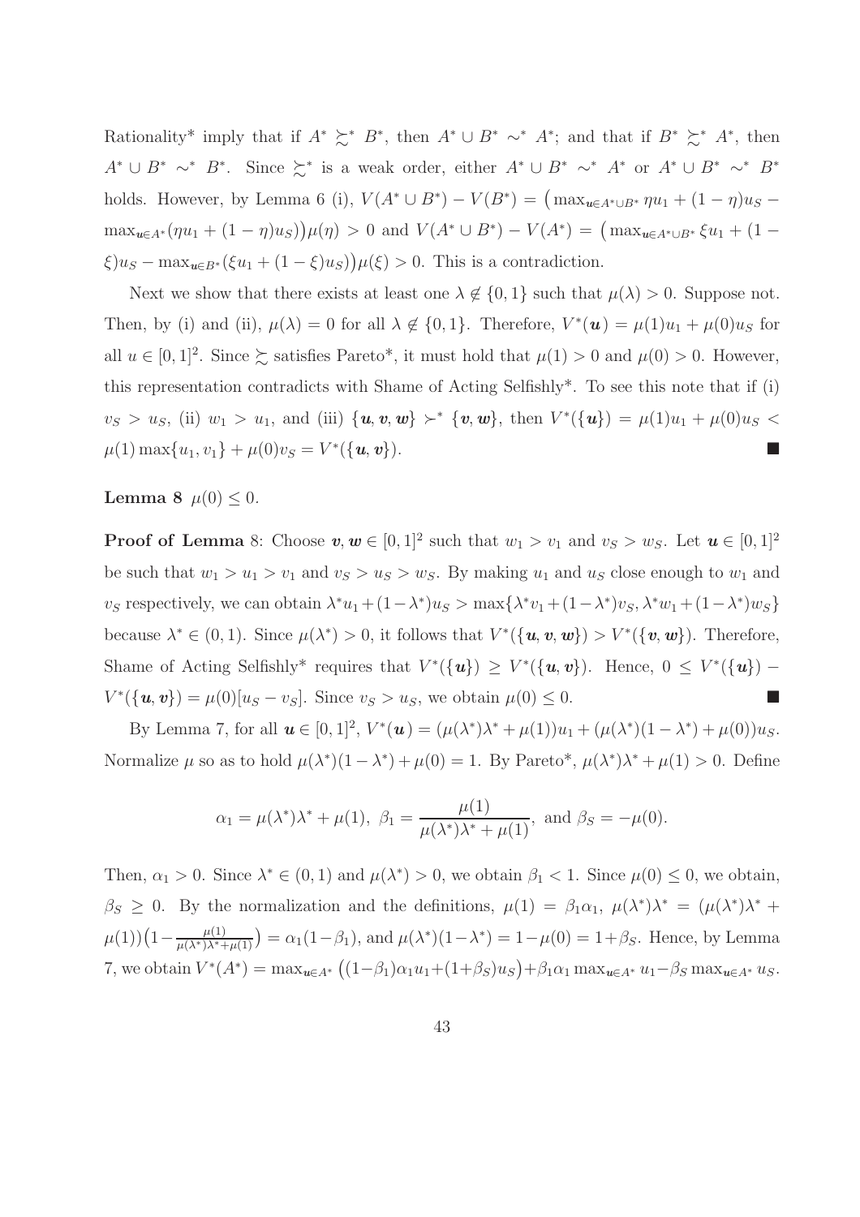Rationality* imply that if $A^* \succsim^* B^*$, then $A^* \cup B^* \sim^* A^*$; and that if $B^* \succsim^* A^*$, then $A^* \cup B^* \sim^* B^*$. Since $\succsim^*$ is a weak order, either $A^* \cup B^* \sim^* A^*$ or $A^* \cup B^* \sim^* B^*$ holds. However, by Lemma 6 (i), $V(A^* \cup B^*) - V(B^*) = \big(\max_{\boldsymbol{u} \in A^* \cup B^*} \eta u_1 + (1-\eta)u_S - \max_{\boldsymbol{u} \in A^*}(\eta u_1 + (1-\eta)u_S)\big)\mu(\eta) > 0$ and $V(A^* \cup B^*) - V(A^*) = \big(\max_{\boldsymbol{u} \in A^* \cup B^*} \xi u_1 + (1-\xi)u_S - \max_{\boldsymbol{u} \in B^*}(\xi u_1 + (1-\xi)u_S)\big)\mu(\xi) > 0$. This is a contradiction.

Next we show that there exists at least one $\lambda \notin \{0,1\}$ such that $\mu(\lambda) > 0$. Suppose not. Then, by (i) and (ii), $\mu(\lambda) = 0$ for all $\lambda \notin \{0,1\}$. Therefore, $V^*(\boldsymbol{u}) = \mu(1)u_1 + \mu(0)u_S$ for all $u \in [0,1]^2$. Since $\succsim$ satisfies Pareto*, it must hold that $\mu(1) > 0$ and $\mu(0) > 0$. However, this representation contradicts with Shame of Acting Selfishly*. To see this note that if (i) $v_S > u_S$, (ii) $w_1 > u_1$, and (iii) $\{\boldsymbol{u}, \boldsymbol{v}, \boldsymbol{w}\} \succ^* \{\boldsymbol{v}, \boldsymbol{w}\}$, then $V^*(\{\boldsymbol{u}\}) = \mu(1)u_1 + \mu(0)u_S < \mu(1)\max\{u_1, v_1\} + \mu(0)v_S = V^*(\{\boldsymbol{u}, \boldsymbol{v}\})$. ■

**Lemma 8** $\mu(0) \leq 0$.

**Proof of Lemma** 8: Choose $\boldsymbol{v}, \boldsymbol{w} \in [0,1]^2$ such that $w_1 > v_1$ and $v_S > w_S$. Let $\boldsymbol{u} \in [0,1]^2$ be such that $w_1 > u_1 > v_1$ and $v_S > u_S > w_S$. By making $u_1$ and $u_S$ close enough to $w_1$ and $v_S$ respectively, we can obtain $\lambda^* u_1 + (1-\lambda^*)u_S > \max\{\lambda^* v_1 + (1-\lambda^*)v_S, \lambda^* w_1 + (1-\lambda^*)w_S\}$ because $\lambda^* \in (0,1)$. Since $\mu(\lambda^*) > 0$, it follows that $V^*(\{\boldsymbol{u}, \boldsymbol{v}, \boldsymbol{w}\}) > V^*(\{\boldsymbol{v}, \boldsymbol{w}\})$. Therefore, Shame of Acting Selfishly* requires that $V^*(\{\boldsymbol{u}\}) \geq V^*(\{\boldsymbol{u}, \boldsymbol{v}\})$. Hence, $0 \leq V^*(\{\boldsymbol{u}\}) - V^*(\{\boldsymbol{u}, \boldsymbol{v}\}) = \mu(0)[u_S - v_S]$. Since $v_S > u_S$, we obtain $\mu(0) \leq 0$. ■

By Lemma 7, for all $\boldsymbol{u} \in [0,1]^2$, $V^*(\boldsymbol{u}) = (\mu(\lambda^*)\lambda^* + \mu(1))u_1 + (\mu(\lambda^*)(1-\lambda^*) + \mu(0))u_S$. Normalize $\mu$ so as to hold $\mu(\lambda^*)(1-\lambda^*) + \mu(0) = 1$. By Pareto*, $\mu(\lambda^*)\lambda^* + \mu(1) > 0$. Define

$$\alpha_1 = \mu(\lambda^*)\lambda^* + \mu(1),\ \beta_1 = \frac{\mu(1)}{\mu(\lambda^*)\lambda^* + \mu(1)},\ \text{and } \beta_S = -\mu(0).$$

Then, $\alpha_1 > 0$. Since $\lambda^* \in (0,1)$ and $\mu(\lambda^*) > 0$, we obtain $\beta_1 < 1$. Since $\mu(0) \leq 0$, we obtain, $\beta_S \geq 0$. By the normalization and the definitions, $\mu(1) = \beta_1\alpha_1$, $\mu(\lambda^*)\lambda^* = (\mu(\lambda^*)\lambda^* + \mu(1))\big(1 - \frac{\mu(1)}{\mu(\lambda^*)\lambda^* + \mu(1)}\big) = \alpha_1(1-\beta_1)$, and $\mu(\lambda^*)(1-\lambda^*) = 1 - \mu(0) = 1 + \beta_S$. Hence, by Lemma 7, we obtain $V^*(A^*) = \max_{\boldsymbol{u} \in A^*}\big((1-\beta_1)\alpha_1 u_1 + (1+\beta_S)u_S\big) + \beta_1\alpha_1 \max_{\boldsymbol{u} \in A^*} u_1 - \beta_S \max_{\boldsymbol{u} \in A^*} u_S$.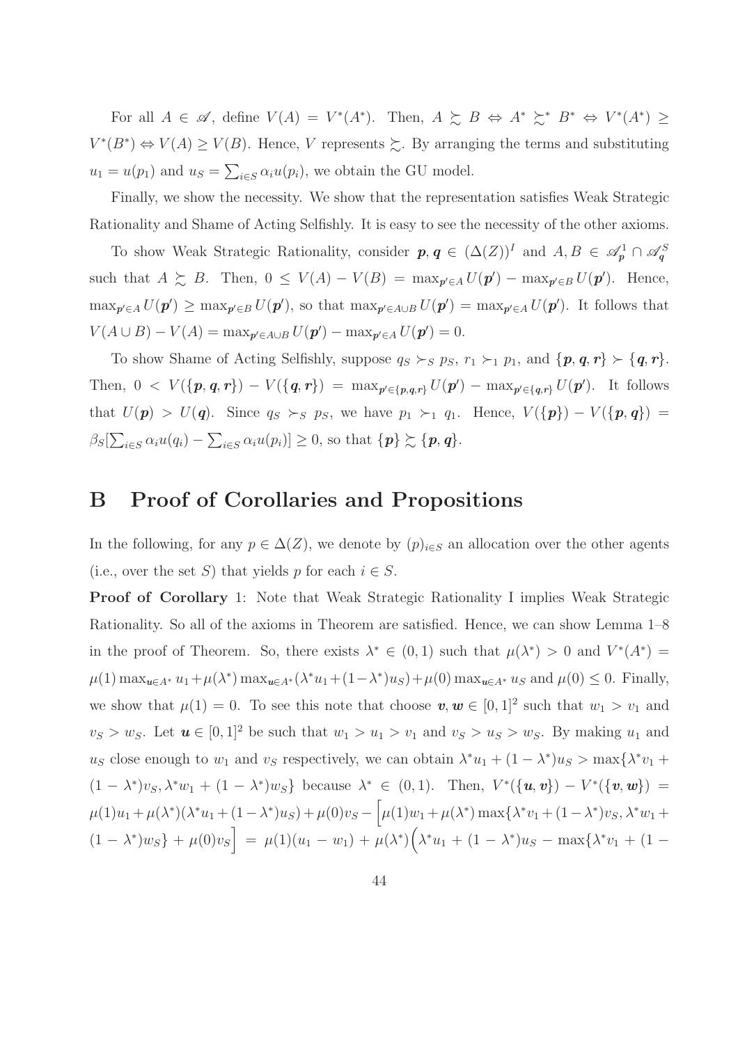For all $A \in \mathscr{A}$, define $V(A) = V^*(A^*)$. Then, $A \succsim B \Leftrightarrow A^* \succsim^* B^* \Leftrightarrow V^*(A^*) \geq V^*(B^*) \Leftrightarrow V(A) \geq V(B)$. Hence, $V$ represents $\succsim$. By arranging the terms and substituting $u_1 = u(p_1)$ and $u_S = \sum_{i \in S} \alpha_i u(p_i)$, we obtain the GU model.

Finally, we show the necessity. We show that the representation satisfies Weak Strategic Rationality and Shame of Acting Selfishly. It is easy to see the necessity of the other axioms.

To show Weak Strategic Rationality, consider $\boldsymbol{p}, \boldsymbol{q} \in (\Delta(Z))^I$ and $A, B \in \mathscr{A}^1_{\boldsymbol{p}} \cap \mathscr{A}^S_{\boldsymbol{q}}$ such that $A \succsim B$. Then, $0 \leq V(A) - V(B) = \max_{\boldsymbol{p}' \in A} U(\boldsymbol{p}') - \max_{\boldsymbol{p}' \in B} U(\boldsymbol{p}')$. Hence, $\max_{\boldsymbol{p}' \in A} U(\boldsymbol{p}') \geq \max_{\boldsymbol{p}' \in B} U(\boldsymbol{p}')$, so that $\max_{\boldsymbol{p}' \in A \cup B} U(\boldsymbol{p}') = \max_{\boldsymbol{p}' \in A} U(\boldsymbol{p}')$. It follows that $V(A \cup B) - V(A) = \max_{\boldsymbol{p}' \in A \cup B} U(\boldsymbol{p}') - \max_{\boldsymbol{p}' \in A} U(\boldsymbol{p}') = 0$.

To show Shame of Acting Selfishly, suppose $q_S \succ_S p_S$, $r_1 \succ_1 p_1$, and $\{\boldsymbol{p}, \boldsymbol{q}, \boldsymbol{r}\} \succ \{\boldsymbol{q}, \boldsymbol{r}\}$. Then, $0 < V(\{\boldsymbol{p}, \boldsymbol{q}, \boldsymbol{r}\}) - V(\{\boldsymbol{q}, \boldsymbol{r}\}) = \max_{\boldsymbol{p}' \in \{\boldsymbol{p}, \boldsymbol{q}, \boldsymbol{r}\}} U(\boldsymbol{p}') - \max_{\boldsymbol{p}' \in \{\boldsymbol{q}, \boldsymbol{r}\}} U(\boldsymbol{p}')$. It follows that $U(\boldsymbol{p}) > U(\boldsymbol{q})$. Since $q_S \succ_S p_S$, we have $p_1 \succ_1 q_1$. Hence, $V(\{\boldsymbol{p}\}) - V(\{\boldsymbol{p}, \boldsymbol{q}\}) = \beta_S[\sum_{i \in S} \alpha_i u(q_i) - \sum_{i \in S} \alpha_i u(p_i)] \geq 0$, so that $\{\boldsymbol{p}\} \succsim \{\boldsymbol{p}, \boldsymbol{q}\}$.

# B Proof of Corollaries and Propositions

In the following, for any $p \in \Delta(Z)$, we denote by $(p)_{i \in S}$ an allocation over the other agents (i.e., over the set $S$) that yields $p$ for each $i \in S$.

**Proof of Corollary** 1: Note that Weak Strategic Rationality I implies Weak Strategic Rationality. So all of the axioms in Theorem are satisfied. Hence, we can show Lemma 1–8 in the proof of Theorem. So, there exists $\lambda^* \in (0, 1)$ such that $\mu(\lambda^*) > 0$ and $V^*(A^*) = \mu(1) \max_{\boldsymbol{u} \in A^*} u_1 + \mu(\lambda^*) \max_{\boldsymbol{u} \in A^*} (\lambda^* u_1 + (1 - \lambda^*) u_S) + \mu(0) \max_{\boldsymbol{u} \in A^*} u_S$ and $\mu(0) \leq 0$. Finally, we show that $\mu(1) = 0$. To see this note that choose $\boldsymbol{v}, \boldsymbol{w} \in [0, 1]^2$ such that $w_1 > v_1$ and $v_S > w_S$. Let $\boldsymbol{u} \in [0, 1]^2$ be such that $w_1 > u_1 > v_1$ and $v_S > u_S > w_S$. By making $u_1$ and $u_S$ close enough to $w_1$ and $v_S$ respectively, we can obtain $\lambda^* u_1 + (1 - \lambda^*) u_S > \max\{\lambda^* v_1 + (1 - \lambda^*) v_S, \lambda^* w_1 + (1 - \lambda^*) w_S\}$ because $\lambda^* \in (0, 1)$. Then, $V^*(\{\boldsymbol{u}, \boldsymbol{v}\}) - V^*(\{\boldsymbol{v}, \boldsymbol{w}\}) = \mu(1) u_1 + \mu(\lambda^*)(\lambda^* u_1 + (1 - \lambda^*) u_S) + \mu(0) v_S - \Big[\mu(1) w_1 + \mu(\lambda^*) \max\{\lambda^* v_1 + (1 - \lambda^*) v_S, \lambda^* w_1 + (1 - \lambda^*) w_S\} + \mu(0) v_S\Big] = \mu(1)(u_1 - w_1) + \mu(\lambda^*)\Big(\lambda^* u_1 + (1 - \lambda^*) u_S - \max\{\lambda^* v_1 + (1 -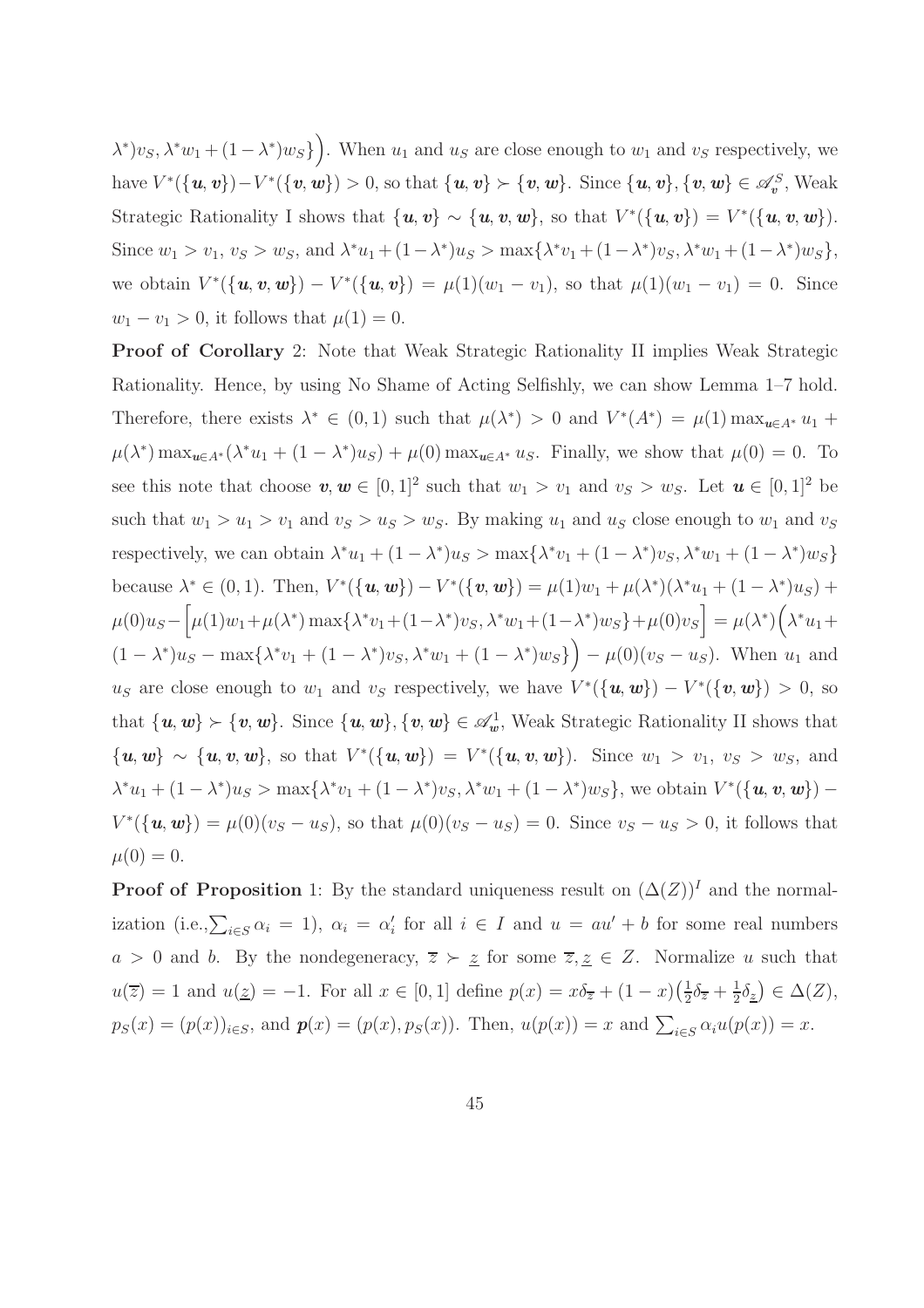$\lambda^*)v_S, \lambda^* w_1 + (1-\lambda^*)w_S\}\Big)$. When $u_1$ and $u_S$ are close enough to $w_1$ and $v_S$ respectively, we have $V^*(\{\boldsymbol{u}, \boldsymbol{v}\}) - V^*(\{\boldsymbol{v}, \boldsymbol{w}\}) > 0$, so that $\{\boldsymbol{u}, \boldsymbol{v}\} \succ \{\boldsymbol{v}, \boldsymbol{w}\}$. Since $\{\boldsymbol{u}, \boldsymbol{v}\}, \{\boldsymbol{v}, \boldsymbol{w}\} \in \mathscr{A}_{\boldsymbol{v}}^S$, Weak Strategic Rationality I shows that $\{\boldsymbol{u}, \boldsymbol{v}\} \sim \{\boldsymbol{u}, \boldsymbol{v}, \boldsymbol{w}\}$, so that $V^*(\{\boldsymbol{u}, \boldsymbol{v}\}) = V^*(\{\boldsymbol{u}, \boldsymbol{v}, \boldsymbol{w}\})$. Since $w_1 > v_1$, $v_S > w_S$, and $\lambda^* u_1 + (1-\lambda^*)u_S > \max\{\lambda^* v_1 + (1-\lambda^*)v_S, \lambda^* w_1 + (1-\lambda^*)w_S\}$, we obtain $V^*(\{\boldsymbol{u}, \boldsymbol{v}, \boldsymbol{w}\}) - V^*(\{\boldsymbol{u}, \boldsymbol{v}\}) = \mu(1)(w_1 - v_1)$, so that $\mu(1)(w_1 - v_1) = 0$. Since $w_1 - v_1 > 0$, it follows that $\mu(1) = 0$.

**Proof of Corollary** 2: Note that Weak Strategic Rationality II implies Weak Strategic Rationality. Hence, by using No Shame of Acting Selfishly, we can show Lemma 1–7 hold. Therefore, there exists $\lambda^* \in (0,1)$ such that $\mu(\lambda^*) > 0$ and $V^*(A^*) = \mu(1)\max_{\boldsymbol{u} \in A^*} u_1 + \mu(\lambda^*)\max_{\boldsymbol{u} \in A^*}(\lambda^* u_1 + (1-\lambda^*)u_S) + \mu(0)\max_{\boldsymbol{u} \in A^*} u_S$. Finally, we show that $\mu(0) = 0$. To see this note that choose $\boldsymbol{v}, \boldsymbol{w} \in [0,1]^2$ such that $w_1 > v_1$ and $v_S > w_S$. Let $\boldsymbol{u} \in [0,1]^2$ be such that $w_1 > u_1 > v_1$ and $v_S > u_S > w_S$. By making $u_1$ and $u_S$ close enough to $w_1$ and $v_S$ respectively, we can obtain $\lambda^* u_1 + (1-\lambda^*)u_S > \max\{\lambda^* v_1 + (1-\lambda^*)v_S, \lambda^* w_1 + (1-\lambda^*)w_S\}$ because $\lambda^* \in (0,1)$. Then, $V^*(\{\boldsymbol{u}, \boldsymbol{w}\}) - V^*(\{\boldsymbol{v}, \boldsymbol{w}\}) = \mu(1)w_1 + \mu(\lambda^*)(\lambda^* u_1 + (1-\lambda^*)u_S) + \mu(0)u_S - \Big[\mu(1)w_1 + \mu(\lambda^*)\max\{\lambda^* v_1 + (1-\lambda^*)v_S, \lambda^* w_1 + (1-\lambda^*)w_S\} + \mu(0)v_S\Big] = \mu(\lambda^*)\Big(\lambda^* u_1 + (1-\lambda^*)u_S - \max\{\lambda^* v_1 + (1-\lambda^*)v_S, \lambda^* w_1 + (1-\lambda^*)w_S\}\Big) - \mu(0)(v_S - u_S)$. When $u_1$ and $u_S$ are close enough to $w_1$ and $v_S$ respectively, we have $V^*(\{\boldsymbol{u}, \boldsymbol{w}\}) - V^*(\{\boldsymbol{v}, \boldsymbol{w}\}) > 0$, so that $\{\boldsymbol{u}, \boldsymbol{w}\} \succ \{\boldsymbol{v}, \boldsymbol{w}\}$. Since $\{\boldsymbol{u}, \boldsymbol{w}\}, \{\boldsymbol{v}, \boldsymbol{w}\} \in \mathscr{A}_{\boldsymbol{w}}^1$, Weak Strategic Rationality II shows that $\{\boldsymbol{u}, \boldsymbol{w}\} \sim \{\boldsymbol{u}, \boldsymbol{v}, \boldsymbol{w}\}$, so that $V^*(\{\boldsymbol{u}, \boldsymbol{w}\}) = V^*(\{\boldsymbol{u}, \boldsymbol{v}, \boldsymbol{w}\})$. Since $w_1 > v_1$, $v_S > w_S$, and $\lambda^* u_1 + (1-\lambda^*)u_S > \max\{\lambda^* v_1 + (1-\lambda^*)v_S, \lambda^* w_1 + (1-\lambda^*)w_S\}$, we obtain $V^*(\{\boldsymbol{u}, \boldsymbol{v}, \boldsymbol{w}\}) - V^*(\{\boldsymbol{u}, \boldsymbol{w}\}) = \mu(0)(v_S - u_S)$, so that $\mu(0)(v_S - u_S) = 0$. Since $v_S - u_S > 0$, it follows that $\mu(0) = 0$.

**Proof of Proposition** 1: By the standard uniqueness result on $(\Delta(Z))^I$ and the normalization (i.e.,$\sum_{i \in S}\alpha_i = 1$), $\alpha_i = \alpha_i'$ for all $i \in I$ and $u = au' + b$ for some real numbers $a > 0$ and $b$. By the nondegeneracy, $\overline{z} \succ \underline{z}$ for some $\overline{z}, \underline{z} \in Z$. Normalize $u$ such that $u(\overline{z}) = 1$ and $u(\underline{z}) = -1$. For all $x \in [0,1]$ define $p(x) = x\delta_{\overline{z}} + (1-x)\big(\frac{1}{2}\delta_{\overline{z}} + \frac{1}{2}\delta_{\underline{z}}\big) \in \Delta(Z)$, $p_S(x) = (p(x))_{i \in S}$, and $\boldsymbol{p}(x) = (p(x), p_S(x))$. Then, $u(p(x)) = x$ and $\sum_{i \in S}\alpha_i u(p(x)) = x$.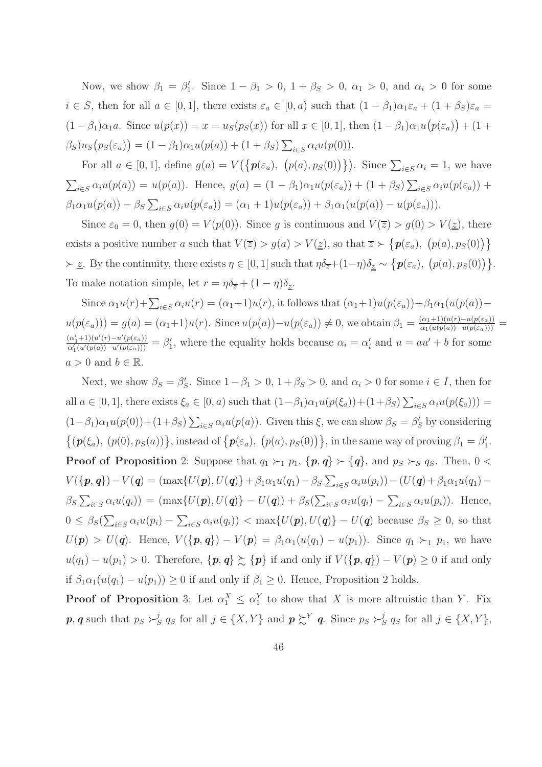Now, we show $\beta_1 = \beta_1'$. Since $1 - \beta_1 > 0$, $1 + \beta_S > 0$, $\alpha_1 > 0$, and $\alpha_i > 0$ for some $i \in S$, then for all $a \in [0, 1]$, there exists $\varepsilon_a \in [0, a)$ such that $(1 - \beta_1)\alpha_1\varepsilon_a + (1 + \beta_S)\varepsilon_a = (1 - \beta_1)\alpha_1 a$. Since $u(p(x)) = x = u_S(p_S(x))$ for all $x \in [0, 1]$, then $(1 - \beta_1)\alpha_1 u\big(p(\varepsilon_a)\big) + (1 + \beta_S)u_S\big(p_S(\varepsilon_a)\big) = (1 - \beta_1)\alpha_1 u(p(a)) + (1 + \beta_S)\sum_{i \in S}\alpha_i u(p(0))$.

For all $a \in [0, 1]$, define $g(a) = V\big(\big\{\boldsymbol{p}(\varepsilon_a),\ \big(p(a), p_S(0)\big)\big\}\big)$. Since $\sum_{i \in S}\alpha_i = 1$, we have $\sum_{i \in S}\alpha_i u(p(a)) = u(p(a))$. Hence, $g(a) = (1 - \beta_1)\alpha_1 u(p(\varepsilon_a)) + (1 + \beta_S)\sum_{i \in S}\alpha_i u(p(\varepsilon_a)) + \beta_1\alpha_1 u(p(a)) - \beta_S\sum_{i \in S}\alpha_i u(p(\varepsilon_a)) = (\alpha_1 + 1)u(p(\varepsilon_a)) + \beta_1\alpha_1(u(p(a)) - u(p(\varepsilon_a)))$.

Since $\varepsilon_0 = 0$, then $g(0) = V(p(0))$. Since $g$ is continuous and $V(\overline{z}) > g(0) > V(\underline{z})$, there exists a positive number $a$ such that $V(\overline{z}) > g(a) > V(\underline{z})$, so that $\overline{z} \succ \big\{\boldsymbol{p}(\varepsilon_a),\ \big(p(a), p_S(0)\big)\big\} \succ \underline{z}$. By the continuity, there exists $\eta \in [0, 1]$ such that $\eta\delta_{\overline{z}} + (1 - \eta)\delta_{\underline{z}} \sim \big\{\boldsymbol{p}(\varepsilon_a),\ \big(p(a), p_S(0)\big)\big\}$. To make notation simple, let $r = \eta\delta_{\overline{z}} + (1 - \eta)\delta_{\underline{z}}$.

Since $\alpha_1 u(r) + \sum_{i \in S}\alpha_i u(r) = (\alpha_1 + 1)u(r)$, it follows that $(\alpha_1 + 1)u(p(\varepsilon_a)) + \beta_1\alpha_1(u(p(a)) - u(p(\varepsilon_a))) = g(a) = (\alpha_1 + 1)u(r)$. Since $u(p(a)) - u(p(\varepsilon_a)) \neq 0$, we obtain $\beta_1 = \frac{(\alpha_1 + 1)(u(r) - u(p(\varepsilon_a)))}{\alpha_1(u(p(a)) - u(p(\varepsilon_a)))} = \frac{(\alpha_1' + 1)(u'(r) - u'(p(\varepsilon_a)))}{\alpha_1'(u'(p(a)) - u'(p(\varepsilon_a)))} = \beta_1'$, where the equality holds because $\alpha_i = \alpha_i'$ and $u = au' + b$ for some $a > 0$ and $b \in \mathbb{R}$.

Next, we show $\beta_S = \beta_S'$. Since $1 - \beta_1 > 0$, $1 + \beta_S > 0$, and $\alpha_i > 0$ for some $i \in I$, then for all $a \in [0, 1]$, there exists $\xi_a \in [0, a)$ such that $(1 - \beta_1)\alpha_1 u(p(\xi_a)) + (1 + \beta_S)\sum_{i \in S}\alpha_i u(p(\xi_a))) = (1 - \beta_1)\alpha_1 u(p(0)) + (1 + \beta_S)\sum_{i \in S}\alpha_i u(p(a))$. Given this $\xi$, we can show $\beta_S = \beta_S'$ by considering $\big\{(\boldsymbol{p}(\xi_a),\ (p(0), p_S(a))\big\}$, instead of $\big\{\boldsymbol{p}(\varepsilon_a),\ \big(p(a), p_S(0)\big)\big\}$, in the same way of proving $\beta_1 = \beta_1'$.

**Proof of Proposition** 2: Suppose that $q_1 \succ_1 p_1$, $\{\boldsymbol{p}, \boldsymbol{q}\} \succ \{\boldsymbol{q}\}$, and $p_S \succ_S q_S$. Then, $0 < V(\{\boldsymbol{p}, \boldsymbol{q}\}) - V(\boldsymbol{q}) = (\max\{U(\boldsymbol{p}), U(\boldsymbol{q})\} + \beta_1\alpha_1 u(q_1) - \beta_S\sum_{i \in S}\alpha_i u(p_i)) - (U(\boldsymbol{q}) + \beta_1\alpha_1 u(q_1) - \beta_S\sum_{i \in S}\alpha_i u(q_i)) = (\max\{U(\boldsymbol{p}), U(\boldsymbol{q})\} - U(\boldsymbol{q})) + \beta_S(\sum_{i \in S}\alpha_i u(q_i) - \sum_{i \in S}\alpha_i u(p_i))$. Hence, $0 \leq \beta_S(\sum_{i \in S}\alpha_i u(p_i) - \sum_{i \in S}\alpha_i u(q_i)) < \max\{U(\boldsymbol{p}), U(\boldsymbol{q})\} - U(\boldsymbol{q})$ because $\beta_S \geq 0$, so that $U(\boldsymbol{p}) > U(\boldsymbol{q})$. Hence, $V(\{\boldsymbol{p}, \boldsymbol{q}\}) - V(\boldsymbol{p}) = \beta_1\alpha_1(u(q_1) - u(p_1))$. Since $q_1 \succ_1 p_1$, we have $u(q_1) - u(p_1) > 0$. Therefore, $\{\boldsymbol{p}, \boldsymbol{q}\} \succsim \{\boldsymbol{p}\}$ if and only if $V(\{\boldsymbol{p}, \boldsymbol{q}\}) - V(\boldsymbol{p}) \geq 0$ if and only if $\beta_1\alpha_1(u(q_1) - u(p_1)) \geq 0$ if and only if $\beta_1 \geq 0$. Hence, Proposition 2 holds.

**Proof of Proposition** 3: Let $\alpha_1^X \leq \alpha_1^Y$ to show that $X$ is more altruistic than $Y$. Fix $\boldsymbol{p}, \boldsymbol{q}$ such that $p_S \succ_S^j q_S$ for all $j \in \{X, Y\}$ and $\boldsymbol{p} \succsim^Y \boldsymbol{q}$. Since $p_S \succ_S^j q_S$ for all $j \in \{X, Y\}$,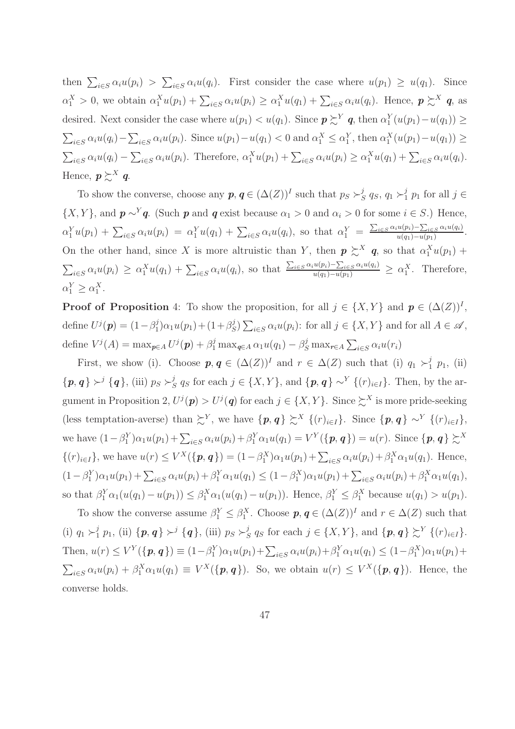then $\sum_{i\in S} \alpha_i u(p_i) > \sum_{i\in S} \alpha_i u(q_i)$. First consider the case where $u(p_1) \geq u(q_1)$. Since $\alpha_1^X > 0$, we obtain $\alpha_1^X u(p_1) + \sum_{i\in S} \alpha_i u(p_i) \geq \alpha_1^X u(q_1) + \sum_{i\in S} \alpha_i u(q_i)$. Hence, $\boldsymbol{p} \succsim^X \boldsymbol{q}$, as desired. Next consider the case where $u(p_1) < u(q_1)$. Since $\boldsymbol{p} \succsim^Y \boldsymbol{q}$, then $\alpha_1^Y(u(p_1) - u(q_1)) \geq \sum_{i\in S} \alpha_i u(q_i) - \sum_{i\in S} \alpha_i u(p_i)$. Since $u(p_1) - u(q_1) < 0$ and $\alpha_1^X \leq \alpha_1^Y$, then $\alpha_1^X(u(p_1) - u(q_1)) \geq \sum_{i\in S} \alpha_i u(q_i) - \sum_{i\in S} \alpha_i u(p_i)$. Therefore, $\alpha_1^X u(p_1) + \sum_{i\in S} \alpha_i u(p_i) \geq \alpha_1^X u(q_1) + \sum_{i\in S} \alpha_i u(q_i)$. Hence, $\boldsymbol{p} \succsim^X \boldsymbol{q}$.

To show the converse, choose any $\boldsymbol{p}, \boldsymbol{q} \in (\Delta(Z))^I$ such that $p_S \succ_S^j q_S$, $q_1 \succ_1^j p_1$ for all $j \in \{X, Y\}$, and $\boldsymbol{p} \sim^Y \boldsymbol{q}$. (Such $\boldsymbol{p}$ and $\boldsymbol{q}$ exist because $\alpha_1 > 0$ and $\alpha_i > 0$ for some $i \in S$.) Hence, $\alpha_1^Y u(p_1) + \sum_{i\in S} \alpha_i u(p_i) = \alpha_1^Y u(q_1) + \sum_{i\in S} \alpha_i u(q_i)$, so that $\alpha_1^Y = \frac{\sum_{i\in S}\alpha_i u(p_i) - \sum_{i\in S}\alpha_i u(q_i)}{u(q_1)-u(p_1)}$. On the other hand, since $X$ is more altruistic than $Y$, then $\boldsymbol{p} \succsim^X \boldsymbol{q}$, so that $\alpha_1^X u(p_1) + \sum_{i\in S} \alpha_i u(p_i) \geq \alpha_1^X u(q_1) + \sum_{i\in S} \alpha_i u(q_i)$, so that $\frac{\sum_{i\in S}\alpha_i u(p_i) - \sum_{i\in S}\alpha_i u(q_i)}{u(q_1)-u(p_1)} \geq \alpha_1^X$. Therefore, $\alpha_1^Y \geq \alpha_1^X$.

**Proof of Proposition** 4: To show the proposition, for all $j \in \{X, Y\}$ and $\boldsymbol{p} \in (\Delta(Z))^I$, define $U^j(\boldsymbol{p}) = (1-\beta_1^j)\alpha_1 u(p_1) + (1+\beta_S^j)\sum_{i\in S}\alpha_i u(p_i)$: for all $j \in \{X, Y\}$ and for all $A \in \mathscr{A}$, define $V^j(A) = \max_{\boldsymbol{p}\in A} U^j(\boldsymbol{p}) + \beta_1^j \max_{\boldsymbol{q}\in A} \alpha_1 u(q_1) - \beta_S^j \max_{\boldsymbol{r}\in A}\sum_{i\in S}\alpha_i u(r_i)$

First, we show (i). Choose $\boldsymbol{p}, \boldsymbol{q} \in (\Delta(Z))^I$ and $r \in \Delta(Z)$ such that (i) $q_1 \succ_1^j p_1$, (ii) $\{\boldsymbol{p}, \boldsymbol{q}\} \succ^j \{\boldsymbol{q}\}$, (iii) $p_S \succ_S^j q_S$ for each $j \in \{X, Y\}$, and $\{\boldsymbol{p}, \boldsymbol{q}\} \sim^Y \{(r)_{i\in I}\}$. Then, by the argument in Proposition 2, $U^j(\boldsymbol{p}) > U^j(\boldsymbol{q})$ for each $j \in \{X, Y\}$. Since $\succsim^X$ is more pride-seeking (less temptation-averse) than $\succsim^Y$, we have $\{\boldsymbol{p}, \boldsymbol{q}\} \succsim^X \{(r)_{i\in I}\}$. Since $\{\boldsymbol{p}, \boldsymbol{q}\} \sim^Y \{(r)_{i\in I}\}$, we have $(1-\beta_1^Y)\alpha_1 u(p_1) + \sum_{i\in S}\alpha_i u(p_i) + \beta_1^Y \alpha_1 u(q_1) = V^Y(\{\boldsymbol{p}, \boldsymbol{q}\}) = u(r)$. Since $\{\boldsymbol{p}, \boldsymbol{q}\} \succsim^X \{(r)_{i\in I}\}$, we have $u(r) \leq V^X(\{\boldsymbol{p}, \boldsymbol{q}\}) = (1-\beta_1^X)\alpha_1 u(p_1) + \sum_{i\in S}\alpha_i u(p_i) + \beta_1^X \alpha_1 u(q_1)$. Hence, $(1-\beta_1^Y)\alpha_1 u(p_1) + \sum_{i\in S}\alpha_i u(p_i) + \beta_1^Y \alpha_1 u(q_1) \leq (1-\beta_1^X)\alpha_1 u(p_1) + \sum_{i\in S}\alpha_i u(p_i) + \beta_1^X \alpha_1 u(q_1)$, so that $\beta_1^Y \alpha_1(u(q_1) - u(p_1)) \leq \beta_1^X \alpha_1(u(q_1) - u(p_1))$. Hence, $\beta_1^Y \leq \beta_1^X$ because $u(q_1) > u(p_1)$.

To show the converse assume $\beta_1^Y \leq \beta_1^X$. Choose $\boldsymbol{p}, \boldsymbol{q} \in (\Delta(Z))^I$ and $r \in \Delta(Z)$ such that (i) $q_1 \succ_1^j p_1$, (ii) $\{\boldsymbol{p}, \boldsymbol{q}\} \succ^j \{\boldsymbol{q}\}$, (iii) $p_S \succ_S^j q_S$ for each $j \in \{X, Y\}$, and $\{\boldsymbol{p}, \boldsymbol{q}\} \succsim^Y \{(r)_{i\in I}\}$. Then, $u(r) \leq V^Y(\{\boldsymbol{p}, \boldsymbol{q}\}) \equiv (1-\beta_1^Y)\alpha_1 u(p_1) + \sum_{i\in S}\alpha_i u(p_i) + \beta_1^Y \alpha_1 u(q_1) \leq (1-\beta_1^X)\alpha_1 u(p_1) + \sum_{i\in S}\alpha_i u(p_i) + \beta_1^X \alpha_1 u(q_1) \equiv V^X(\{\boldsymbol{p}, \boldsymbol{q}\})$. So, we obtain $u(r) \leq V^X(\{\boldsymbol{p}, \boldsymbol{q}\})$. Hence, the converse holds.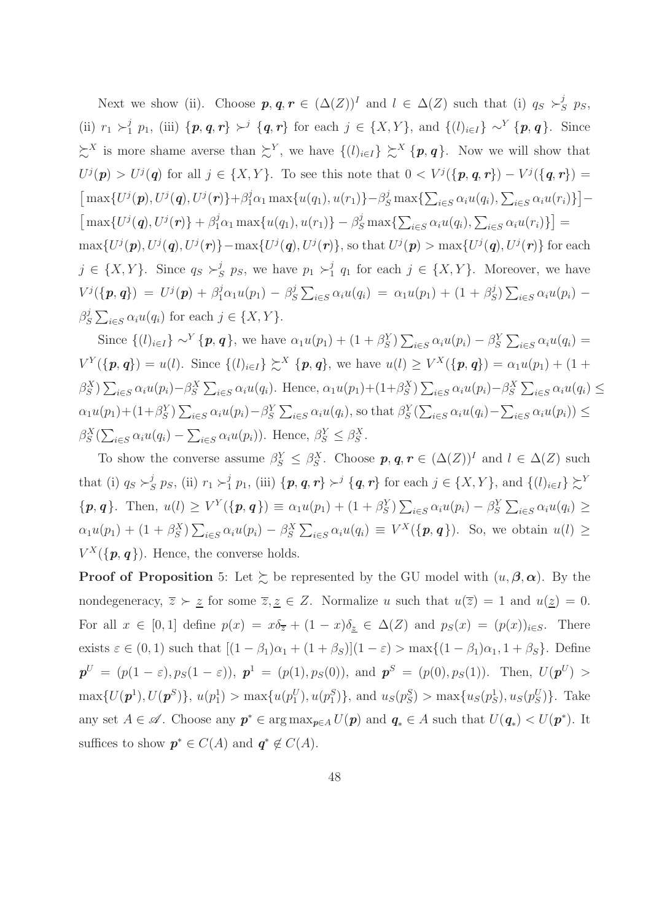Next we show (ii). Choose $\boldsymbol{p}, \boldsymbol{q}, \boldsymbol{r} \in (\Delta(Z))^I$ and $l \in \Delta(Z)$ such that (i) $q_S \succ_S^j p_S$, (ii) $r_1 \succ_1^j p_1$, (iii) $\{\boldsymbol{p}, \boldsymbol{q}, \boldsymbol{r}\} \succ^j \{\boldsymbol{q}, \boldsymbol{r}\}$ for each $j \in \{X, Y\}$, and $\{(l)_{i \in I}\} \sim^Y \{\boldsymbol{p}, \boldsymbol{q}\}$. Since $\succsim^X$ is more shame averse than $\succsim^Y$, we have $\{(l)_{i\in I}\} \succsim^X \{\boldsymbol{p}, \boldsymbol{q}\}$. Now we will show that $U^j(\boldsymbol{p}) > U^j(\boldsymbol{q})$ for all $j \in \{X, Y\}$. To see this note that $0 < V^j(\{\boldsymbol{p}, \boldsymbol{q}, \boldsymbol{r}\}) - V^j(\{\boldsymbol{q}, \boldsymbol{r}\}) = \big[\max\{U^j(\boldsymbol{p}), U^j(\boldsymbol{q}), U^j(\boldsymbol{r})\} + \beta_1^j \alpha_1 \max\{u(q_1), u(r_1)\} - \beta_S^j \max\{\sum_{i\in S}\alpha_i u(q_i), \sum_{i\in S}\alpha_i u(r_i)\}\big] - \big[\max\{U^j(\boldsymbol{q}), U^j(\boldsymbol{r})\} + \beta_1^j \alpha_1 \max\{u(q_1), u(r_1)\} - \beta_S^j \max\{\sum_{i\in S}\alpha_i u(q_i), \sum_{i\in S}\alpha_i u(r_i)\}\big] = \max\{U^j(\boldsymbol{p}), U^j(\boldsymbol{q}), U^j(\boldsymbol{r})\} - \max\{U^j(\boldsymbol{q}), U^j(\boldsymbol{r})\}$, so that $U^j(\boldsymbol{p}) > \max\{U^j(\boldsymbol{q}), U^j(\boldsymbol{r})\}$ for each $j \in \{X, Y\}$. Since $q_S \succ_S^j p_S$, we have $p_1 \succ_1^j q_1$ for each $j \in \{X, Y\}$. Moreover, we have $V^j(\{\boldsymbol{p}, \boldsymbol{q}\}) = U^j(\boldsymbol{p}) + \beta_1^j \alpha_1 u(p_1) - \beta_S^j \sum_{i\in S}\alpha_i u(q_i) = \alpha_1 u(p_1) + (1+\beta_S^j)\sum_{i\in S}\alpha_i u(p_i) - \beta_S^j \sum_{i\in S}\alpha_i u(q_i)$ for each $j \in \{X, Y\}$.

Since $\{(l)_{i\in I}\} \sim^Y \{\boldsymbol{p}, \boldsymbol{q}\}$, we have $\alpha_1 u(p_1) + (1+\beta_S^Y)\sum_{i\in S}\alpha_i u(p_i) - \beta_S^Y \sum_{i\in S}\alpha_i u(q_i) = V^Y(\{\boldsymbol{p}, \boldsymbol{q}\}) = u(l)$. Since $\{(l)_{i\in I}\} \succsim^X \{\boldsymbol{p}, \boldsymbol{q}\}$, we have $u(l) \geq V^X(\{\boldsymbol{p}, \boldsymbol{q}\}) = \alpha_1 u(p_1) + (1+\beta_S^X)\sum_{i\in S}\alpha_i u(p_i) - \beta_S^X \sum_{i\in S}\alpha_i u(q_i)$. Hence, $\alpha_1 u(p_1) + (1+\beta_S^X)\sum_{i\in S}\alpha_i u(p_i) - \beta_S^X \sum_{i\in S}\alpha_i u(q_i) \leq \alpha_1 u(p_1) + (1+\beta_S^Y)\sum_{i\in S}\alpha_i u(p_i) - \beta_S^Y \sum_{i\in S}\alpha_i u(q_i)$, so that $\beta_S^Y(\sum_{i\in S}\alpha_i u(q_i) - \sum_{i\in S}\alpha_i u(p_i)) \leq \beta_S^X(\sum_{i\in S}\alpha_i u(q_i) - \sum_{i\in S}\alpha_i u(p_i))$. Hence, $\beta_S^Y \leq \beta_S^X$.

To show the converse assume $\beta_S^Y \leq \beta_S^X$. Choose $\boldsymbol{p}, \boldsymbol{q}, \boldsymbol{r} \in (\Delta(Z))^I$ and $l \in \Delta(Z)$ such that (i) $q_S \succ_S^j p_S$, (ii) $r_1 \succ_1^j p_1$, (iii) $\{\boldsymbol{p}, \boldsymbol{q}, \boldsymbol{r}\} \succ^j \{\boldsymbol{q}, \boldsymbol{r}\}$ for each $j \in \{X, Y\}$, and $\{(l)_{i\in I}\} \succsim^Y \{\boldsymbol{p}, \boldsymbol{q}\}$. Then, $u(l) \geq V^Y(\{\boldsymbol{p}, \boldsymbol{q}\}) \equiv \alpha_1 u(p_1) + (1+\beta_S^Y)\sum_{i\in S}\alpha_i u(p_i) - \beta_S^Y \sum_{i\in S}\alpha_i u(q_i) \geq \alpha_1 u(p_1) + (1+\beta_S^X)\sum_{i\in S}\alpha_i u(p_i) - \beta_S^X \sum_{i\in S}\alpha_i u(q_i) \equiv V^X(\{\boldsymbol{p}, \boldsymbol{q}\})$. So, we obtain $u(l) \geq V^X(\{\boldsymbol{p}, \boldsymbol{q}\})$. Hence, the converse holds.

**Proof of Proposition** 5: Let $\succsim$ be represented by the GU model with $(u, \boldsymbol{\beta}, \boldsymbol{\alpha})$. By the nondegeneracy, $\overline{z} \succ \underline{z}$ for some $\overline{z}, \underline{z} \in Z$. Normalize $u$ such that $u(\overline{z}) = 1$ and $u(\underline{z}) = 0$. For all $x \in [0,1]$ define $p(x) = x\delta_{\overline{z}} + (1-x)\delta_{\underline{z}} \in \Delta(Z)$ and $p_S(x) = (p(x))_{i\in S}$. There exists $\varepsilon \in (0,1)$ such that $[(1-\beta_1)\alpha_1 + (1+\beta_S)](1-\varepsilon) > \max\{(1-\beta_1)\alpha_1, 1+\beta_S\}$. Define $\boldsymbol{p}^U = (p(1-\varepsilon), p_S(1-\varepsilon))$, $\boldsymbol{p}^1 = (p(1), p_S(0))$, and $\boldsymbol{p}^S = (p(0), p_S(1))$. Then, $U(\boldsymbol{p}^U) > \max\{U(\boldsymbol{p}^1), U(\boldsymbol{p}^S)\}$, $u(p_1^1) > \max\{u(p_1^U), u(p_1^S)\}$, and $u_S(p_S^S) > \max\{u_S(p_S^1), u_S(p_S^U)\}$. Take any set $A \in \mathscr{A}$. Choose any $\boldsymbol{p}^* \in \arg\max_{\boldsymbol{p}\in A} U(\boldsymbol{p})$ and $\boldsymbol{q}_* \in A$ such that $U(\boldsymbol{q}_*) < U(\boldsymbol{p}^*)$. It suffices to show $\boldsymbol{p}^* \in C(A)$ and $\boldsymbol{q}^* \notin C(A)$.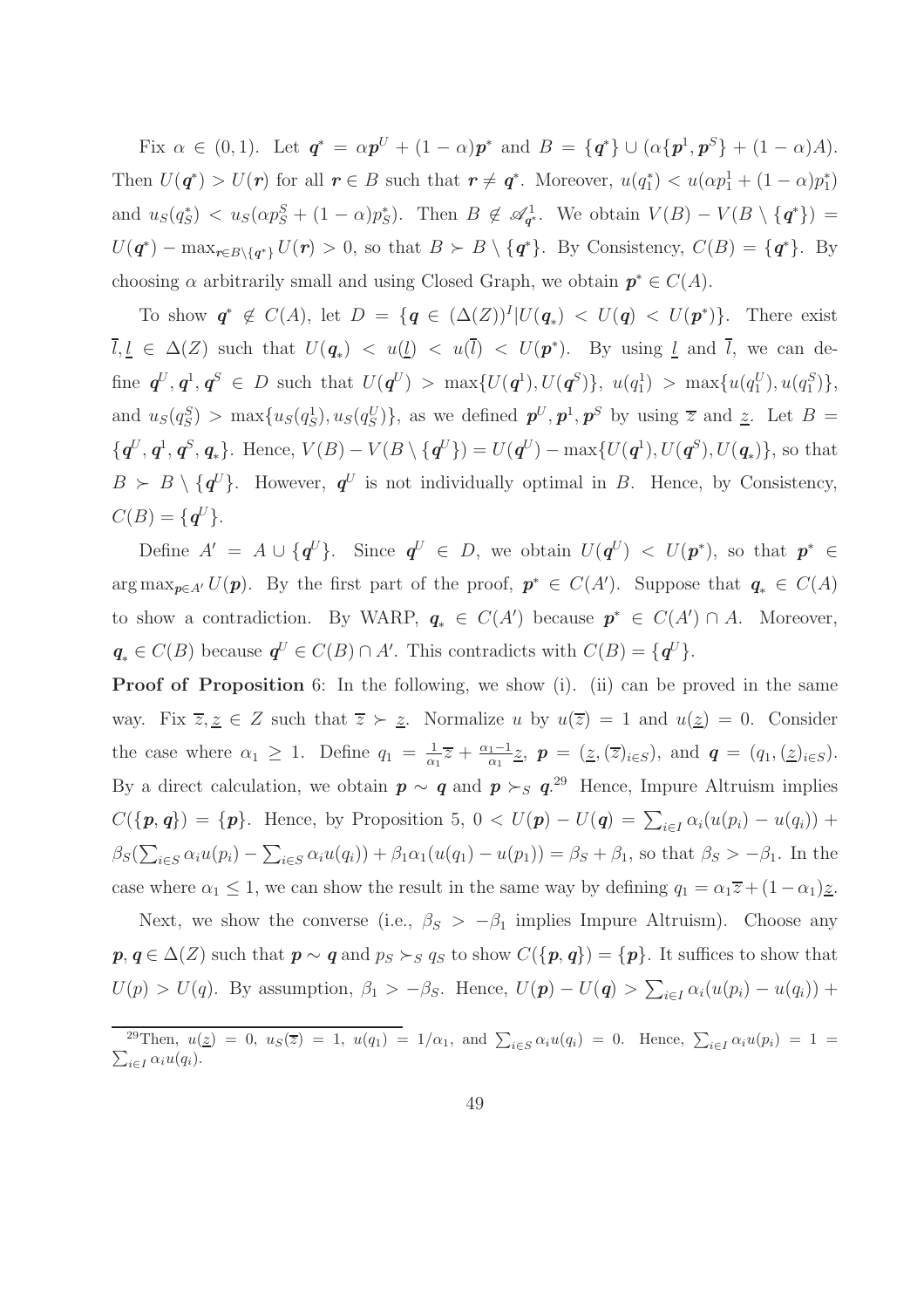Fix $\alpha \in (0,1)$. Let $\boldsymbol{q}^* = \alpha \boldsymbol{p}^U + (1-\alpha)\boldsymbol{p}^*$ and $B = \{\boldsymbol{q}^*\} \cup (\alpha\{\boldsymbol{p}^1, \boldsymbol{p}^S\} + (1-\alpha)A)$. Then $U(\boldsymbol{q}^*) > U(\boldsymbol{r})$ for all $\boldsymbol{r} \in B$ such that $\boldsymbol{r} \neq \boldsymbol{q}^*$. Moreover, $u(q_1^*) < u(\alpha p_1^1 + (1-\alpha)p_1^*)$ and $u_S(q_S^*) < u_S(\alpha p_S^S + (1-\alpha)p_S^*)$. Then $B \notin \mathscr{A}^1_{\boldsymbol{q}^*}$. We obtain $V(B) - V(B \setminus \{\boldsymbol{q}^*\}) = U(\boldsymbol{q}^*) - \max_{\boldsymbol{r} \in B \setminus \{\boldsymbol{q}^*\}} U(\boldsymbol{r}) > 0$, so that $B \succ B \setminus \{\boldsymbol{q}^*\}$. By Consistency, $C(B) = \{\boldsymbol{q}^*\}$. By choosing $\alpha$ arbitrarily small and using Closed Graph, we obtain $\boldsymbol{p}^* \in C(A)$.

To show $\boldsymbol{q}^* \notin C(A)$, let $D = \{\boldsymbol{q} \in (\Delta(Z))^I | U(\boldsymbol{q}_*) < U(\boldsymbol{q}) < U(\boldsymbol{p}^*)\}$. There exist $\overline{l}, \underline{l} \in \Delta(Z)$ such that $U(\boldsymbol{q}_*) < u(\underline{l}) < u(\overline{l}) < U(\boldsymbol{p}^*)$. By using $\underline{l}$ and $\overline{l}$, we can define $\boldsymbol{q}^U, \boldsymbol{q}^1, \boldsymbol{q}^S \in D$ such that $U(\boldsymbol{q}^U) > \max\{U(\boldsymbol{q}^1), U(\boldsymbol{q}^S)\}$, $u(q_1^1) > \max\{u(q_1^U), u(q_1^S)\}$, and $u_S(q_S^S) > \max\{u_S(q_S^1), u_S(q_S^U)\}$, as we defined $\boldsymbol{p}^U, \boldsymbol{p}^1, \boldsymbol{p}^S$ by using $\overline{z}$ and $\underline{z}$. Let $B = \{\boldsymbol{q}^U, \boldsymbol{q}^1, \boldsymbol{q}^S, \boldsymbol{q}_*\}$. Hence, $V(B) - V(B \setminus \{\boldsymbol{q}^U\}) = U(\boldsymbol{q}^U) - \max\{U(\boldsymbol{q}^1), U(\boldsymbol{q}^S), U(\boldsymbol{q}_*)\}$, so that $B \succ B \setminus \{\boldsymbol{q}^U\}$. However, $\boldsymbol{q}^U$ is not individually optimal in $B$. Hence, by Consistency, $C(B) = \{\boldsymbol{q}^U\}$.

Define $A' = A \cup \{\boldsymbol{q}^U\}$. Since $\boldsymbol{q}^U \in D$, we obtain $U(\boldsymbol{q}^U) < U(\boldsymbol{p}^*)$, so that $\boldsymbol{p}^* \in \arg\max_{\boldsymbol{p} \in A'} U(\boldsymbol{p})$. By the first part of the proof, $\boldsymbol{p}^* \in C(A')$. Suppose that $\boldsymbol{q}_* \in C(A)$ to show a contradiction. By WARP, $\boldsymbol{q}_* \in C(A')$ because $\boldsymbol{p}^* \in C(A') \cap A$. Moreover, $\boldsymbol{q}_* \in C(B)$ because $\boldsymbol{q}^U \in C(B) \cap A'$. This contradicts with $C(B) = \{\boldsymbol{q}^U\}$.

**Proof of Proposition** 6: In the following, we show (i). (ii) can be proved in the same way. Fix $\overline{z}, \underline{z} \in Z$ such that $\overline{z} \succ \underline{z}$. Normalize $u$ by $u(\overline{z}) = 1$ and $u(\underline{z}) = 0$. Consider the case where $\alpha_1 \geq 1$. Define $q_1 = \frac{1}{\alpha_1}\overline{z} + \frac{\alpha_1 - 1}{\alpha_1}\underline{z}$, $\boldsymbol{p} = (\underline{z}, (\overline{z})_{i \in S})$, and $\boldsymbol{q} = (q_1, (\underline{z})_{i \in S})$. By a direct calculation, we obtain $\boldsymbol{p} \sim \boldsymbol{q}$ and $\boldsymbol{p} \succ_S \boldsymbol{q}$.[29] Hence, Impure Altruism implies $C(\{\boldsymbol{p}, \boldsymbol{q}\}) = \{\boldsymbol{p}\}$. Hence, by Proposition 5, $0 < U(\boldsymbol{p}) - U(\boldsymbol{q}) = \sum_{i \in I} \alpha_i(u(p_i) - u(q_i)) + \beta_S(\sum_{i \in S} \alpha_i u(p_i) - \sum_{i \in S} \alpha_i u(q_i)) + \beta_1 \alpha_1(u(q_1) - u(p_1)) = \beta_S + \beta_1$, so that $\beta_S > -\beta_1$. In the case where $\alpha_1 \leq 1$, we can show the result in the same way by defining $q_1 = \alpha_1 \overline{z} + (1-\alpha_1)\underline{z}$.

Next, we show the converse (i.e., $\beta_S > -\beta_1$ implies Impure Altruism). Choose any $\boldsymbol{p}, \boldsymbol{q} \in \Delta(Z)$ such that $\boldsymbol{p} \sim \boldsymbol{q}$ and $p_S \succ_S q_S$ to show $C(\{\boldsymbol{p}, \boldsymbol{q}\}) = \{\boldsymbol{p}\}$. It suffices to show that $U(p) > U(q)$. By assumption, $\beta_1 > -\beta_S$. Hence, $U(\boldsymbol{p}) - U(\boldsymbol{q}) > \sum_{i \in I} \alpha_i(u(p_i) - u(q_i)) +$

[29] Then, $u(\underline{z}) = 0$, $u_S(\overline{z}) = 1$, $u(q_1) = 1/\alpha_1$, and $\sum_{i \in S} \alpha_i u(q_i) = 0$. Hence, $\sum_{i \in I} \alpha_i u(p_i) = 1 = \sum_{i \in I} \alpha_i u(q_i)$.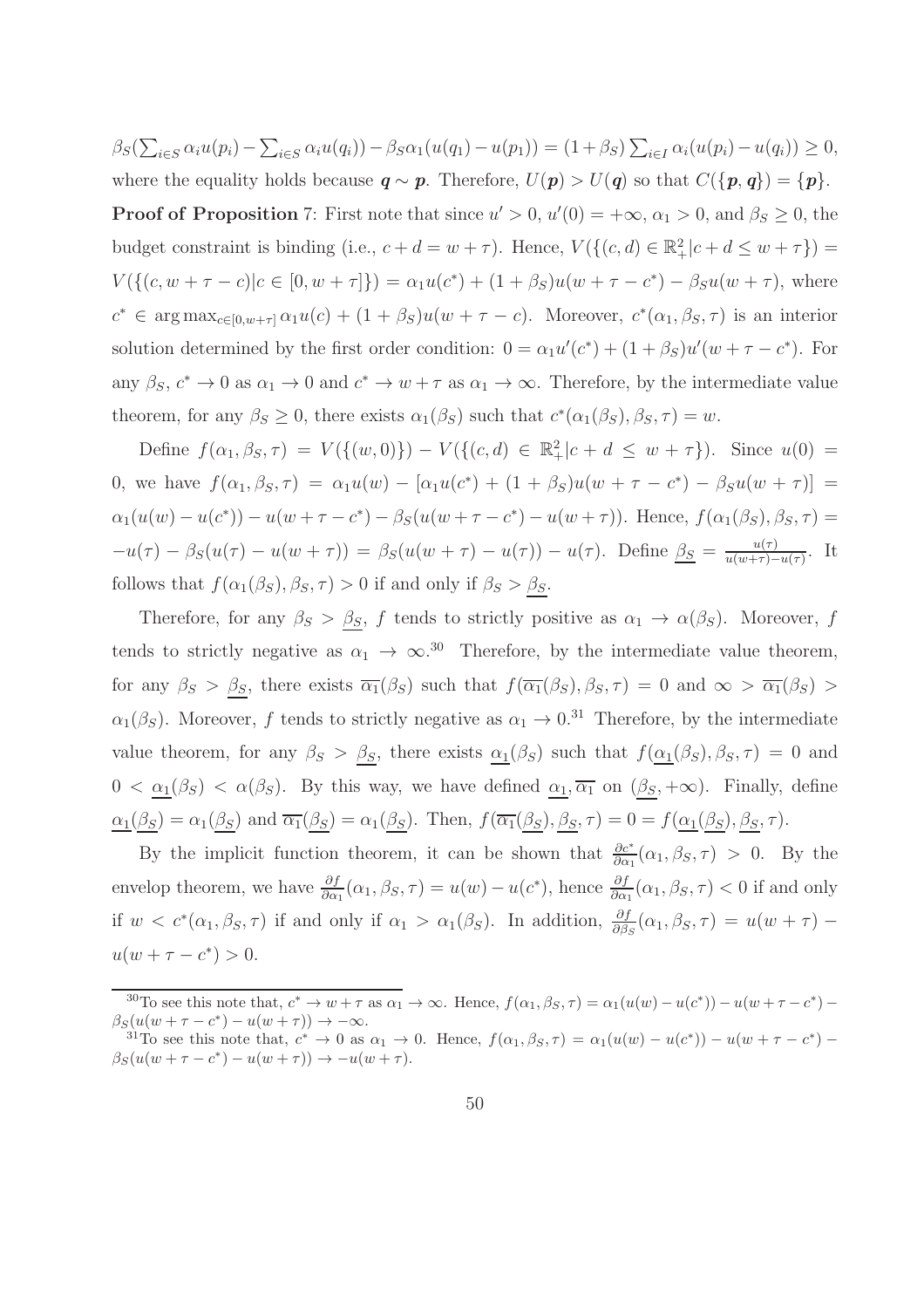$\beta_S(\sum_{i\in S}\alpha_i u(p_i) - \sum_{i\in S}\alpha_i u(q_i)) - \beta_S\alpha_1(u(q_1) - u(p_1)) = (1+\beta_S)\sum_{i\in I}\alpha_i(u(p_i) - u(q_i)) \geq 0$, where the equality holds because $\boldsymbol{q} \sim \boldsymbol{p}$. Therefore, $U(\boldsymbol{p}) > U(\boldsymbol{q})$ so that $C(\{\boldsymbol{p}, \boldsymbol{q}\}) = \{\boldsymbol{p}\}$.

**Proof of Proposition** 7: First note that since $u' > 0$, $u'(0) = +\infty$, $\alpha_1 > 0$, and $\beta_S \geq 0$, the budget constraint is binding (i.e., $c + d = w + \tau$). Hence, $V(\{(c,d) \in \mathbb{R}^2_+ | c + d \leq w + \tau\}) = V(\{(c, w + \tau - c) | c \in [0, w+\tau]\}) = \alpha_1 u(c^*) + (1+\beta_S)u(w + \tau - c^*) - \beta_S u(w+\tau)$, where $c^* \in \arg\max_{c\in[0,w+\tau]} \alpha_1 u(c) + (1+\beta_S)u(w+\tau-c)$. Moreover, $c^*(\alpha_1, \beta_S, \tau)$ is an interior solution determined by the first order condition: $0 = \alpha_1 u'(c^*) + (1+\beta_S)u'(w+\tau-c^*)$. For any $\beta_S$, $c^* \to 0$ as $\alpha_1 \to 0$ and $c^* \to w + \tau$ as $\alpha_1 \to \infty$. Therefore, by the intermediate value theorem, for any $\beta_S \geq 0$, there exists $\alpha_1(\beta_S)$ such that $c^*(\alpha_1(\beta_S), \beta_S, \tau) = w$.

Define $f(\alpha_1, \beta_S, \tau) = V(\{(w,0)\}) - V(\{(c,d) \in \mathbb{R}^2_+ | c + d \leq w + \tau\})$. Since $u(0) = 0$, we have $f(\alpha_1, \beta_S, \tau) = \alpha_1 u(w) - [\alpha_1 u(c^*) + (1+\beta_S)u(w+\tau-c^*) - \beta_S u(w+\tau)] = \alpha_1(u(w) - u(c^*)) - u(w+\tau-c^*) - \beta_S(u(w+\tau-c^*) - u(w+\tau))$. Hence, $f(\alpha_1(\beta_S), \beta_S, \tau) = -u(\tau) - \beta_S(u(\tau) - u(w+\tau)) = \beta_S(u(w+\tau) - u(\tau)) - u(\tau)$. Define $\underline{\beta_S} = \frac{u(\tau)}{u(w+\tau)-u(\tau)}$. It follows that $f(\alpha_1(\beta_S), \beta_S, \tau) > 0$ if and only if $\beta_S > \underline{\beta_S}$.

Therefore, for any $\beta_S > \underline{\beta_S}$, $f$ tends to strictly positive as $\alpha_1 \to \alpha(\beta_S)$. Moreover, $f$ tends to strictly negative as $\alpha_1 \to \infty$.[30] Therefore, by the intermediate value theorem, for any $\beta_S > \underline{\beta_S}$, there exists $\overline{\alpha_1}(\beta_S)$ such that $f(\overline{\alpha_1}(\beta_S), \beta_S, \tau) = 0$ and $\infty > \overline{\alpha_1}(\beta_S) > \alpha_1(\beta_S)$. Moreover, $f$ tends to strictly negative as $\alpha_1 \to 0$.[31] Therefore, by the intermediate value theorem, for any $\beta_S > \underline{\beta_S}$, there exists $\underline{\alpha_1}(\beta_S)$ such that $f(\underline{\alpha_1}(\beta_S), \beta_S, \tau) = 0$ and $0 < \underline{\alpha_1}(\beta_S) < \alpha(\beta_S)$. By this way, we have defined $\underline{\alpha_1}, \overline{\alpha_1}$ on $(\underline{\beta_S}, +\infty)$. Finally, define $\underline{\alpha_1}(\underline{\beta_S}) = \alpha_1(\underline{\beta_S})$ and $\overline{\alpha_1}(\underline{\beta_S}) = \alpha_1(\underline{\beta_S})$. Then, $f(\overline{\alpha_1}(\underline{\beta_S}), \underline{\beta_S}, \tau) = 0 = f(\underline{\alpha_1}(\underline{\beta_S}), \underline{\beta_S}, \tau)$.

By the implicit function theorem, it can be shown that $\frac{\partial c^*}{\partial \alpha_1}(\alpha_1, \beta_S, \tau) > 0$. By the envelop theorem, we have $\frac{\partial f}{\partial \alpha_1}(\alpha_1, \beta_S, \tau) = u(w) - u(c^*)$, hence $\frac{\partial f}{\partial \alpha_1}(\alpha_1, \beta_S, \tau) < 0$ if and only if $w < c^*(\alpha_1, \beta_S, \tau)$ if and only if $\alpha_1 > \alpha_1(\beta_S)$. In addition, $\frac{\partial f}{\partial \beta_S}(\alpha_1, \beta_S, \tau) = u(w+\tau) - u(w+\tau-c^*) > 0$.

[30] To see this note that, $c^* \to w + \tau$ as $\alpha_1 \to \infty$. Hence, $f(\alpha_1, \beta_S, \tau) = \alpha_1(u(w) - u(c^*)) - u(w+\tau-c^*) - \beta_S(u(w+\tau-c^*) - u(w+\tau)) \to -\infty$.

[31] To see this note that, $c^* \to 0$ as $\alpha_1 \to 0$. Hence, $f(\alpha_1, \beta_S, \tau) = \alpha_1(u(w) - u(c^*)) - u(w+\tau-c^*) - \beta_S(u(w+\tau-c^*) - u(w+\tau)) \to -u(w+\tau)$.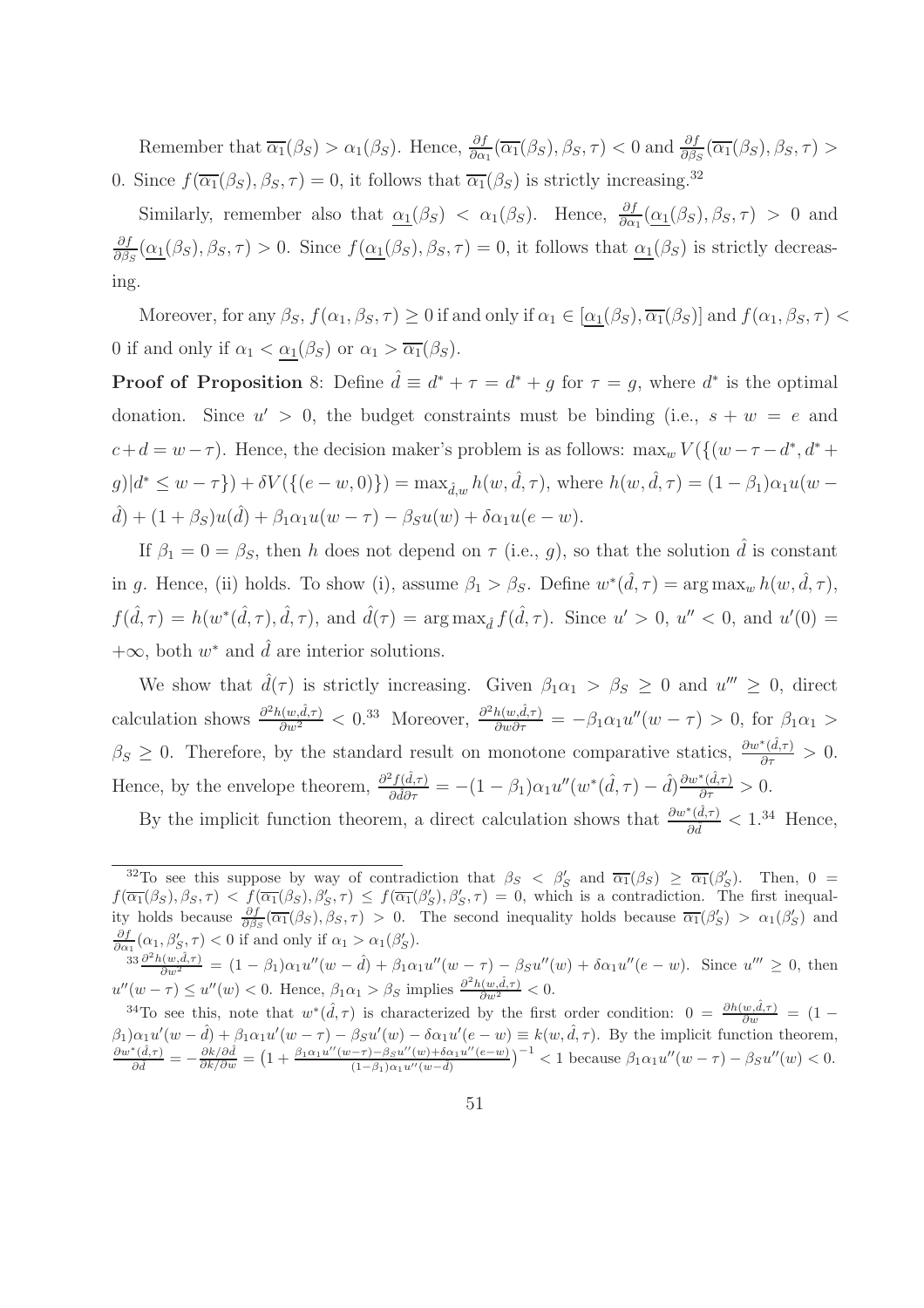Remember that $\overline{\alpha_1}(\beta_S) > \alpha_1(\beta_S)$. Hence, $\frac{\partial f}{\partial \alpha_1}(\overline{\alpha_1}(\beta_S), \beta_S, \tau) < 0$ and $\frac{\partial f}{\partial \beta_S}(\overline{\alpha_1}(\beta_S), \beta_S, \tau) > 0$. Since $f(\overline{\alpha_1}(\beta_S), \beta_S, \tau) = 0$, it follows that $\overline{\alpha_1}(\beta_S)$ is strictly increasing.[32]

Similarly, remember also that $\underline{\alpha_1}(\beta_S) < \alpha_1(\beta_S)$. Hence, $\frac{\partial f}{\partial \alpha_1}(\underline{\alpha_1}(\beta_S), \beta_S, \tau) > 0$ and $\frac{\partial f}{\partial \beta_S}(\underline{\alpha_1}(\beta_S), \beta_S, \tau) > 0$. Since $f(\underline{\alpha_1}(\beta_S), \beta_S, \tau) = 0$, it follows that $\underline{\alpha_1}(\beta_S)$ is strictly decreasing.

Moreover, for any $\beta_S$, $f(\alpha_1, \beta_S, \tau) \geq 0$ if and only if $\alpha_1 \in [\underline{\alpha_1}(\beta_S), \overline{\alpha_1}(\beta_S)]$ and $f(\alpha_1, \beta_S, \tau) < 0$ if and only if $\alpha_1 < \underline{\alpha_1}(\beta_S)$ or $\alpha_1 > \overline{\alpha_1}(\beta_S)$.

**Proof of Proposition** 8: Define $\hat{d} \equiv d^* + \tau = d^* + g$ for $\tau = g$, where $d^*$ is the optimal donation. Since $u' > 0$, the budget constraints must be binding (i.e., $s + w = e$ and $c + d = w - \tau$). Hence, the decision maker's problem is as follows: $\max_w V(\{(w - \tau - d^*, d^* + g) | d^* \leq w - \tau\}) + \delta V(\{(e - w, 0)\}) = \max_{\hat{d}, w} h(w, \hat{d}, \tau)$, where $h(w, \hat{d}, \tau) = (1 - \beta_1)\alpha_1 u(w - \hat{d}) + (1 + \beta_S)u(\hat{d}) + \beta_1 \alpha_1 u(w - \tau) - \beta_S u(w) + \delta \alpha_1 u(e - w)$.

If $\beta_1 = 0 = \beta_S$, then $h$ does not depend on $\tau$ (i.e., $g$), so that the solution $\hat{d}$ is constant in $g$. Hence, (ii) holds. To show (i), assume $\beta_1 > \beta_S$. Define $w^*(\hat{d}, \tau) = \arg\max_w h(w, \hat{d}, \tau)$, $f(\hat{d}, \tau) = h(w^*(\hat{d}, \tau), \hat{d}, \tau)$, and $\hat{d}(\tau) = \arg\max_{\hat{d}} f(\hat{d}, \tau)$. Since $u' > 0$, $u'' < 0$, and $u'(0) = +\infty$, both $w^*$ and $\hat{d}$ are interior solutions.

We show that $\hat{d}(\tau)$ is strictly increasing. Given $\beta_1 \alpha_1 > \beta_S \geq 0$ and $u''' \geq 0$, direct calculation shows $\frac{\partial^2 h(w, \hat{d}, \tau)}{\partial w^2} < 0$.[33] Moreover, $\frac{\partial^2 h(w, \hat{d}, \tau)}{\partial w \partial \tau} = -\beta_1 \alpha_1 u''(w - \tau) > 0$, for $\beta_1 \alpha_1 > \beta_S \geq 0$. Therefore, by the standard result on monotone comparative statics, $\frac{\partial w^*(\hat{d}, \tau)}{\partial \tau} > 0$. Hence, by the envelope theorem, $\frac{\partial^2 f(\hat{d}, \tau)}{\partial \hat{d} \partial \tau} = -(1 - \beta_1)\alpha_1 u''(w^*(\hat{d}, \tau) - \hat{d}) \frac{\partial w^*(\hat{d}, \tau)}{\partial \tau} > 0$.

By the implicit function theorem, a direct calculation shows that $\frac{\partial w^*(\hat{d}, \tau)}{\partial \hat{d}} < 1$.[34] Hence,

---

[32] To see this suppose by way of contradiction that $\beta_S < \beta'_S$ and $\overline{\alpha_1}(\beta_S) \geq \overline{\alpha_1}(\beta'_S)$. Then, $0 = f(\overline{\alpha_1}(\beta_S), \beta_S, \tau) < f(\overline{\alpha_1}(\beta_S), \beta'_S, \tau) \leq f(\overline{\alpha_1}(\beta'_S), \beta'_S, \tau) = 0$, which is a contradiction. The first inequality holds because $\frac{\partial f}{\partial \beta_S}(\overline{\alpha_1}(\beta_S), \beta_S, \tau) > 0$. The second inequality holds because $\overline{\alpha_1}(\beta'_S) > \alpha_1(\beta'_S)$ and $\frac{\partial f}{\partial \alpha_1}(\alpha_1, \beta'_S, \tau) < 0$ if and only if $\alpha_1 > \alpha_1(\beta'_S)$.

[33] $\frac{\partial^2 h(w, \hat{d}, \tau)}{\partial w^2} = (1 - \beta_1)\alpha_1 u''(w - \hat{d}) + \beta_1 \alpha_1 u''(w - \tau) - \beta_S u''(w) + \delta \alpha_1 u''(e - w)$. Since $u''' \geq 0$, then $u''(w - \tau) \leq u''(w) < 0$. Hence, $\beta_1 \alpha_1 > \beta_S$ implies $\frac{\partial^2 h(w, \hat{d}, \tau)}{\partial w^2} < 0$.

[34] To see this, note that $w^*(\hat{d}, \tau)$ is characterized by the first order condition: $0 = \frac{\partial h(w, \hat{d}, \tau)}{\partial w} = (1 - \beta_1)\alpha_1 u'(w - \hat{d}) + \beta_1 \alpha_1 u'(w - \tau) - \beta_S u'(w) - \delta \alpha_1 u'(e - w) \equiv k(w, \hat{d}, \tau)$. By the implicit function theorem, $\frac{\partial w^*(\hat{d}, \tau)}{\partial \hat{d}} = -\frac{\partial k / \partial \hat{d}}{\partial k / \partial w} = \left(1 + \frac{\beta_1 \alpha_1 u''(w - \tau) - \beta_S u''(w) + \delta \alpha_1 u''(e - w)}{(1 - \beta_1)\alpha_1 u''(w - \hat{d})}\right)^{-1} < 1$ because $\beta_1 \alpha_1 u''(w - \tau) - \beta_S u''(w) < 0$.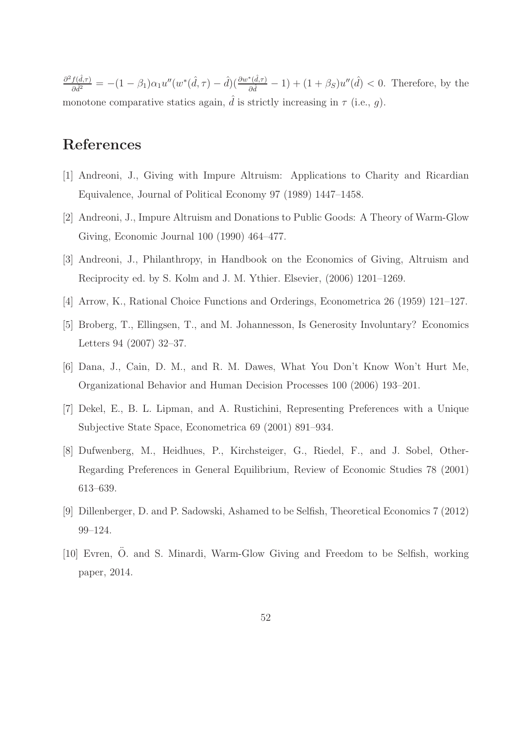$\frac{\partial^2 f(\hat{d},\tau)}{\partial \hat{d}^2} = -(1-\beta_1)\alpha_1 u''(w^*(\hat{d},\tau) - \hat{d})(\frac{\partial w^*(\hat{d},\tau)}{\partial \hat{d}} - 1) + (1+\beta_S)u''(\hat{d}) < 0$. Therefore, by the monotone comparative statics again, $\hat{d}$ is strictly increasing in $\tau$ (i.e., $g$).

# References

[1] Andreoni, J., Giving with Impure Altruism: Applications to Charity and Ricardian Equivalence, Journal of Political Economy 97 (1989) 1447–1458.

[2] Andreoni, J., Impure Altruism and Donations to Public Goods: A Theory of Warm-Glow Giving, Economic Journal 100 (1990) 464–477.

[3] Andreoni, J., Philanthropy, in Handbook on the Economics of Giving, Altruism and Reciprocity ed. by S. Kolm and J. M. Ythier. Elsevier, (2006) 1201–1269.

[4] Arrow, K., Rational Choice Functions and Orderings, Econometrica 26 (1959) 121–127.

[5] Broberg, T., Ellingsen, T., and M. Johannesson, Is Generosity Involuntary? Economics Letters 94 (2007) 32–37.

[6] Dana, J., Cain, D. M., and R. M. Dawes, What You Don't Know Won't Hurt Me, Organizational Behavior and Human Decision Processes 100 (2006) 193–201.

[7] Dekel, E., B. L. Lipman, and A. Rustichini, Representing Preferences with a Unique Subjective State Space, Econometrica 69 (2001) 891–934.

[8] Dufwenberg, M., Heidhues, P., Kirchsteiger, G., Riedel, F., and J. Sobel, Other-Regarding Preferences in General Equilibrium, Review of Economic Studies 78 (2001) 613–639.

[9] Dillenberger, D. and P. Sadowski, Ashamed to be Selfish, Theoretical Economics 7 (2012) 99–124.

[10] Evren, Ö. and S. Minardi, Warm-Glow Giving and Freedom to be Selfish, working paper, 2014.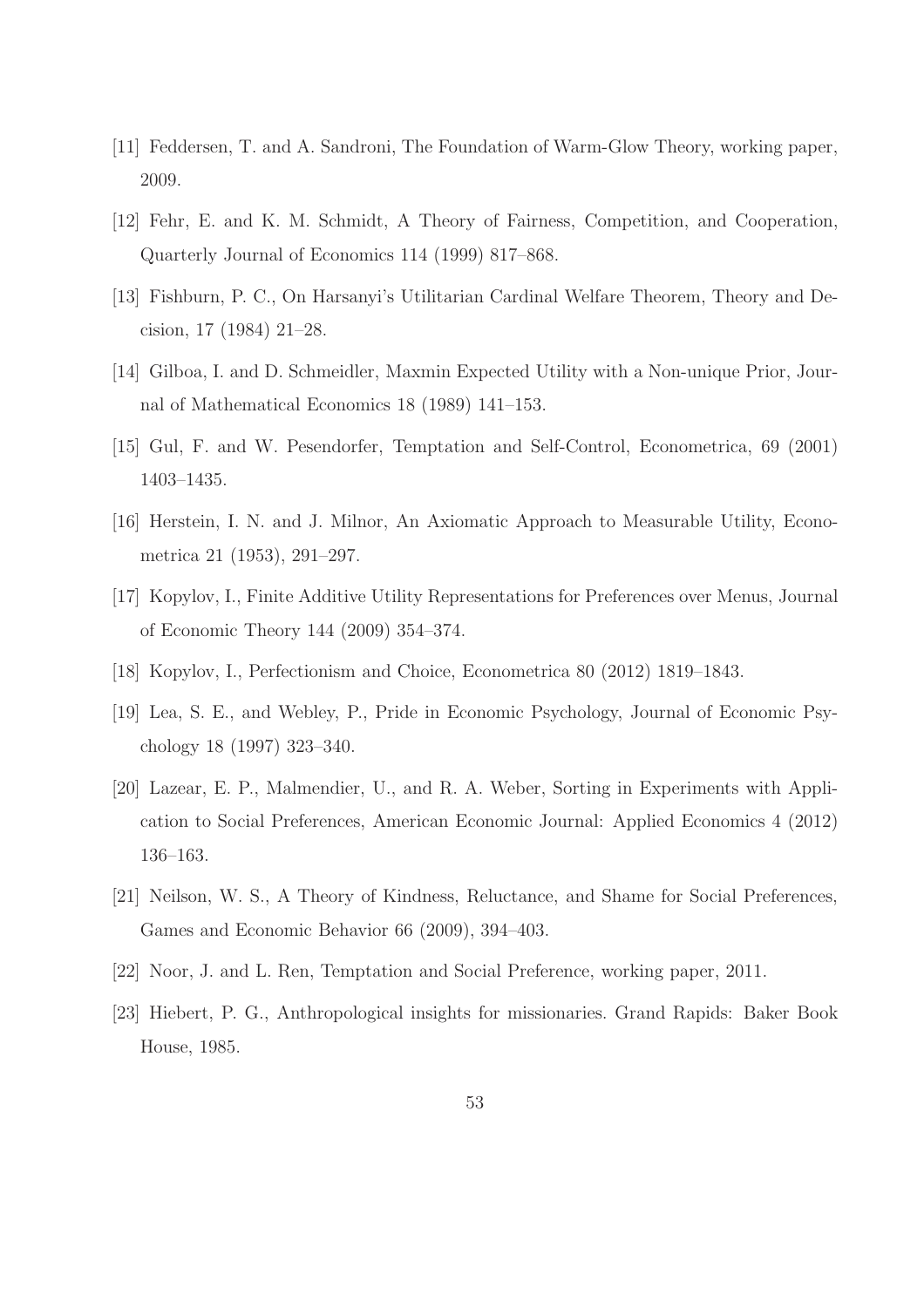[11] Feddersen, T. and A. Sandroni, The Foundation of Warm-Glow Theory, working paper, 2009.

[12] Fehr, E. and K. M. Schmidt, A Theory of Fairness, Competition, and Cooperation, Quarterly Journal of Economics 114 (1999) 817–868.

[13] Fishburn, P. C., On Harsanyi's Utilitarian Cardinal Welfare Theorem, Theory and Decision, 17 (1984) 21–28.

[14] Gilboa, I. and D. Schmeidler, Maxmin Expected Utility with a Non-unique Prior, Journal of Mathematical Economics 18 (1989) 141–153.

[15] Gul, F. and W. Pesendorfer, Temptation and Self-Control, Econometrica, 69 (2001) 1403–1435.

[16] Herstein, I. N. and J. Milnor, An Axiomatic Approach to Measurable Utility, Econometrica 21 (1953), 291–297.

[17] Kopylov, I., Finite Additive Utility Representations for Preferences over Menus, Journal of Economic Theory 144 (2009) 354–374.

[18] Kopylov, I., Perfectionism and Choice, Econometrica 80 (2012) 1819–1843.

[19] Lea, S. E., and Webley, P., Pride in Economic Psychology, Journal of Economic Psychology 18 (1997) 323–340.

[20] Lazear, E. P., Malmendier, U., and R. A. Weber, Sorting in Experiments with Application to Social Preferences, American Economic Journal: Applied Economics 4 (2012) 136–163.

[21] Neilson, W. S., A Theory of Kindness, Reluctance, and Shame for Social Preferences, Games and Economic Behavior 66 (2009), 394–403.

[22] Noor, J. and L. Ren, Temptation and Social Preference, working paper, 2011.

[23] Hiebert, P. G., Anthropological insights for missionaries. Grand Rapids: Baker Book House, 1985.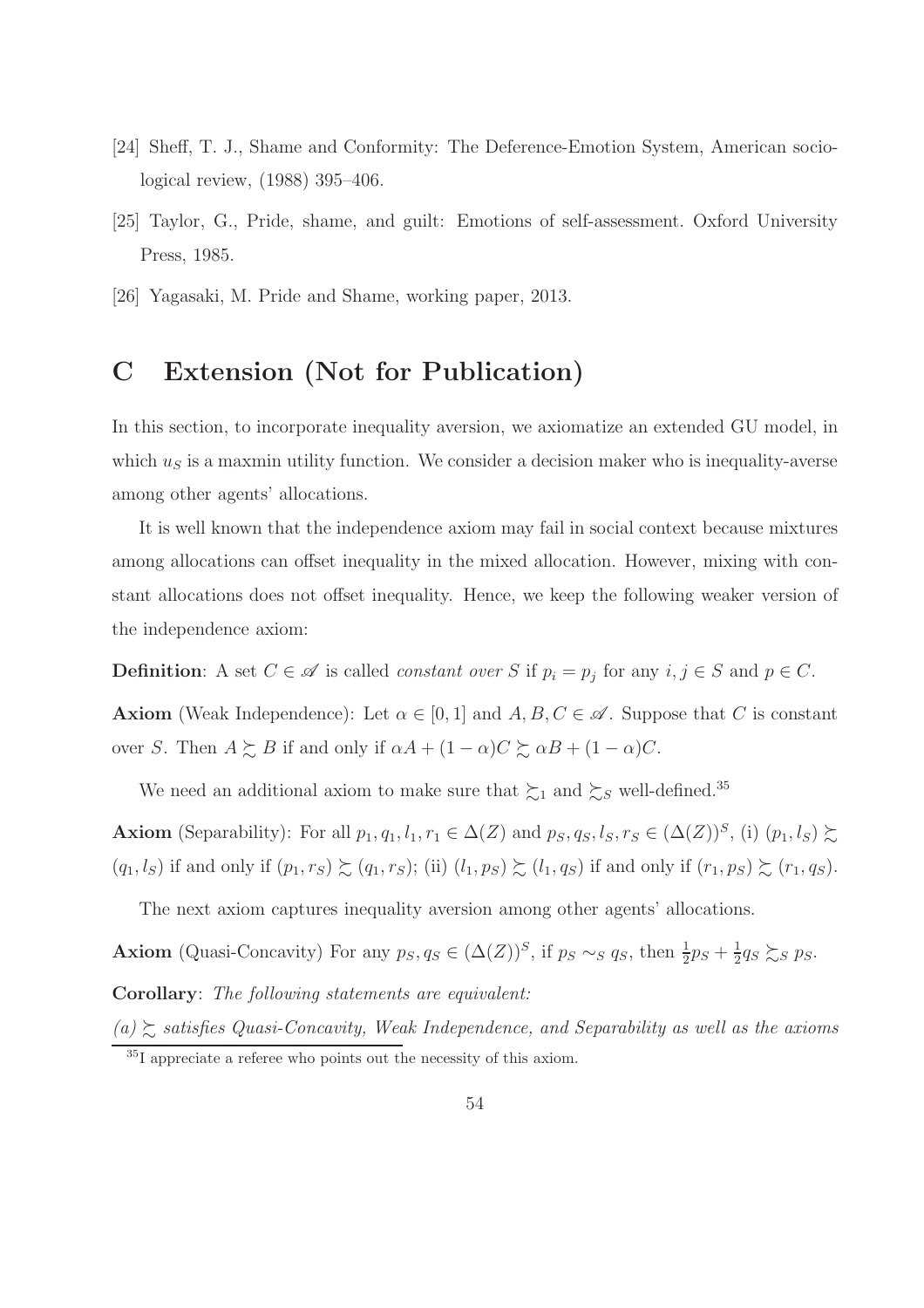[24] Sheff, T. J., Shame and Conformity: The Deference-Emotion System, American sociological review, (1988) 395–406.

[25] Taylor, G., Pride, shame, and guilt: Emotions of self-assessment. Oxford University Press, 1985.

[26] Yagasaki, M. Pride and Shame, working paper, 2013.

# C Extension (Not for Publication)

In this section, to incorporate inequality aversion, we axiomatize an extended GU model, in which $u_S$ is a maxmin utility function. We consider a decision maker who is inequality-averse among other agents' allocations.

It is well known that the independence axiom may fail in social context because mixtures among allocations can offset inequality in the mixed allocation. However, mixing with constant allocations does not offset inequality. Hence, we keep the following weaker version of the independence axiom:

**Definition**: A set $C \in \mathscr{A}$ is called *constant over* $S$ if $p_i = p_j$ for any $i, j \in S$ and $p \in C$.

**Axiom** (Weak Independence): Let $\alpha \in [0, 1]$ and $A, B, C \in \mathscr{A}$. Suppose that $C$ is constant over $S$. Then $A \succsim B$ if and only if $\alpha A + (1-\alpha)C \succsim \alpha B + (1-\alpha)C$.

We need an additional axiom to make sure that $\succsim_1$ and $\succsim_S$ well-defined.[35]

**Axiom** (Separability): For all $p_1, q_1, l_1, r_1 \in \Delta(Z)$ and $p_S, q_S, l_S, r_S \in (\Delta(Z))^S$, (i) $(p_1, l_S) \succsim (q_1, l_S)$ if and only if $(p_1, r_S) \succsim (q_1, r_S)$; (ii) $(l_1, p_S) \succsim (l_1, q_S)$ if and only if $(r_1, p_S) \succsim (r_1, q_S)$.

The next axiom captures inequality aversion among other agents' allocations.

**Axiom** (Quasi-Concavity) For any $p_S, q_S \in (\Delta(Z))^S$, if $p_S \sim_S q_S$, then $\frac{1}{2}p_S + \frac{1}{2}q_S \succsim_S p_S$.

**Corollary**: *The following statements are equivalent:*

*(a)* $\succsim$ *satisfies Quasi-Concavity, Weak Independence, and Separability as well as the axioms*

[35] I appreciate a referee who points out the necessity of this axiom.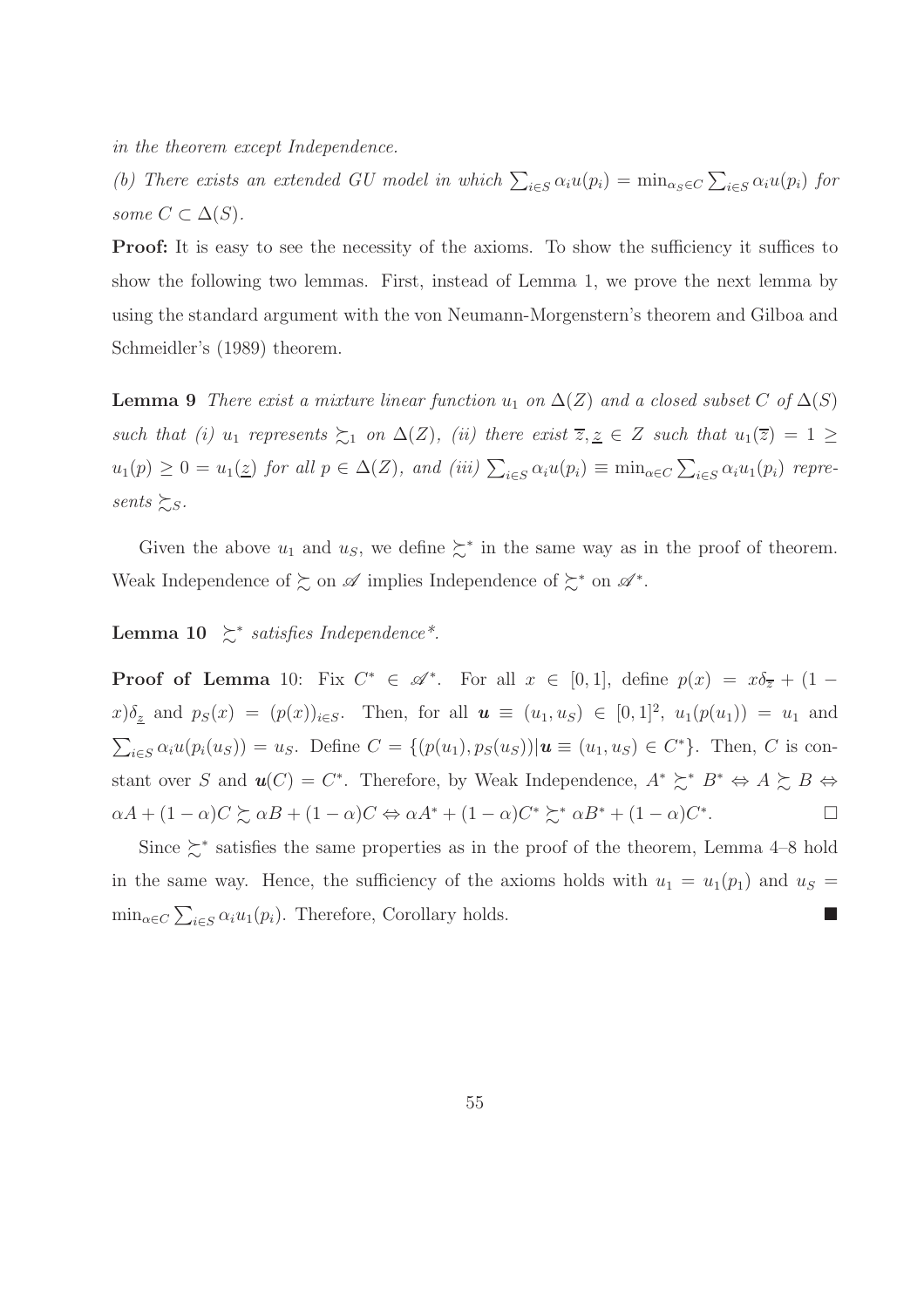*in the theorem except Independence.*

*(b) There exists an extended GU model in which $\sum_{i \in S} \alpha_i u(p_i) = \min_{\alpha_S \in C} \sum_{i \in S} \alpha_i u(p_i)$ for some $C \subset \Delta(S)$.*

**Proof:** It is easy to see the necessity of the axioms. To show the sufficiency it suffices to show the following two lemmas. First, instead of Lemma 1, we prove the next lemma by using the standard argument with the von Neumann-Morgenstern's theorem and Gilboa and Schmeidler's (1989) theorem.

**Lemma 9** *There exist a mixture linear function $u_1$ on $\Delta(Z)$ and a closed subset $C$ of $\Delta(S)$ such that (i) $u_1$ represents $\succsim_1$ on $\Delta(Z)$, (ii) there exist $\overline{z}, \underline{z} \in Z$ such that $u_1(\overline{z}) = 1 \geq u_1(p) \geq 0 = u_1(\underline{z})$ for all $p \in \Delta(Z)$, and (iii) $\sum_{i \in S} \alpha_i u(p_i) \equiv \min_{\alpha \in C} \sum_{i \in S} \alpha_i u_1(p_i)$ represents $\succsim_S$.*

Given the above $u_1$ and $u_S$, we define $\succsim^*$ in the same way as in the proof of theorem. Weak Independence of $\succsim$ on $\mathscr{A}$ implies Independence of $\succsim^*$ on $\mathscr{A}^*$.

**Lemma 10** *$\succsim^*$ satisfies Independence\*.*

**Proof of Lemma** 10: Fix $C^* \in \mathscr{A}^*$. For all $x \in [0,1]$, define $p(x) = x\delta_{\overline{z}} + (1-x)\delta_{\underline{z}}$ and $p_S(x) = (p(x))_{i \in S}$. Then, for all $\boldsymbol{u} \equiv (u_1, u_S) \in [0,1]^2$, $u_1(p(u_1)) = u_1$ and $\sum_{i \in S} \alpha_i u(p_i(u_S)) = u_S$. Define $C = \{(p(u_1), p_S(u_S)) | \boldsymbol{u} \equiv (u_1, u_S) \in C^*\}$. Then, $C$ is constant over $S$ and $\boldsymbol{u}(C) = C^*$. Therefore, by Weak Independence, $A^* \succsim^* B^* \Leftrightarrow A \succsim B \Leftrightarrow \alpha A + (1-\alpha)C \succsim \alpha B + (1-\alpha)C \Leftrightarrow \alpha A^* + (1-\alpha)C^* \succsim^* \alpha B^* + (1-\alpha)C^*$. □

Since $\succsim^*$ satisfies the same properties as in the proof of the theorem, Lemma 4–8 hold in the same way. Hence, the sufficiency of the axioms holds with $u_1 = u_1(p_1)$ and $u_S = \min_{\alpha \in C} \sum_{i \in S} \alpha_i u_1(p_i)$. Therefore, Corollary holds. ■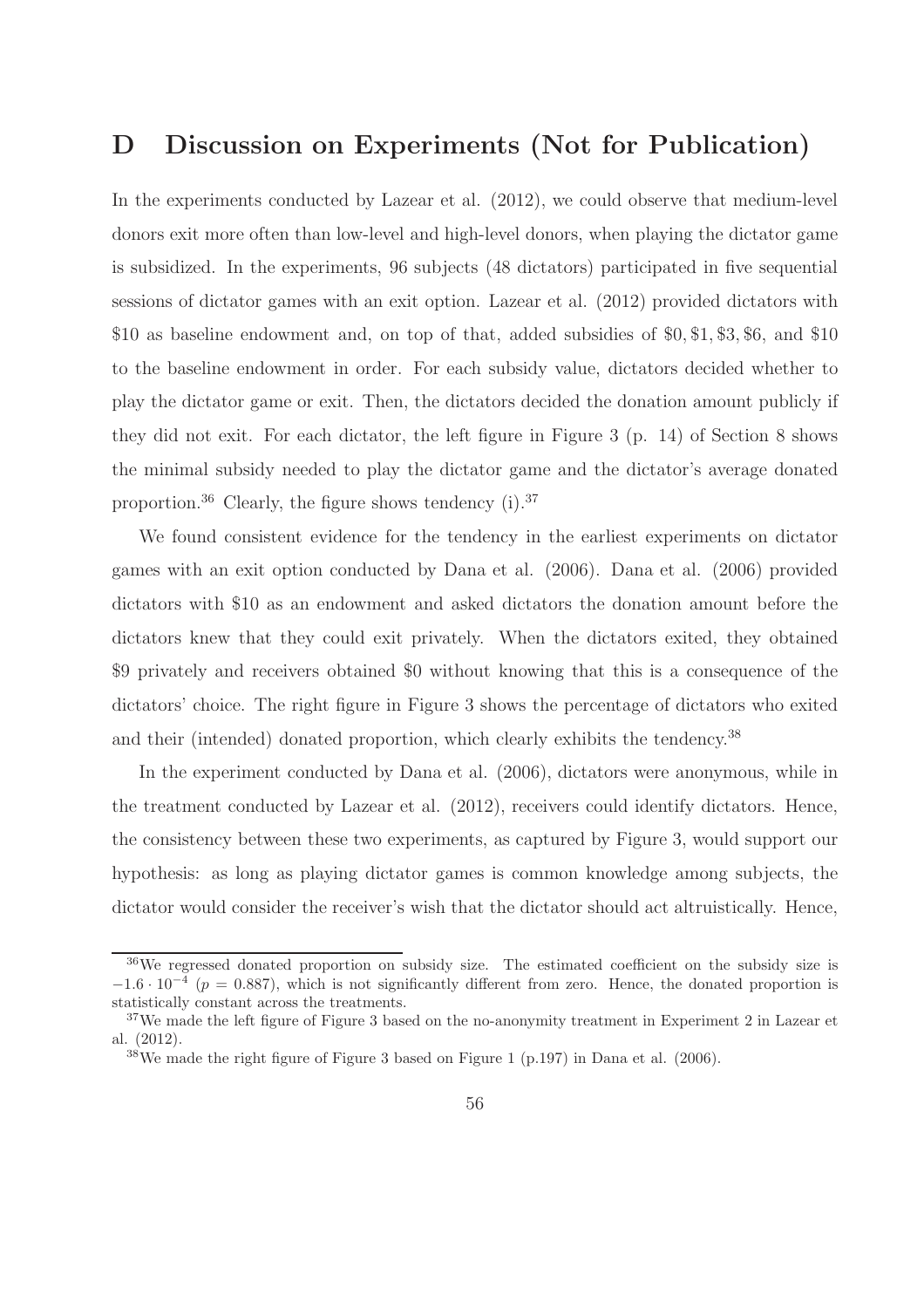# D Discussion on Experiments (Not for Publication)

In the experiments conducted by Lazear et al. (2012), we could observe that medium-level donors exit more often than low-level and high-level donors, when playing the dictator game is subsidized. In the experiments, 96 subjects (48 dictators) participated in five sequential sessions of dictator games with an exit option. Lazear et al. (2012) provided dictators with \$10 as baseline endowment and, on top of that, added subsidies of \$0, \$1, \$3, \$6, and \$10 to the baseline endowment in order. For each subsidy value, dictators decided whether to play the dictator game or exit. Then, the dictators decided the donation amount publicly if they did not exit. For each dictator, the left figure in Figure 3 (p. 14) of Section 8 shows the minimal subsidy needed to play the dictator game and the dictator's average donated proportion.[36] Clearly, the figure shows tendency (i).[37]

We found consistent evidence for the tendency in the earliest experiments on dictator games with an exit option conducted by Dana et al. (2006). Dana et al. (2006) provided dictators with \$10 as an endowment and asked dictators the donation amount before the dictators knew that they could exit privately. When the dictators exited, they obtained \$9 privately and receivers obtained \$0 without knowing that this is a consequence of the dictators' choice. The right figure in Figure 3 shows the percentage of dictators who exited and their (intended) donated proportion, which clearly exhibits the tendency.[38]

In the experiment conducted by Dana et al. (2006), dictators were anonymous, while in the treatment conducted by Lazear et al. (2012), receivers could identify dictators. Hence, the consistency between these two experiments, as captured by Figure 3, would support our hypothesis: as long as playing dictator games is common knowledge among subjects, the dictator would consider the receiver's wish that the dictator should act altruistically. Hence,

[36] We regressed donated proportion on subsidy size. The estimated coefficient on the subsidy size is $-1.6 \cdot 10^{-4}$ ($p = 0.887$), which is not significantly different from zero. Hence, the donated proportion is statistically constant across the treatments.

[37] We made the left figure of Figure 3 based on the no-anonymity treatment in Experiment 2 in Lazear et al. (2012).

[38] We made the right figure of Figure 3 based on Figure 1 (p.197) in Dana et al. (2006).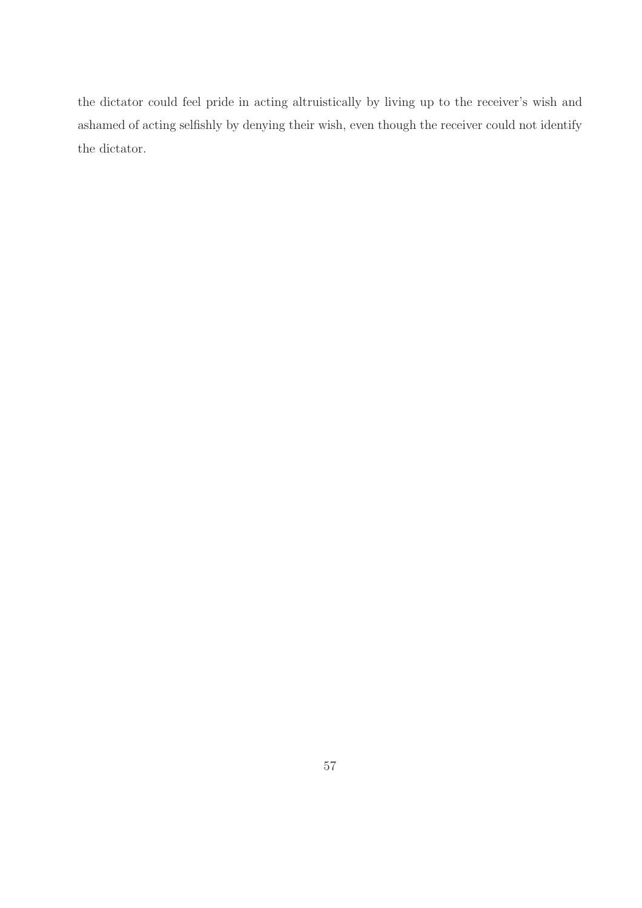the dictator could feel pride in acting altruistically by living up to the receiver's wish and ashamed of acting selfishly by denying their wish, even though the receiver could not identify the dictator.